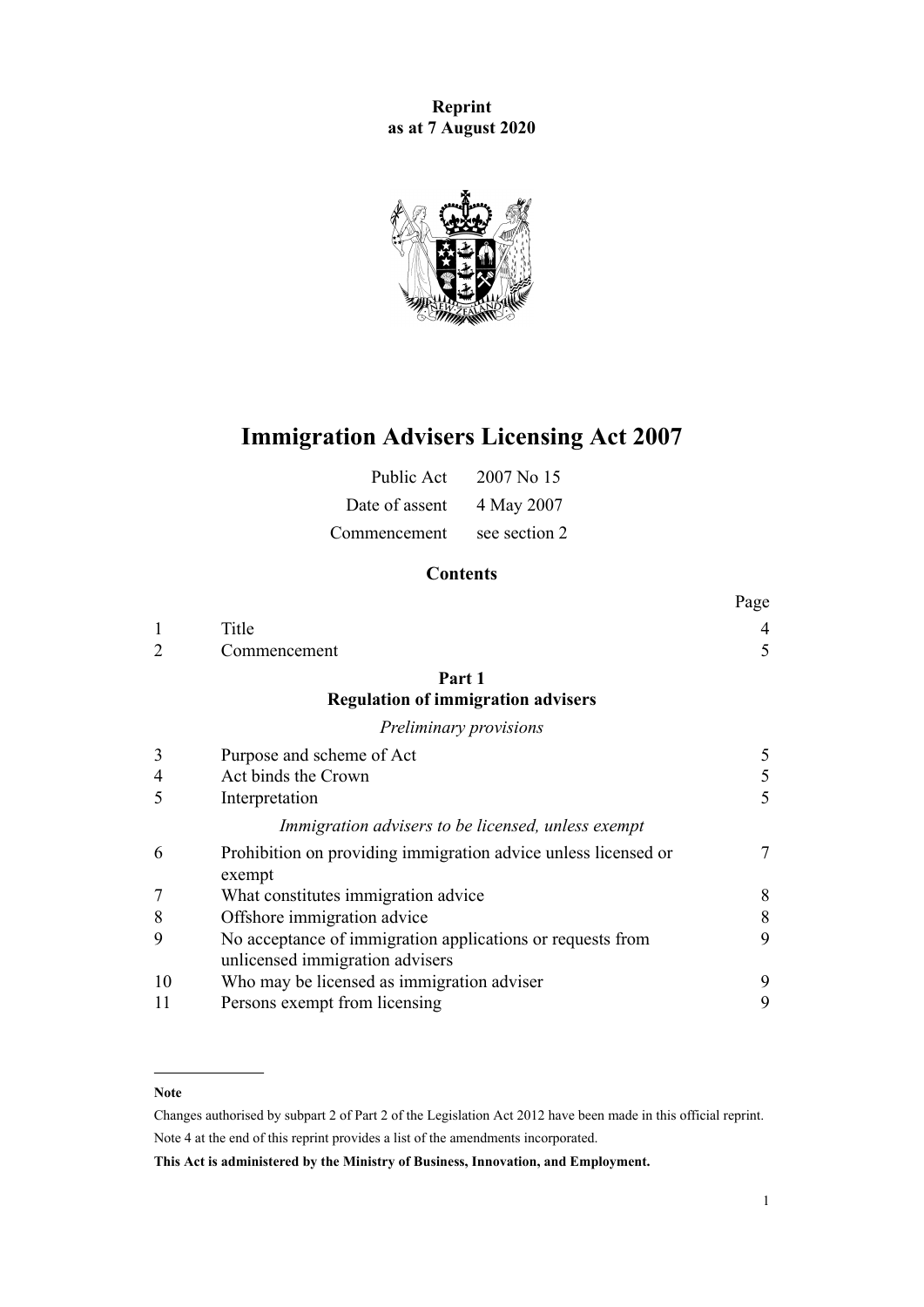**Reprint**
**as at 7 August 2020**

# Immigration Advisers Licensing Act 2007

| | |
|---|---|
| Public Act | 2007 No 15 |
| Date of assent | 4 May 2007 |
| Commencement | see section 2 |

## Contents

| | | Page |
|---|---|---|
| 1 | Title | 4 |
| 2 | Commencement | 5 |
| | **Part 1** **Regulation of immigration advisers** | |
| | *Preliminary provisions* | |
| 3 | Purpose and scheme of Act | 5 |
| 4 | Act binds the Crown | 5 |
| 5 | Interpretation | 5 |
| | *Immigration advisers to be licensed, unless exempt* | |
| 6 | Prohibition on providing immigration advice unless licensed or exempt | 7 |
| 7 | What constitutes immigration advice | 8 |
| 8 | Offshore immigration advice | 8 |
| 9 | No acceptance of immigration applications or requests from unlicensed immigration advisers | 9 |
| 10 | Who may be licensed as immigration adviser | 9 |
| 11 | Persons exempt from licensing | 9 |

**Note**

Changes authorised by subpart 2 of Part 2 of the Legislation Act 2012 have been made in this official reprint.
Note 4 at the end of this reprint provides a list of the amendments incorporated.

**This Act is administered by the Ministry of Business, Innovation, and Employment.**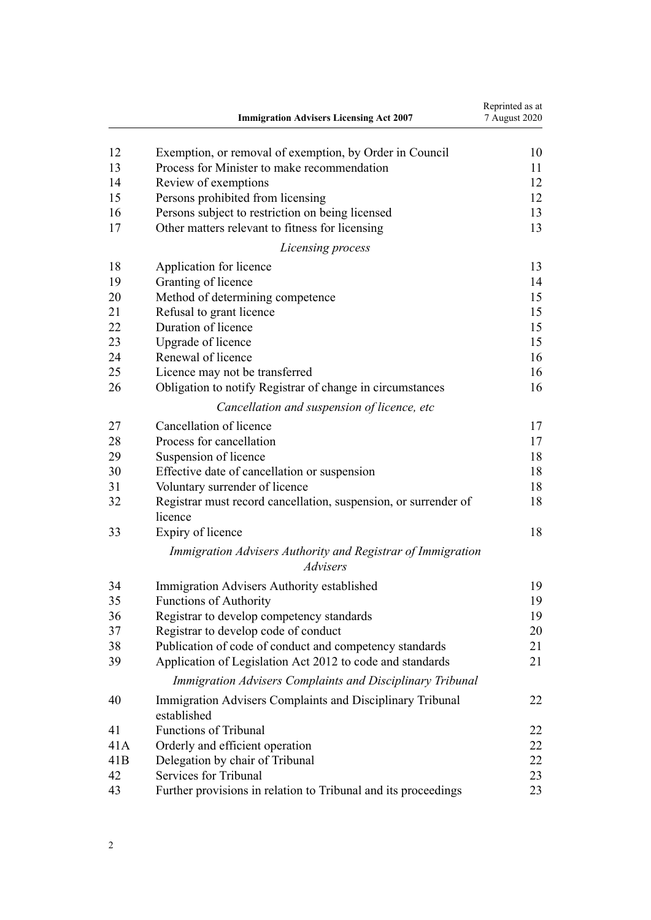| | | |
|---|---|---|
| 12 | Exemption, or removal of exemption, by Order in Council | 10 |
| 13 | Process for Minister to make recommendation | 11 |
| 14 | Review of exemptions | 12 |
| 15 | Persons prohibited from licensing | 12 |
| 16 | Persons subject to restriction on being licensed | 13 |
| 17 | Other matters relevant to fitness for licensing | 13 |
| | *Licensing process* | |
| 18 | Application for licence | 13 |
| 19 | Granting of licence | 14 |
| 20 | Method of determining competence | 15 |
| 21 | Refusal to grant licence | 15 |
| 22 | Duration of licence | 15 |
| 23 | Upgrade of licence | 15 |
| 24 | Renewal of licence | 16 |
| 25 | Licence may not be transferred | 16 |
| 26 | Obligation to notify Registrar of change in circumstances | 16 |
| | *Cancellation and suspension of licence, etc* | |
| 27 | Cancellation of licence | 17 |
| 28 | Process for cancellation | 17 |
| 29 | Suspension of licence | 18 |
| 30 | Effective date of cancellation or suspension | 18 |
| 31 | Voluntary surrender of licence | 18 |
| 32 | Registrar must record cancellation, suspension, or surrender of licence | 18 |
| 33 | Expiry of licence | 18 |
| | *Immigration Advisers Authority and Registrar of Immigration Advisers* | |
| 34 | Immigration Advisers Authority established | 19 |
| 35 | Functions of Authority | 19 |
| 36 | Registrar to develop competency standards | 19 |
| 37 | Registrar to develop code of conduct | 20 |
| 38 | Publication of code of conduct and competency standards | 21 |
| 39 | Application of Legislation Act 2012 to code and standards | 21 |
| | *Immigration Advisers Complaints and Disciplinary Tribunal* | |
| 40 | Immigration Advisers Complaints and Disciplinary Tribunal established | 22 |
| 41 | Functions of Tribunal | 22 |
| 41A | Orderly and efficient operation | 22 |
| 41B | Delegation by chair of Tribunal | 22 |
| 42 | Services for Tribunal | 23 |
| 43 | Further provisions in relation to Tribunal and its proceedings | 23 |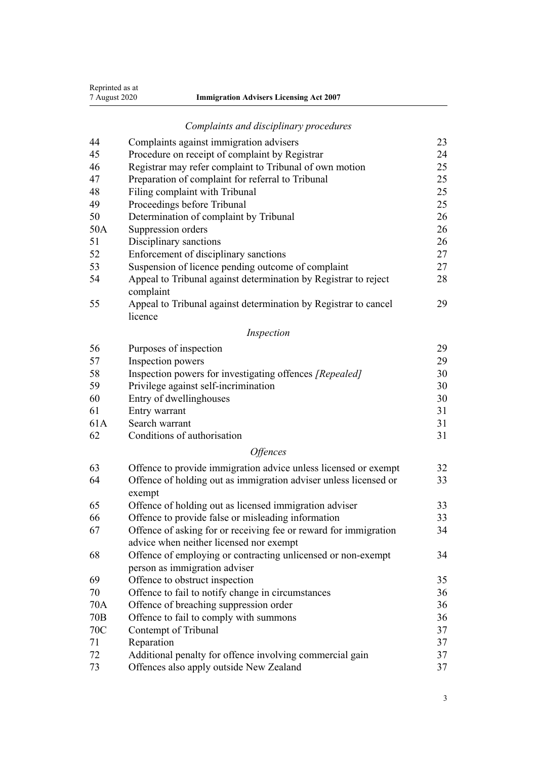*Complaints and disciplinary procedures*

| | | |
|---|---|---|
| 44 | Complaints against immigration advisers | 23 |
| 45 | Procedure on receipt of complaint by Registrar | 24 |
| 46 | Registrar may refer complaint to Tribunal of own motion | 25 |
| 47 | Preparation of complaint for referral to Tribunal | 25 |
| 48 | Filing complaint with Tribunal | 25 |
| 49 | Proceedings before Tribunal | 25 |
| 50 | Determination of complaint by Tribunal | 26 |
| 50A | Suppression orders | 26 |
| 51 | Disciplinary sanctions | 26 |
| 52 | Enforcement of disciplinary sanctions | 27 |
| 53 | Suspension of licence pending outcome of complaint | 27 |
| 54 | Appeal to Tribunal against determination by Registrar to reject complaint | 28 |
| 55 | Appeal to Tribunal against determination by Registrar to cancel licence | 29 |

*Inspection*

| | | |
|---|---|---|
| 56 | Purposes of inspection | 29 |
| 57 | Inspection powers | 29 |
| 58 | Inspection powers for investigating offences *[Repealed]* | 30 |
| 59 | Privilege against self-incrimination | 30 |
| 60 | Entry of dwellinghouses | 30 |
| 61 | Entry warrant | 31 |
| 61A | Search warrant | 31 |
| 62 | Conditions of authorisation | 31 |

*Offences*

| | | |
|---|---|---|
| 63 | Offence to provide immigration advice unless licensed or exempt | 32 |
| 64 | Offence of holding out as immigration adviser unless licensed or exempt | 33 |
| 65 | Offence of holding out as licensed immigration adviser | 33 |
| 66 | Offence to provide false or misleading information | 33 |
| 67 | Offence of asking for or receiving fee or reward for immigration advice when neither licensed nor exempt | 34 |
| 68 | Offence of employing or contracting unlicensed or non-exempt person as immigration adviser | 34 |
| 69 | Offence to obstruct inspection | 35 |
| 70 | Offence to fail to notify change in circumstances | 36 |
| 70A | Offence of breaching suppression order | 36 |
| 70B | Offence to fail to comply with summons | 36 |
| 70C | Contempt of Tribunal | 37 |
| 71 | Reparation | 37 |
| 72 | Additional penalty for offence involving commercial gain | 37 |
| 73 | Offences also apply outside New Zealand | 37 |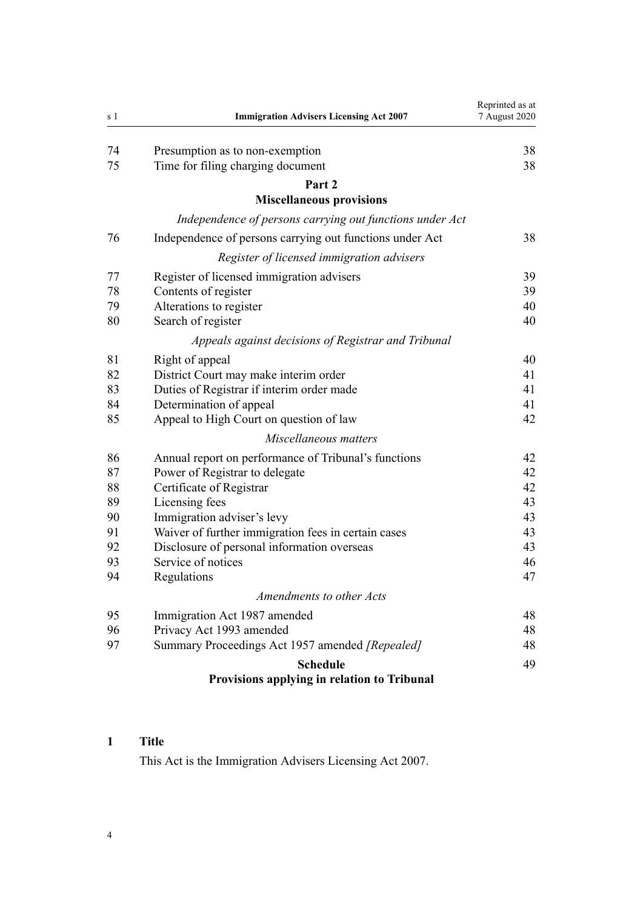| | | |
|---|---|---|
| 74 | Presumption as to non-exemption | 38 |
| 75 | Time for filing charging document | 38 |
| | **Part 2** **Miscellaneous provisions** | |
| | *Independence of persons carrying out functions under Act* | |
| 76 | Independence of persons carrying out functions under Act | 38 |
| | *Register of licensed immigration advisers* | |
| 77 | Register of licensed immigration advisers | 39 |
| 78 | Contents of register | 39 |
| 79 | Alterations to register | 40 |
| 80 | Search of register | 40 |
| | *Appeals against decisions of Registrar and Tribunal* | |
| 81 | Right of appeal | 40 |
| 82 | District Court may make interim order | 41 |
| 83 | Duties of Registrar if interim order made | 41 |
| 84 | Determination of appeal | 41 |
| 85 | Appeal to High Court on question of law | 42 |
| | *Miscellaneous matters* | |
| 86 | Annual report on performance of Tribunal's functions | 42 |
| 87 | Power of Registrar to delegate | 42 |
| 88 | Certificate of Registrar | 42 |
| 89 | Licensing fees | 43 |
| 90 | Immigration adviser's levy | 43 |
| 91 | Waiver of further immigration fees in certain cases | 43 |
| 92 | Disclosure of personal information overseas | 43 |
| 93 | Service of notices | 46 |
| 94 | Regulations | 47 |
| | *Amendments to other Acts* | |
| 95 | Immigration Act 1987 amended | 48 |
| 96 | Privacy Act 1993 amended | 48 |
| 97 | Summary Proceedings Act 1957 amended *[Repealed]* | 48 |
| | **Schedule** **Provisions applying in relation to Tribunal** | 49 |

## 1 Title

This Act is the Immigration Advisers Licensing Act 2007.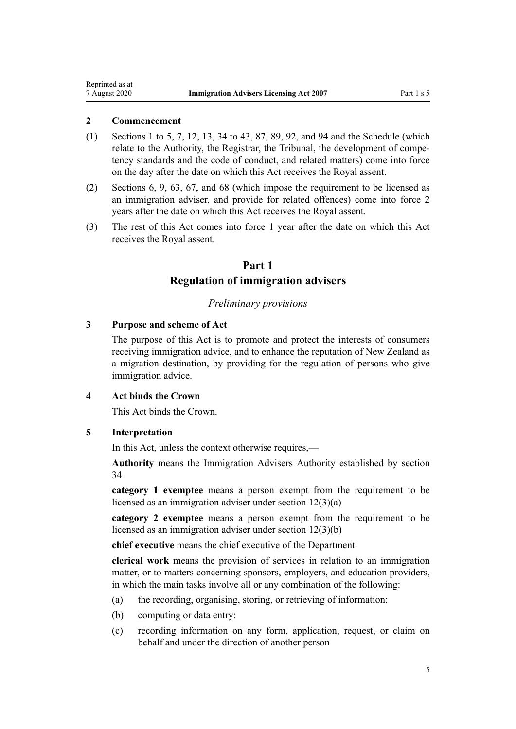## 2 Commencement

(1) Sections 1 to 5, 7, 12, 13, 34 to 43, 87, 89, 92, and 94 and the Schedule (which relate to the Authority, the Registrar, the Tribunal, the development of competency standards and the code of conduct, and related matters) come into force on the day after the date on which this Act receives the Royal assent.

(2) Sections 6, 9, 63, 67, and 68 (which impose the requirement to be licensed as an immigration adviser, and provide for related offences) come into force 2 years after the date on which this Act receives the Royal assent.

(3) The rest of this Act comes into force 1 year after the date on which this Act receives the Royal assent.

# Part 1
# Regulation of immigration advisers

*Preliminary provisions*

## 3 Purpose and scheme of Act

The purpose of this Act is to promote and protect the interests of consumers receiving immigration advice, and to enhance the reputation of New Zealand as a migration destination, by providing for the regulation of persons who give immigration advice.

## 4 Act binds the Crown

This Act binds the Crown.

## 5 Interpretation

In this Act, unless the context otherwise requires,—

**Authority** means the Immigration Advisers Authority established by section 34

**category 1 exemptee** means a person exempt from the requirement to be licensed as an immigration adviser under section 12(3)(a)

**category 2 exemptee** means a person exempt from the requirement to be licensed as an immigration adviser under section 12(3)(b)

**chief executive** means the chief executive of the Department

**clerical work** means the provision of services in relation to an immigration matter, or to matters concerning sponsors, employers, and education providers, in which the main tasks involve all or any combination of the following:

(a) the recording, organising, storing, or retrieving of information:

(b) computing or data entry:

(c) recording information on any form, application, request, or claim on behalf and under the direction of another person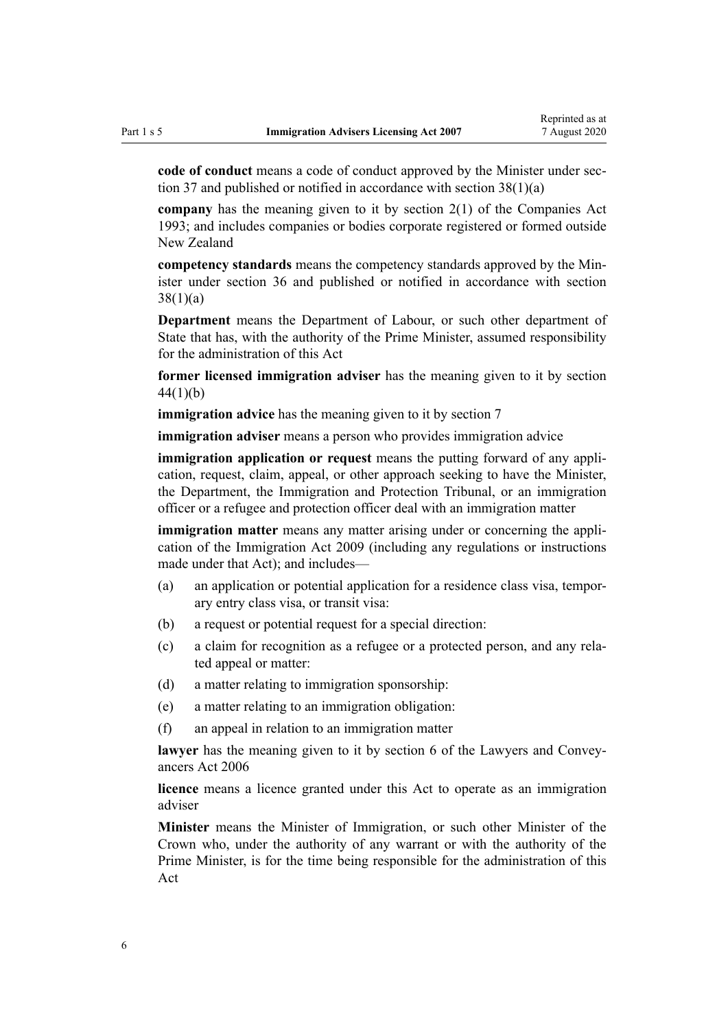**code of conduct** means a code of conduct approved by the Minister under section 37 and published or notified in accordance with section 38(1)(a)

**company** has the meaning given to it by section 2(1) of the Companies Act 1993; and includes companies or bodies corporate registered or formed outside New Zealand

**competency standards** means the competency standards approved by the Minister under section 36 and published or notified in accordance with section 38(1)(a)

**Department** means the Department of Labour, or such other department of State that has, with the authority of the Prime Minister, assumed responsibility for the administration of this Act

**former licensed immigration adviser** has the meaning given to it by section 44(1)(b)

**immigration advice** has the meaning given to it by section 7

**immigration adviser** means a person who provides immigration advice

**immigration application or request** means the putting forward of any application, request, claim, appeal, or other approach seeking to have the Minister, the Department, the Immigration and Protection Tribunal, or an immigration officer or a refugee and protection officer deal with an immigration matter

**immigration matter** means any matter arising under or concerning the application of the Immigration Act 2009 (including any regulations or instructions made under that Act); and includes—

- (a) an application or potential application for a residence class visa, temporary entry class visa, or transit visa:
- (b) a request or potential request for a special direction:
- (c) a claim for recognition as a refugee or a protected person, and any related appeal or matter:
- (d) a matter relating to immigration sponsorship:
- (e) a matter relating to an immigration obligation:
- (f) an appeal in relation to an immigration matter

**lawyer** has the meaning given to it by section 6 of the Lawyers and Conveyancers Act 2006

**licence** means a licence granted under this Act to operate as an immigration adviser

**Minister** means the Minister of Immigration, or such other Minister of the Crown who, under the authority of any warrant or with the authority of the Prime Minister, is for the time being responsible for the administration of this Act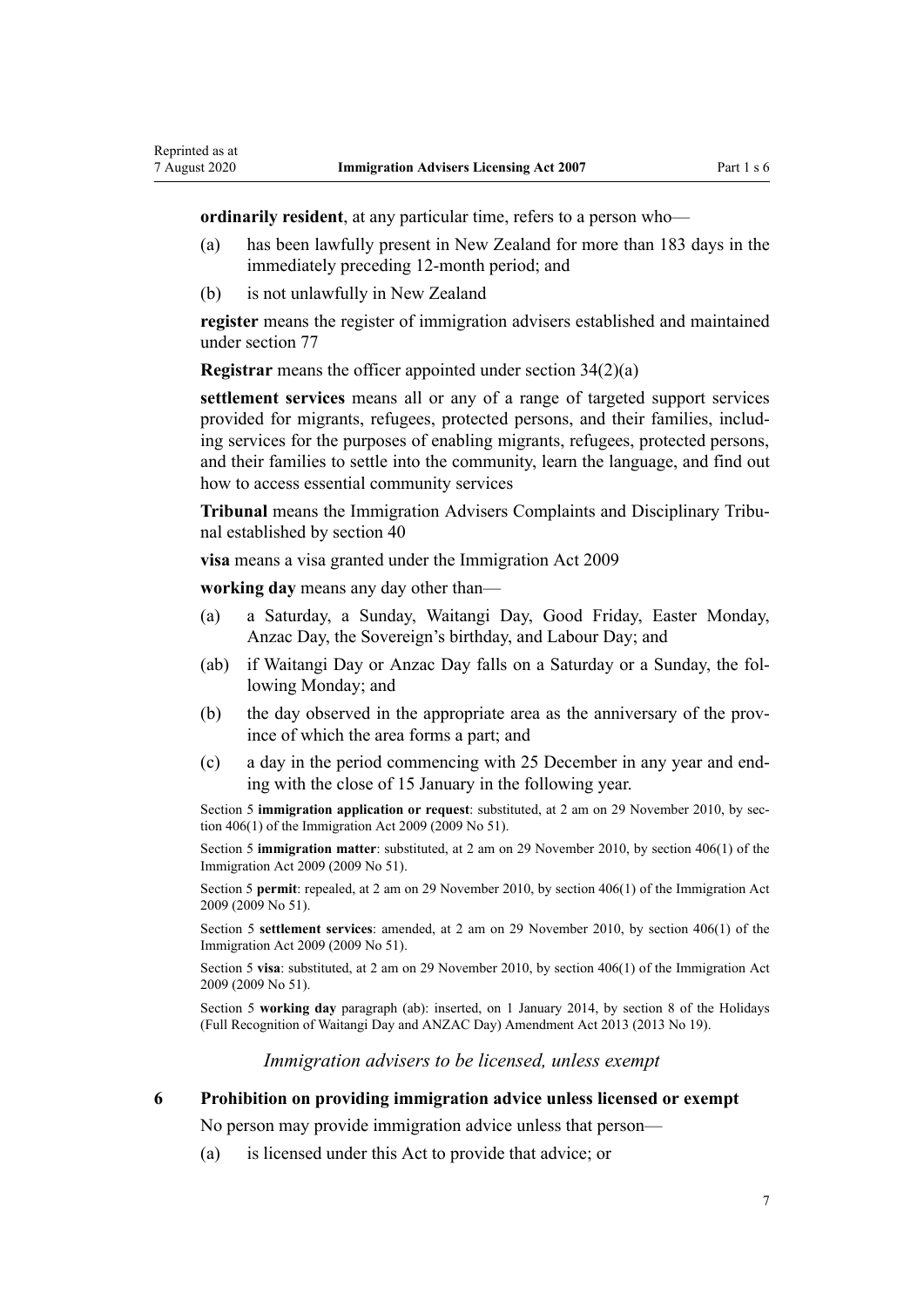**ordinarily resident**, at any particular time, refers to a person who—

(a) has been lawfully present in New Zealand for more than 183 days in the immediately preceding 12-month period; and

(b) is not unlawfully in New Zealand

**register** means the register of immigration advisers established and maintained under section 77

**Registrar** means the officer appointed under section 34(2)(a)

**settlement services** means all or any of a range of targeted support services provided for migrants, refugees, protected persons, and their families, including services for the purposes of enabling migrants, refugees, protected persons, and their families to settle into the community, learn the language, and find out how to access essential community services

**Tribunal** means the Immigration Advisers Complaints and Disciplinary Tribunal established by section 40

**visa** means a visa granted under the Immigration Act 2009

**working day** means any day other than—

(a) a Saturday, a Sunday, Waitangi Day, Good Friday, Easter Monday, Anzac Day, the Sovereign's birthday, and Labour Day; and

(ab) if Waitangi Day or Anzac Day falls on a Saturday or a Sunday, the following Monday; and

(b) the day observed in the appropriate area as the anniversary of the province of which the area forms a part; and

(c) a day in the period commencing with 25 December in any year and ending with the close of 15 January in the following year.

Section 5 **immigration application or request**: substituted, at 2 am on 29 November 2010, by section 406(1) of the Immigration Act 2009 (2009 No 51).

Section 5 **immigration matter**: substituted, at 2 am on 29 November 2010, by section 406(1) of the Immigration Act 2009 (2009 No 51).

Section 5 **permit**: repealed, at 2 am on 29 November 2010, by section 406(1) of the Immigration Act 2009 (2009 No 51).

Section 5 **settlement services**: amended, at 2 am on 29 November 2010, by section 406(1) of the Immigration Act 2009 (2009 No 51).

Section 5 **visa**: substituted, at 2 am on 29 November 2010, by section 406(1) of the Immigration Act 2009 (2009 No 51).

Section 5 **working day** paragraph (ab): inserted, on 1 January 2014, by section 8 of the Holidays (Full Recognition of Waitangi Day and ANZAC Day) Amendment Act 2013 (2013 No 19).

*Immigration advisers to be licensed, unless exempt*

### 6 Prohibition on providing immigration advice unless licensed or exempt

No person may provide immigration advice unless that person—

(a) is licensed under this Act to provide that advice; or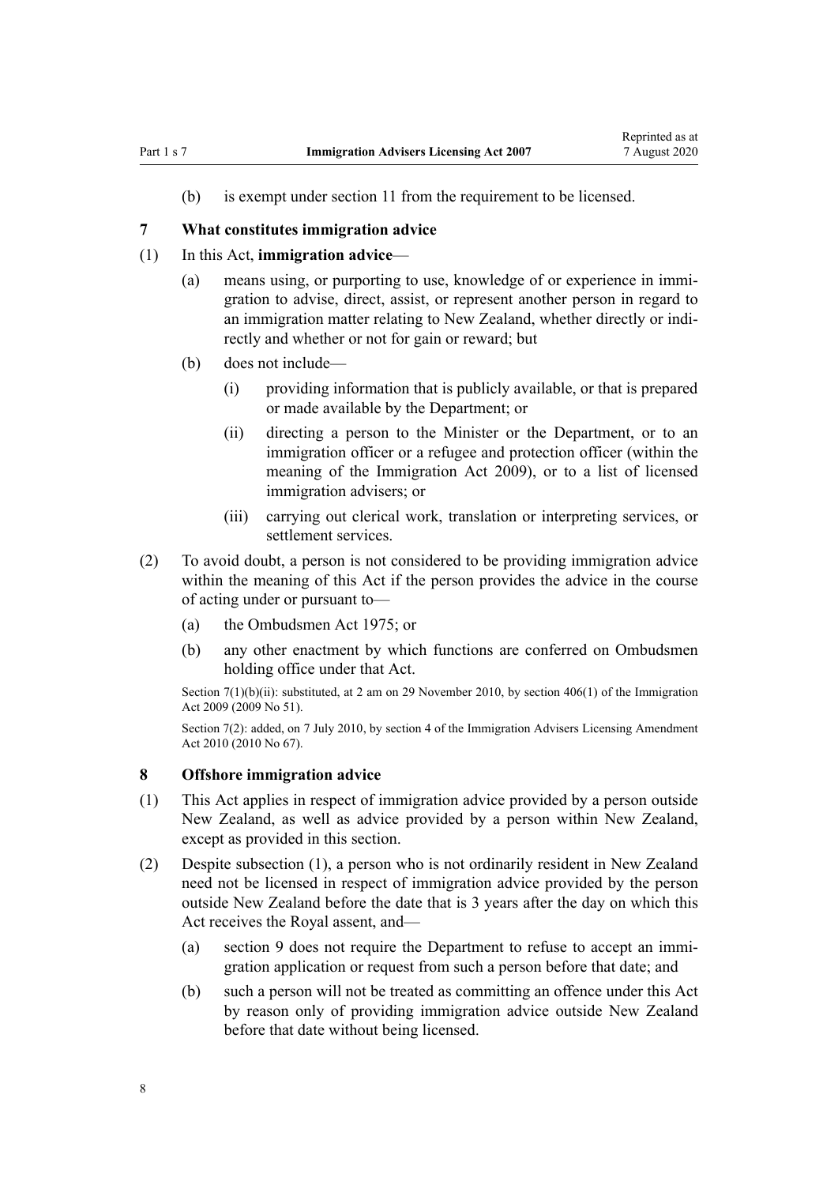(b) is exempt under section 11 from the requirement to be licensed.

## 7 What constitutes immigration advice

(1) In this Act, **immigration advice**—

(a) means using, or purporting to use, knowledge of or experience in immigration to advise, direct, assist, or represent another person in regard to an immigration matter relating to New Zealand, whether directly or indirectly and whether or not for gain or reward; but

(b) does not include—

(i) providing information that is publicly available, or that is prepared or made available by the Department; or

(ii) directing a person to the Minister or the Department, or to an immigration officer or a refugee and protection officer (within the meaning of the Immigration Act 2009), or to a list of licensed immigration advisers; or

(iii) carrying out clerical work, translation or interpreting services, or settlement services.

(2) To avoid doubt, a person is not considered to be providing immigration advice within the meaning of this Act if the person provides the advice in the course of acting under or pursuant to—

(a) the Ombudsmen Act 1975; or

(b) any other enactment by which functions are conferred on Ombudsmen holding office under that Act.

Section 7(1)(b)(ii): substituted, at 2 am on 29 November 2010, by section 406(1) of the Immigration Act 2009 (2009 No 51).

Section 7(2): added, on 7 July 2010, by section 4 of the Immigration Advisers Licensing Amendment Act 2010 (2010 No 67).

## 8 Offshore immigration advice

(1) This Act applies in respect of immigration advice provided by a person outside New Zealand, as well as advice provided by a person within New Zealand, except as provided in this section.

(2) Despite subsection (1), a person who is not ordinarily resident in New Zealand need not be licensed in respect of immigration advice provided by the person outside New Zealand before the date that is 3 years after the day on which this Act receives the Royal assent, and—

(a) section 9 does not require the Department to refuse to accept an immigration application or request from such a person before that date; and

(b) such a person will not be treated as committing an offence under this Act by reason only of providing immigration advice outside New Zealand before that date without being licensed.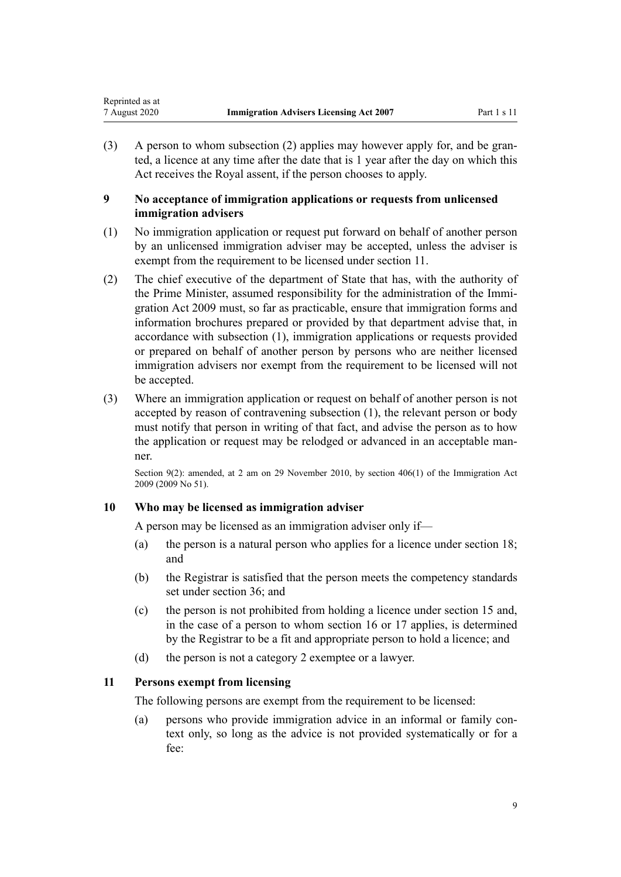(3) A person to whom subsection (2) applies may however apply for, and be granted, a licence at any time after the date that is 1 year after the day on which this Act receives the Royal assent, if the person chooses to apply.

### 9 No acceptance of immigration applications or requests from unlicensed immigration advisers

(1) No immigration application or request put forward on behalf of another person by an unlicensed immigration adviser may be accepted, unless the adviser is exempt from the requirement to be licensed under section 11.

(2) The chief executive of the department of State that has, with the authority of the Prime Minister, assumed responsibility for the administration of the Immigration Act 2009 must, so far as practicable, ensure that immigration forms and information brochures prepared or provided by that department advise that, in accordance with subsection (1), immigration applications or requests provided or prepared on behalf of another person by persons who are neither licensed immigration advisers nor exempt from the requirement to be licensed will not be accepted.

(3) Where an immigration application or request on behalf of another person is not accepted by reason of contravening subsection (1), the relevant person or body must notify that person in writing of that fact, and advise the person as to how the application or request may be relodged or advanced in an acceptable manner.

Section 9(2): amended, at 2 am on 29 November 2010, by section 406(1) of the Immigration Act 2009 (2009 No 51).

### 10 Who may be licensed as immigration adviser

A person may be licensed as an immigration adviser only if—

(a) the person is a natural person who applies for a licence under section 18; and

(b) the Registrar is satisfied that the person meets the competency standards set under section 36; and

(c) the person is not prohibited from holding a licence under section 15 and, in the case of a person to whom section 16 or 17 applies, is determined by the Registrar to be a fit and appropriate person to hold a licence; and

(d) the person is not a category 2 exemptee or a lawyer.

### 11 Persons exempt from licensing

The following persons are exempt from the requirement to be licensed:

(a) persons who provide immigration advice in an informal or family context only, so long as the advice is not provided systematically or for a fee: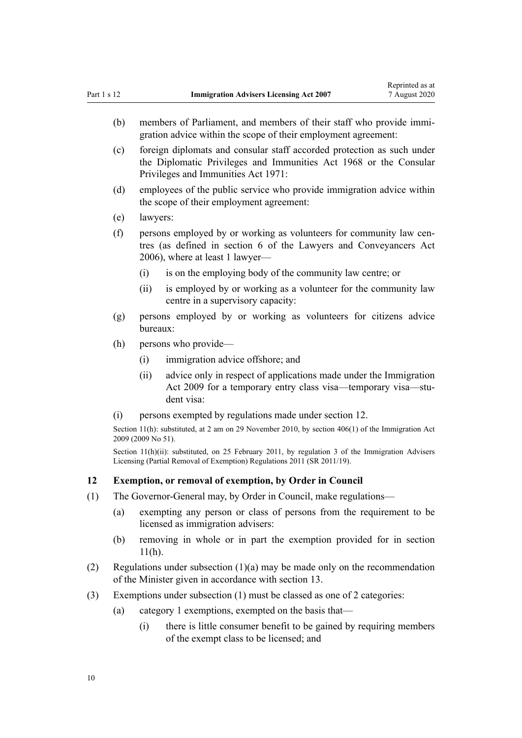(b) members of Parliament, and members of their staff who provide immigration advice within the scope of their employment agreement:

(c) foreign diplomats and consular staff accorded protection as such under the Diplomatic Privileges and Immunities Act 1968 or the Consular Privileges and Immunities Act 1971:

(d) employees of the public service who provide immigration advice within the scope of their employment agreement:

(e) lawyers:

(f) persons employed by or working as volunteers for community law centres (as defined in section 6 of the Lawyers and Conveyancers Act 2006), where at least 1 lawyer—

  (i) is on the employing body of the community law centre; or

  (ii) is employed by or working as a volunteer for the community law centre in a supervisory capacity:

(g) persons employed by or working as volunteers for citizens advice bureaux:

(h) persons who provide—

  (i) immigration advice offshore; and

  (ii) advice only in respect of applications made under the Immigration Act 2009 for a temporary entry class visa—temporary visa—student visa:

(i) persons exempted by regulations made under section 12.

Section 11(h): substituted, at 2 am on 29 November 2010, by section 406(1) of the Immigration Act 2009 (2009 No 51).

Section 11(h)(ii): substituted, on 25 February 2011, by regulation 3 of the Immigration Advisers Licensing (Partial Removal of Exemption) Regulations 2011 (SR 2011/19).

### 12 Exemption, or removal of exemption, by Order in Council

(1) The Governor-General may, by Order in Council, make regulations—

  (a) exempting any person or class of persons from the requirement to be licensed as immigration advisers:

  (b) removing in whole or in part the exemption provided for in section 11(h).

(2) Regulations under subsection (1)(a) may be made only on the recommendation of the Minister given in accordance with section 13.

(3) Exemptions under subsection (1) must be classed as one of 2 categories:

  (a) category 1 exemptions, exempted on the basis that—

    (i) there is little consumer benefit to be gained by requiring members of the exempt class to be licensed; and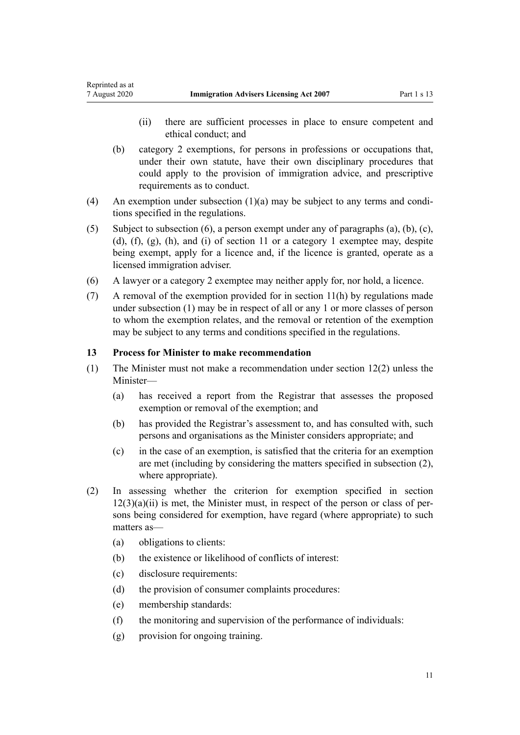(ii) there are sufficient processes in place to ensure competent and ethical conduct; and

(b) category 2 exemptions, for persons in professions or occupations that, under their own statute, have their own disciplinary procedures that could apply to the provision of immigration advice, and prescriptive requirements as to conduct.

(4) An exemption under subsection (1)(a) may be subject to any terms and conditions specified in the regulations.

(5) Subject to subsection (6), a person exempt under any of paragraphs (a), (b), (c), (d), (f), (g), (h), and (i) of section 11 or a category 1 exemptee may, despite being exempt, apply for a licence and, if the licence is granted, operate as a licensed immigration adviser.

(6) A lawyer or a category 2 exemptee may neither apply for, nor hold, a licence.

(7) A removal of the exemption provided for in section 11(h) by regulations made under subsection (1) may be in respect of all or any 1 or more classes of person to whom the exemption relates, and the removal or retention of the exemption may be subject to any terms and conditions specified in the regulations.

### 13 Process for Minister to make recommendation

(1) The Minister must not make a recommendation under section 12(2) unless the Minister—

(a) has received a report from the Registrar that assesses the proposed exemption or removal of the exemption; and

(b) has provided the Registrar's assessment to, and has consulted with, such persons and organisations as the Minister considers appropriate; and

(c) in the case of an exemption, is satisfied that the criteria for an exemption are met (including by considering the matters specified in subsection (2), where appropriate).

(2) In assessing whether the criterion for exemption specified in section 12(3)(a)(ii) is met, the Minister must, in respect of the person or class of persons being considered for exemption, have regard (where appropriate) to such matters as—

(a) obligations to clients:

(b) the existence or likelihood of conflicts of interest:

(c) disclosure requirements:

(d) the provision of consumer complaints procedures:

(e) membership standards:

(f) the monitoring and supervision of the performance of individuals:

(g) provision for ongoing training.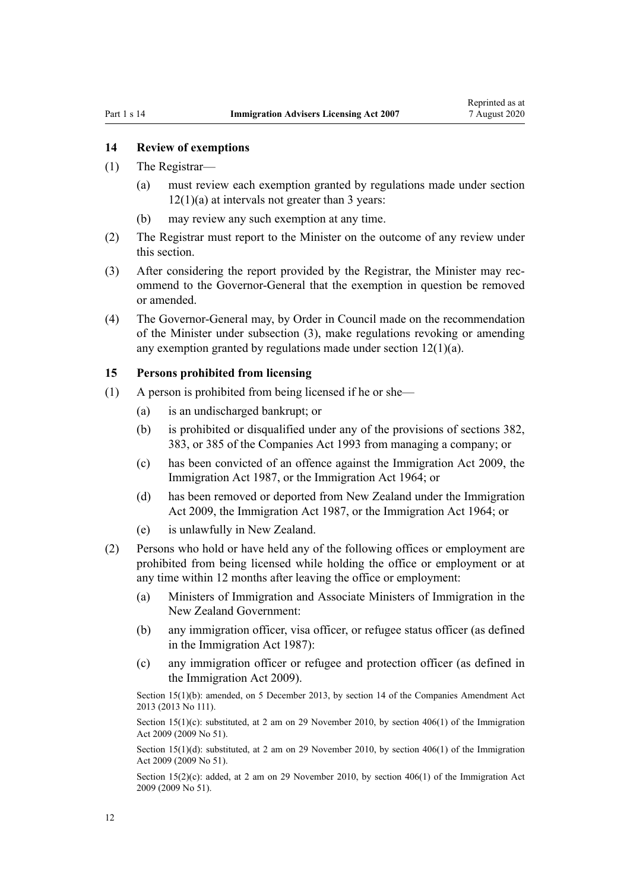### 14 Review of exemptions

(1) The Registrar—

(a) must review each exemption granted by regulations made under section 12(1)(a) at intervals not greater than 3 years:

(b) may review any such exemption at any time.

(2) The Registrar must report to the Minister on the outcome of any review under this section.

(3) After considering the report provided by the Registrar, the Minister may recommend to the Governor-General that the exemption in question be removed or amended.

(4) The Governor-General may, by Order in Council made on the recommendation of the Minister under subsection (3), make regulations revoking or amending any exemption granted by regulations made under section 12(1)(a).

### 15 Persons prohibited from licensing

(1) A person is prohibited from being licensed if he or she—

(a) is an undischarged bankrupt; or

(b) is prohibited or disqualified under any of the provisions of sections 382, 383, or 385 of the Companies Act 1993 from managing a company; or

(c) has been convicted of an offence against the Immigration Act 2009, the Immigration Act 1987, or the Immigration Act 1964; or

(d) has been removed or deported from New Zealand under the Immigration Act 2009, the Immigration Act 1987, or the Immigration Act 1964; or

(e) is unlawfully in New Zealand.

(2) Persons who hold or have held any of the following offices or employment are prohibited from being licensed while holding the office or employment or at any time within 12 months after leaving the office or employment:

(a) Ministers of Immigration and Associate Ministers of Immigration in the New Zealand Government:

(b) any immigration officer, visa officer, or refugee status officer (as defined in the Immigration Act 1987):

(c) any immigration officer or refugee and protection officer (as defined in the Immigration Act 2009).

Section 15(1)(b): amended, on 5 December 2013, by section 14 of the Companies Amendment Act 2013 (2013 No 111).

Section 15(1)(c): substituted, at 2 am on 29 November 2010, by section 406(1) of the Immigration Act 2009 (2009 No 51).

Section 15(1)(d): substituted, at 2 am on 29 November 2010, by section 406(1) of the Immigration Act 2009 (2009 No 51).

Section 15(2)(c): added, at 2 am on 29 November 2010, by section 406(1) of the Immigration Act 2009 (2009 No 51).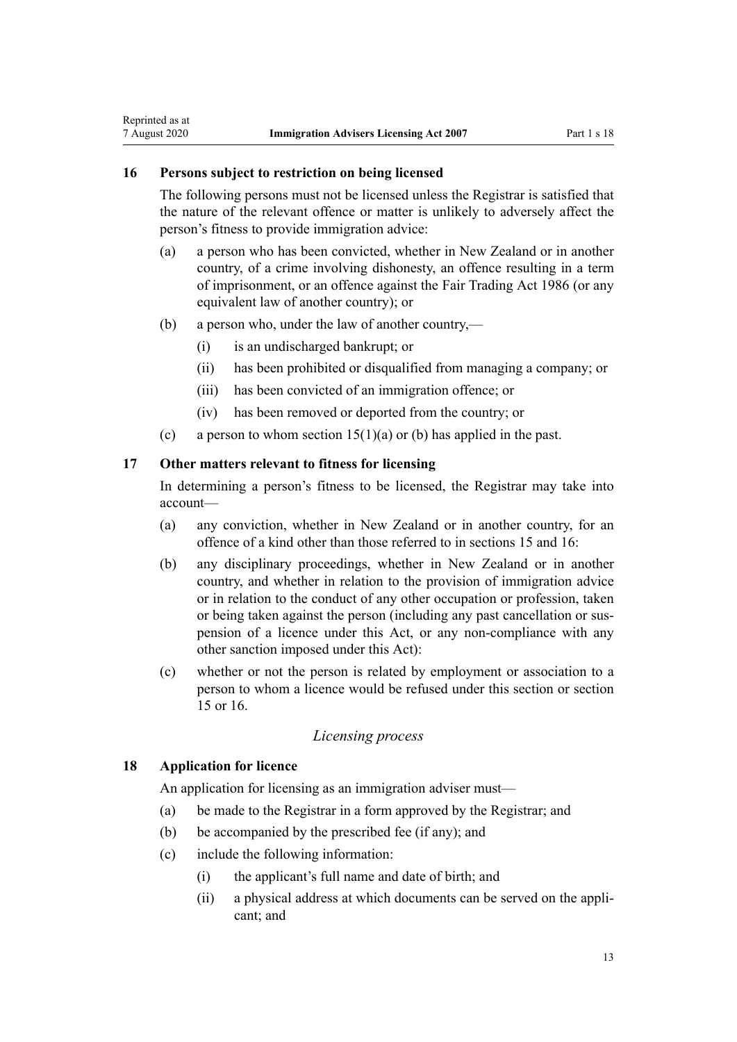## 16 Persons subject to restriction on being licensed

The following persons must not be licensed unless the Registrar is satisfied that the nature of the relevant offence or matter is unlikely to adversely affect the person's fitness to provide immigration advice:

(a) a person who has been convicted, whether in New Zealand or in another country, of a crime involving dishonesty, an offence resulting in a term of imprisonment, or an offence against the Fair Trading Act 1986 (or any equivalent law of another country); or

(b) a person who, under the law of another country,—

  (i) is an undischarged bankrupt; or

  (ii) has been prohibited or disqualified from managing a company; or

  (iii) has been convicted of an immigration offence; or

  (iv) has been removed or deported from the country; or

(c) a person to whom section 15(1)(a) or (b) has applied in the past.

## 17 Other matters relevant to fitness for licensing

In determining a person's fitness to be licensed, the Registrar may take into account—

(a) any conviction, whether in New Zealand or in another country, for an offence of a kind other than those referred to in sections 15 and 16:

(b) any disciplinary proceedings, whether in New Zealand or in another country, and whether in relation to the provision of immigration advice or in relation to the conduct of any other occupation or profession, taken or being taken against the person (including any past cancellation or suspension of a licence under this Act, or any non-compliance with any other sanction imposed under this Act):

(c) whether or not the person is related by employment or association to a person to whom a licence would be refused under this section or section 15 or 16.

### *Licensing process*

## 18 Application for licence

An application for licensing as an immigration adviser must—

(a) be made to the Registrar in a form approved by the Registrar; and

(b) be accompanied by the prescribed fee (if any); and

(c) include the following information:

  (i) the applicant's full name and date of birth; and

  (ii) a physical address at which documents can be served on the applicant; and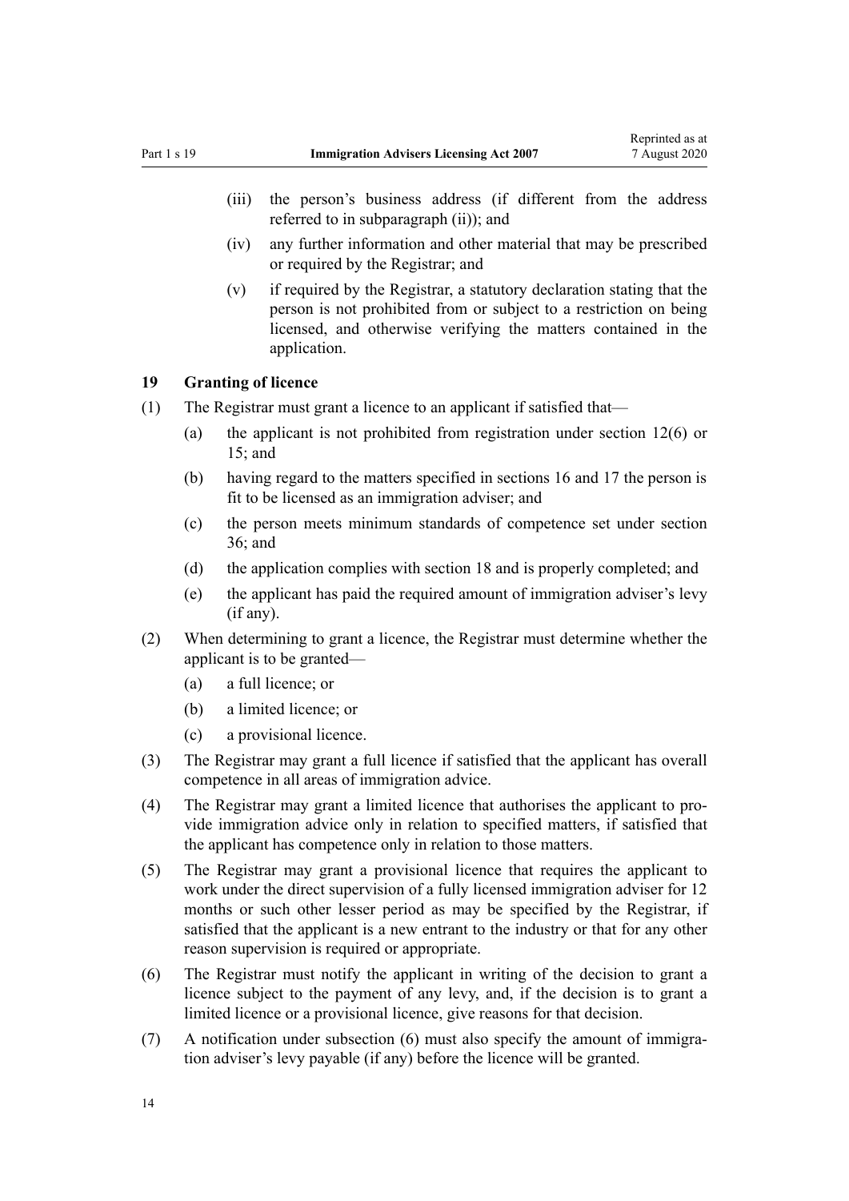(iii) the person's business address (if different from the address referred to in subparagraph (ii)); and

(iv) any further information and other material that may be prescribed or required by the Registrar; and

(v) if required by the Registrar, a statutory declaration stating that the person is not prohibited from or subject to a restriction on being licensed, and otherwise verifying the matters contained in the application.

### 19 Granting of licence

(1) The Registrar must grant a licence to an applicant if satisfied that—

(a) the applicant is not prohibited from registration under section 12(6) or 15; and

(b) having regard to the matters specified in sections 16 and 17 the person is fit to be licensed as an immigration adviser; and

(c) the person meets minimum standards of competence set under section 36; and

(d) the application complies with section 18 and is properly completed; and

(e) the applicant has paid the required amount of immigration adviser's levy (if any).

(2) When determining to grant a licence, the Registrar must determine whether the applicant is to be granted—

(a) a full licence; or

(b) a limited licence; or

(c) a provisional licence.

(3) The Registrar may grant a full licence if satisfied that the applicant has overall competence in all areas of immigration advice.

(4) The Registrar may grant a limited licence that authorises the applicant to provide immigration advice only in relation to specified matters, if satisfied that the applicant has competence only in relation to those matters.

(5) The Registrar may grant a provisional licence that requires the applicant to work under the direct supervision of a fully licensed immigration adviser for 12 months or such other lesser period as may be specified by the Registrar, if satisfied that the applicant is a new entrant to the industry or that for any other reason supervision is required or appropriate.

(6) The Registrar must notify the applicant in writing of the decision to grant a licence subject to the payment of any levy, and, if the decision is to grant a limited licence or a provisional licence, give reasons for that decision.

(7) A notification under subsection (6) must also specify the amount of immigration adviser's levy payable (if any) before the licence will be granted.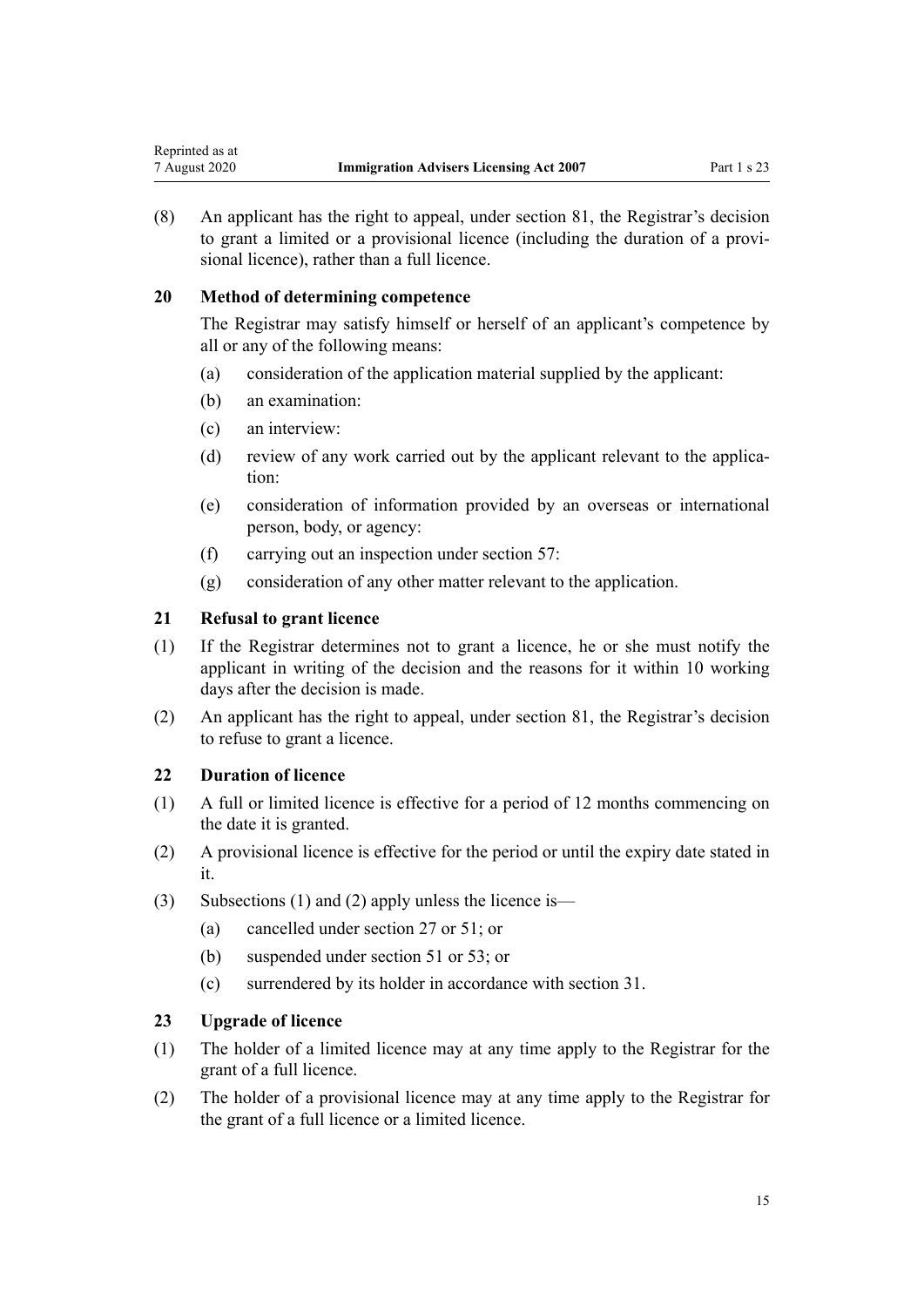(8) An applicant has the right to appeal, under section 81, the Registrar's decision to grant a limited or a provisional licence (including the duration of a provisional licence), rather than a full licence.

### 20 Method of determining competence

The Registrar may satisfy himself or herself of an applicant's competence by all or any of the following means:

(a) consideration of the application material supplied by the applicant:

(b) an examination:

(c) an interview:

(d) review of any work carried out by the applicant relevant to the application:

(e) consideration of information provided by an overseas or international person, body, or agency:

(f) carrying out an inspection under section 57:

(g) consideration of any other matter relevant to the application.

### 21 Refusal to grant licence

(1) If the Registrar determines not to grant a licence, he or she must notify the applicant in writing of the decision and the reasons for it within 10 working days after the decision is made.

(2) An applicant has the right to appeal, under section 81, the Registrar's decision to refuse to grant a licence.

### 22 Duration of licence

(1) A full or limited licence is effective for a period of 12 months commencing on the date it is granted.

(2) A provisional licence is effective for the period or until the expiry date stated in it.

(3) Subsections (1) and (2) apply unless the licence is—

(a) cancelled under section 27 or 51; or

(b) suspended under section 51 or 53; or

(c) surrendered by its holder in accordance with section 31.

### 23 Upgrade of licence

(1) The holder of a limited licence may at any time apply to the Registrar for the grant of a full licence.

(2) The holder of a provisional licence may at any time apply to the Registrar for the grant of a full licence or a limited licence.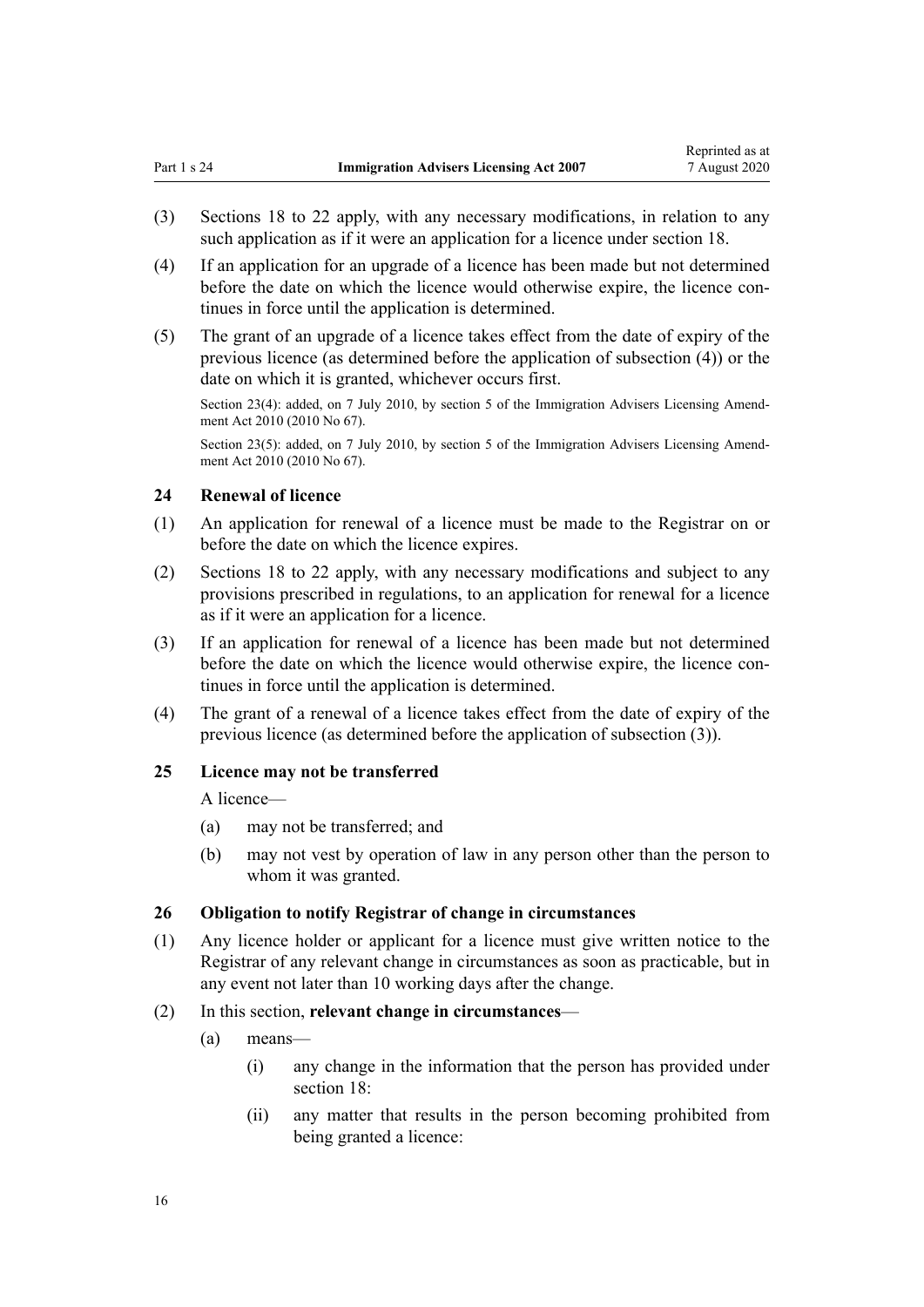(3) Sections 18 to 22 apply, with any necessary modifications, in relation to any such application as if it were an application for a licence under section 18.

(4) If an application for an upgrade of a licence has been made but not determined before the date on which the licence would otherwise expire, the licence continues in force until the application is determined.

(5) The grant of an upgrade of a licence takes effect from the date of expiry of the previous licence (as determined before the application of subsection (4)) or the date on which it is granted, whichever occurs first.

Section 23(4): added, on 7 July 2010, by section 5 of the Immigration Advisers Licensing Amendment Act 2010 (2010 No 67).

Section 23(5): added, on 7 July 2010, by section 5 of the Immigration Advisers Licensing Amendment Act 2010 (2010 No 67).

### 24 Renewal of licence

(1) An application for renewal of a licence must be made to the Registrar on or before the date on which the licence expires.

(2) Sections 18 to 22 apply, with any necessary modifications and subject to any provisions prescribed in regulations, to an application for renewal for a licence as if it were an application for a licence.

(3) If an application for renewal of a licence has been made but not determined before the date on which the licence would otherwise expire, the licence continues in force until the application is determined.

(4) The grant of a renewal of a licence takes effect from the date of expiry of the previous licence (as determined before the application of subsection (3)).

### 25 Licence may not be transferred

A licence—

(a) may not be transferred; and

(b) may not vest by operation of law in any person other than the person to whom it was granted.

### 26 Obligation to notify Registrar of change in circumstances

(1) Any licence holder or applicant for a licence must give written notice to the Registrar of any relevant change in circumstances as soon as practicable, but in any event not later than 10 working days after the change.

(2) In this section, **relevant change in circumstances**—

(a) means—

(i) any change in the information that the person has provided under section 18:

(ii) any matter that results in the person becoming prohibited from being granted a licence: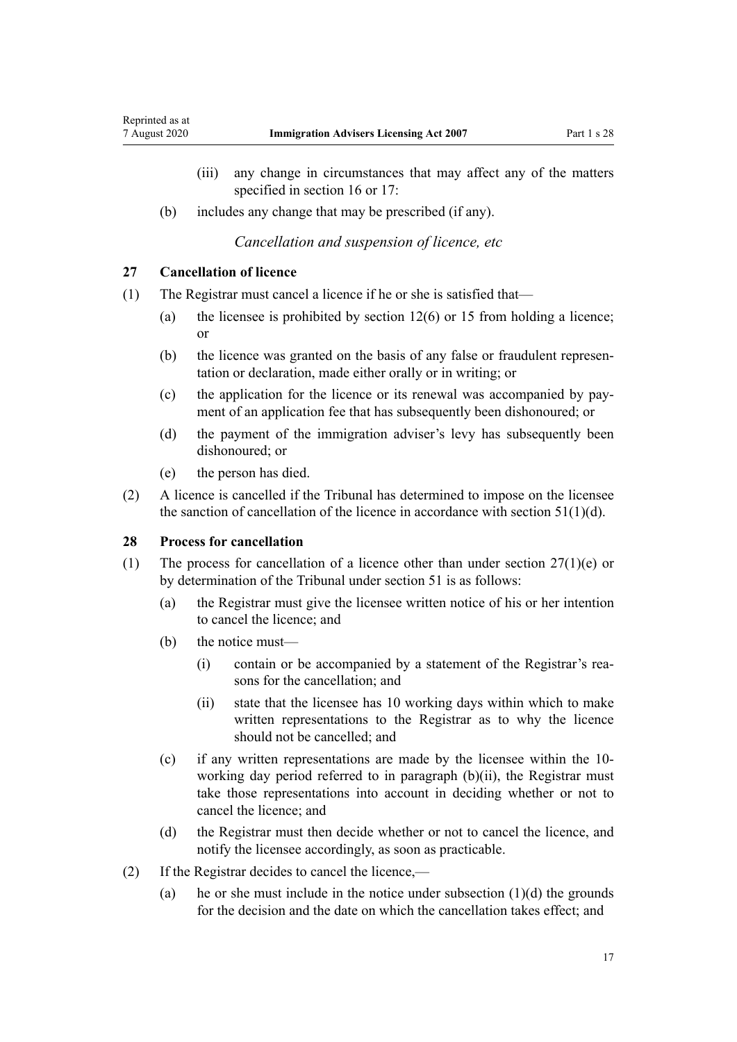(iii) any change in circumstances that may affect any of the matters specified in section 16 or 17:

(b) includes any change that may be prescribed (if any).

*Cancellation and suspension of licence, etc*

### 27 Cancellation of licence

(1) The Registrar must cancel a licence if he or she is satisfied that—

(a) the licensee is prohibited by section 12(6) or 15 from holding a licence; or

(b) the licence was granted on the basis of any false or fraudulent representation or declaration, made either orally or in writing; or

(c) the application for the licence or its renewal was accompanied by payment of an application fee that has subsequently been dishonoured; or

(d) the payment of the immigration adviser's levy has subsequently been dishonoured; or

(e) the person has died.

(2) A licence is cancelled if the Tribunal has determined to impose on the licensee the sanction of cancellation of the licence in accordance with section 51(1)(d).

### 28 Process for cancellation

(1) The process for cancellation of a licence other than under section 27(1)(e) or by determination of the Tribunal under section 51 is as follows:

(a) the Registrar must give the licensee written notice of his or her intention to cancel the licence; and

(b) the notice must—

(i) contain or be accompanied by a statement of the Registrar's reasons for the cancellation; and

(ii) state that the licensee has 10 working days within which to make written representations to the Registrar as to why the licence should not be cancelled; and

(c) if any written representations are made by the licensee within the 10-working day period referred to in paragraph (b)(ii), the Registrar must take those representations into account in deciding whether or not to cancel the licence; and

(d) the Registrar must then decide whether or not to cancel the licence, and notify the licensee accordingly, as soon as practicable.

(2) If the Registrar decides to cancel the licence,—

(a) he or she must include in the notice under subsection (1)(d) the grounds for the decision and the date on which the cancellation takes effect; and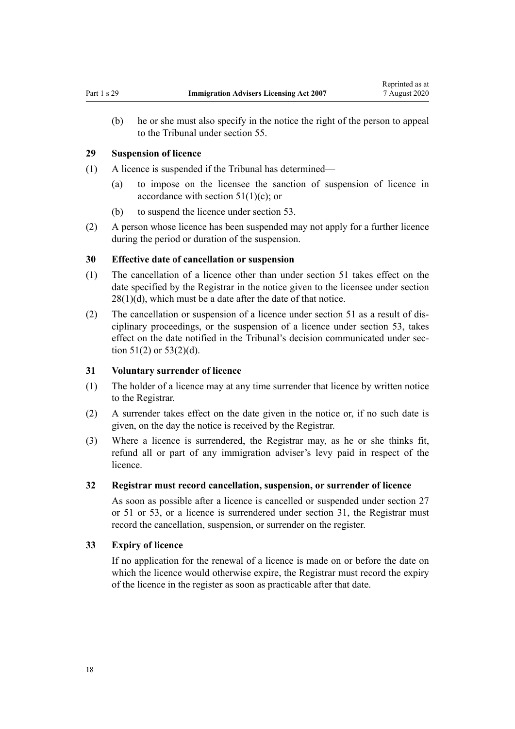(b) he or she must also specify in the notice the right of the person to appeal to the Tribunal under section 55.

### 29 Suspension of licence

(1) A licence is suspended if the Tribunal has determined—

(a) to impose on the licensee the sanction of suspension of licence in accordance with section 51(1)(c); or

(b) to suspend the licence under section 53.

(2) A person whose licence has been suspended may not apply for a further licence during the period or duration of the suspension.

### 30 Effective date of cancellation or suspension

(1) The cancellation of a licence other than under section 51 takes effect on the date specified by the Registrar in the notice given to the licensee under section 28(1)(d), which must be a date after the date of that notice.

(2) The cancellation or suspension of a licence under section 51 as a result of disciplinary proceedings, or the suspension of a licence under section 53, takes effect on the date notified in the Tribunal's decision communicated under section 51(2) or 53(2)(d).

### 31 Voluntary surrender of licence

(1) The holder of a licence may at any time surrender that licence by written notice to the Registrar.

(2) A surrender takes effect on the date given in the notice or, if no such date is given, on the day the notice is received by the Registrar.

(3) Where a licence is surrendered, the Registrar may, as he or she thinks fit, refund all or part of any immigration adviser's levy paid in respect of the licence.

### 32 Registrar must record cancellation, suspension, or surrender of licence

As soon as possible after a licence is cancelled or suspended under section 27 or 51 or 53, or a licence is surrendered under section 31, the Registrar must record the cancellation, suspension, or surrender on the register.

### 33 Expiry of licence

If no application for the renewal of a licence is made on or before the date on which the licence would otherwise expire, the Registrar must record the expiry of the licence in the register as soon as practicable after that date.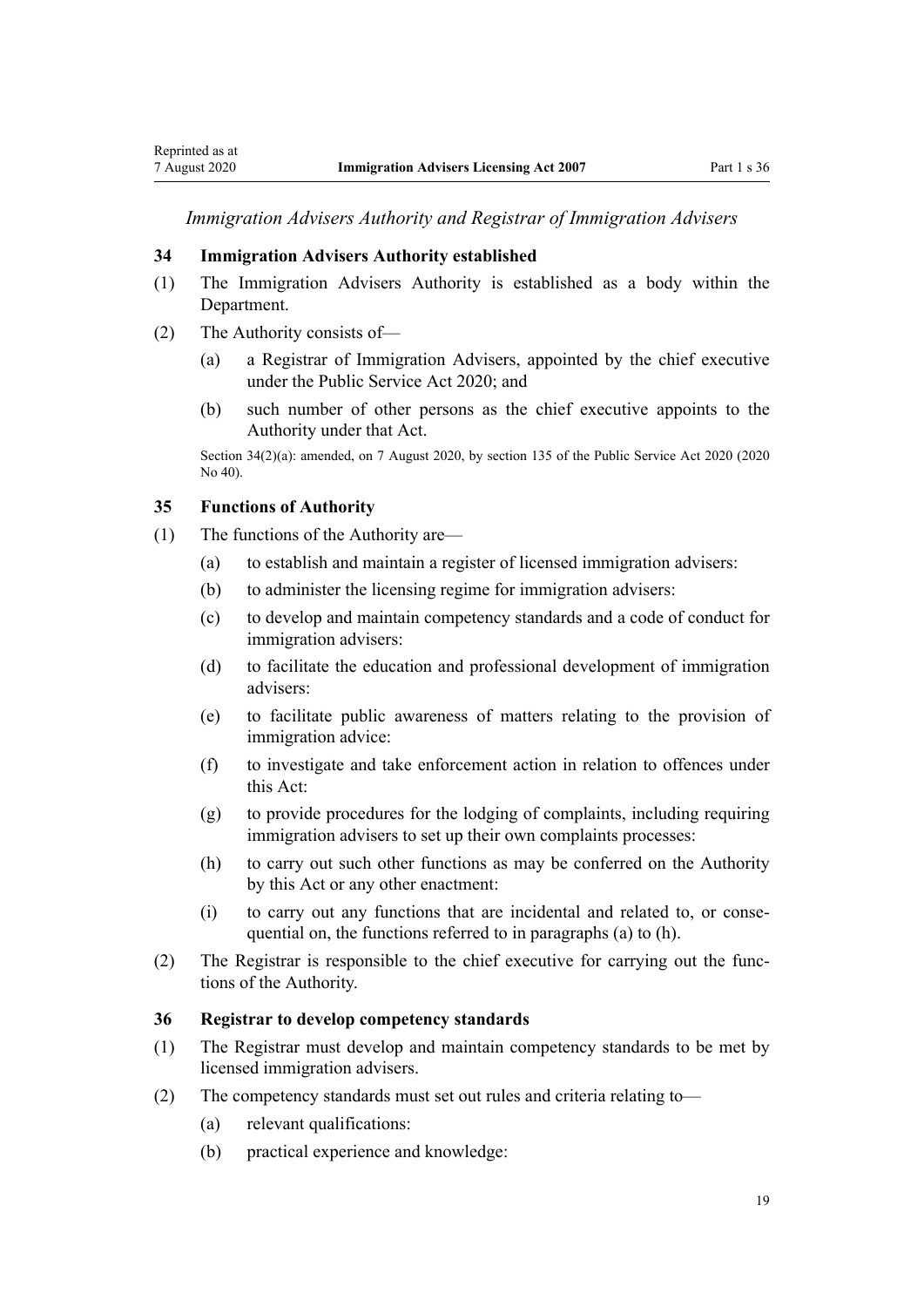*Immigration Advisers Authority and Registrar of Immigration Advisers*

### 34 Immigration Advisers Authority established

(1) The Immigration Advisers Authority is established as a body within the Department.

(2) The Authority consists of—

- (a) a Registrar of Immigration Advisers, appointed by the chief executive under the Public Service Act 2020; and
- (b) such number of other persons as the chief executive appoints to the Authority under that Act.

Section 34(2)(a): amended, on 7 August 2020, by section 135 of the Public Service Act 2020 (2020 No 40).

### 35 Functions of Authority

(1) The functions of the Authority are—

- (a) to establish and maintain a register of licensed immigration advisers:
- (b) to administer the licensing regime for immigration advisers:
- (c) to develop and maintain competency standards and a code of conduct for immigration advisers:
- (d) to facilitate the education and professional development of immigration advisers:
- (e) to facilitate public awareness of matters relating to the provision of immigration advice:
- (f) to investigate and take enforcement action in relation to offences under this Act:
- (g) to provide procedures for the lodging of complaints, including requiring immigration advisers to set up their own complaints processes:
- (h) to carry out such other functions as may be conferred on the Authority by this Act or any other enactment:
- (i) to carry out any functions that are incidental and related to, or consequential on, the functions referred to in paragraphs (a) to (h).

(2) The Registrar is responsible to the chief executive for carrying out the functions of the Authority.

### 36 Registrar to develop competency standards

(1) The Registrar must develop and maintain competency standards to be met by licensed immigration advisers.

(2) The competency standards must set out rules and criteria relating to—

- (a) relevant qualifications:
- (b) practical experience and knowledge: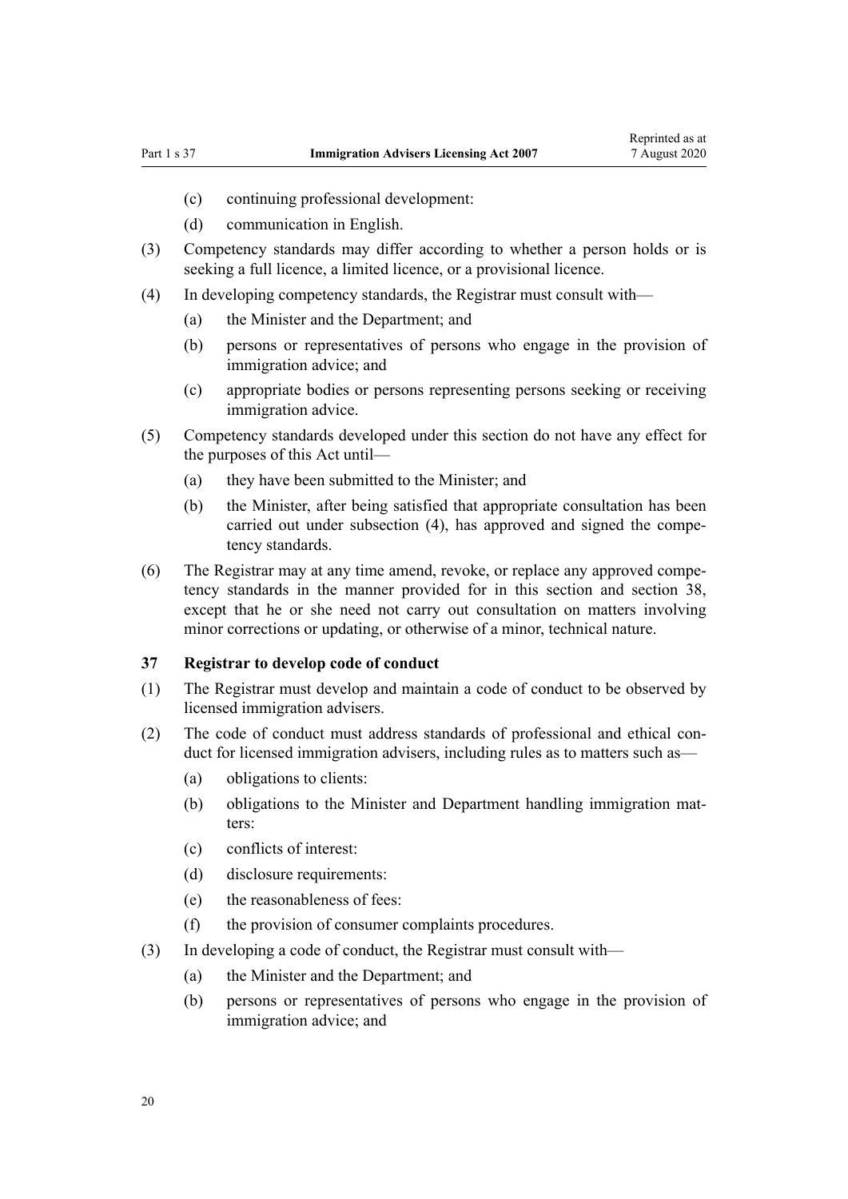(c) continuing professional development:

(d) communication in English.

(3) Competency standards may differ according to whether a person holds or is seeking a full licence, a limited licence, or a provisional licence.

(4) In developing competency standards, the Registrar must consult with—

(a) the Minister and the Department; and

(b) persons or representatives of persons who engage in the provision of immigration advice; and

(c) appropriate bodies or persons representing persons seeking or receiving immigration advice.

(5) Competency standards developed under this section do not have any effect for the purposes of this Act until—

(a) they have been submitted to the Minister; and

(b) the Minister, after being satisfied that appropriate consultation has been carried out under subsection (4), has approved and signed the competency standards.

(6) The Registrar may at any time amend, revoke, or replace any approved competency standards in the manner provided for in this section and section 38, except that he or she need not carry out consultation on matters involving minor corrections or updating, or otherwise of a minor, technical nature.

### 37 Registrar to develop code of conduct

(1) The Registrar must develop and maintain a code of conduct to be observed by licensed immigration advisers.

(2) The code of conduct must address standards of professional and ethical conduct for licensed immigration advisers, including rules as to matters such as—

(a) obligations to clients:

(b) obligations to the Minister and Department handling immigration matters:

(c) conflicts of interest:

(d) disclosure requirements:

(e) the reasonableness of fees:

(f) the provision of consumer complaints procedures.

(3) In developing a code of conduct, the Registrar must consult with—

(a) the Minister and the Department; and

(b) persons or representatives of persons who engage in the provision of immigration advice; and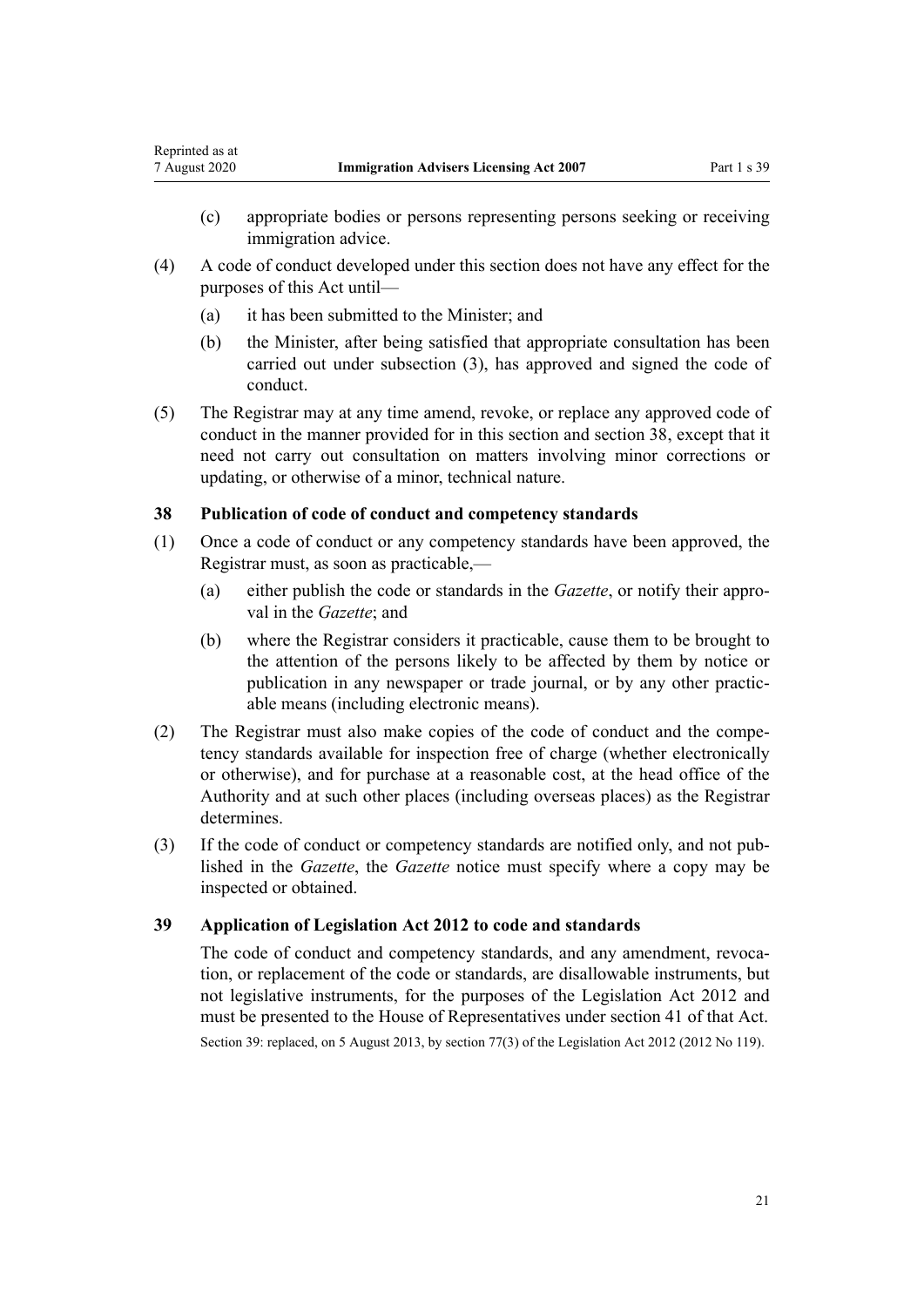(c) appropriate bodies or persons representing persons seeking or receiving immigration advice.

(4) A code of conduct developed under this section does not have any effect for the purposes of this Act until—

(a) it has been submitted to the Minister; and

(b) the Minister, after being satisfied that appropriate consultation has been carried out under subsection (3), has approved and signed the code of conduct.

(5) The Registrar may at any time amend, revoke, or replace any approved code of conduct in the manner provided for in this section and section 38, except that it need not carry out consultation on matters involving minor corrections or updating, or otherwise of a minor, technical nature.

### 38 Publication of code of conduct and competency standards

(1) Once a code of conduct or any competency standards have been approved, the Registrar must, as soon as practicable,—

(a) either publish the code or standards in the *Gazette*, or notify their approval in the *Gazette*; and

(b) where the Registrar considers it practicable, cause them to be brought to the attention of the persons likely to be affected by them by notice or publication in any newspaper or trade journal, or by any other practicable means (including electronic means).

(2) The Registrar must also make copies of the code of conduct and the competency standards available for inspection free of charge (whether electronically or otherwise), and for purchase at a reasonable cost, at the head office of the Authority and at such other places (including overseas places) as the Registrar determines.

(3) If the code of conduct or competency standards are notified only, and not published in the *Gazette*, the *Gazette* notice must specify where a copy may be inspected or obtained.

### 39 Application of Legislation Act 2012 to code and standards

The code of conduct and competency standards, and any amendment, revocation, or replacement of the code or standards, are disallowable instruments, but not legislative instruments, for the purposes of the Legislation Act 2012 and must be presented to the House of Representatives under section 41 of that Act.

Section 39: replaced, on 5 August 2013, by section 77(3) of the Legislation Act 2012 (2012 No 119).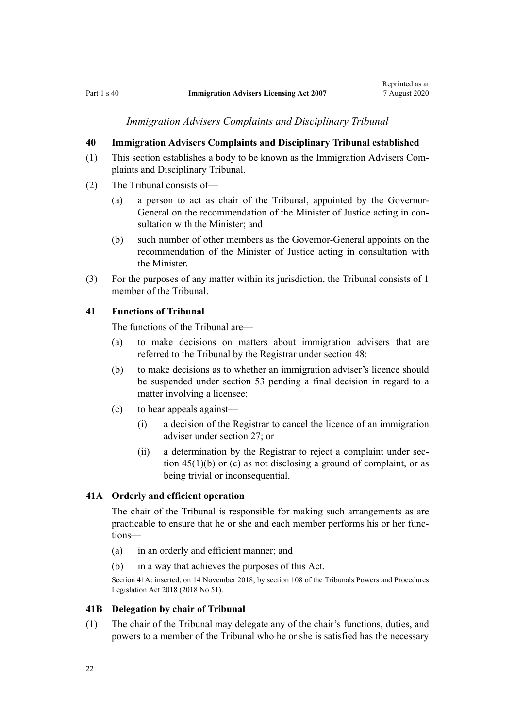*Immigration Advisers Complaints and Disciplinary Tribunal*

**40 Immigration Advisers Complaints and Disciplinary Tribunal established**

(1) This section establishes a body to be known as the Immigration Advisers Complaints and Disciplinary Tribunal.

(2) The Tribunal consists of—

(a) a person to act as chair of the Tribunal, appointed by the Governor-General on the recommendation of the Minister of Justice acting in consultation with the Minister; and

(b) such number of other members as the Governor-General appoints on the recommendation of the Minister of Justice acting in consultation with the Minister.

(3) For the purposes of any matter within its jurisdiction, the Tribunal consists of 1 member of the Tribunal.

**41 Functions of Tribunal**

The functions of the Tribunal are—

(a) to make decisions on matters about immigration advisers that are referred to the Tribunal by the Registrar under section 48:

(b) to make decisions as to whether an immigration adviser's licence should be suspended under section 53 pending a final decision in regard to a matter involving a licensee:

(c) to hear appeals against—

(i) a decision of the Registrar to cancel the licence of an immigration adviser under section 27; or

(ii) a determination by the Registrar to reject a complaint under section 45(1)(b) or (c) as not disclosing a ground of complaint, or as being trivial or inconsequential.

**41A Orderly and efficient operation**

The chair of the Tribunal is responsible for making such arrangements as are practicable to ensure that he or she and each member performs his or her functions—

(a) in an orderly and efficient manner; and

(b) in a way that achieves the purposes of this Act.

Section 41A: inserted, on 14 November 2018, by section 108 of the Tribunals Powers and Procedures Legislation Act 2018 (2018 No 51).

**41B Delegation by chair of Tribunal**

(1) The chair of the Tribunal may delegate any of the chair's functions, duties, and powers to a member of the Tribunal who he or she is satisfied has the necessary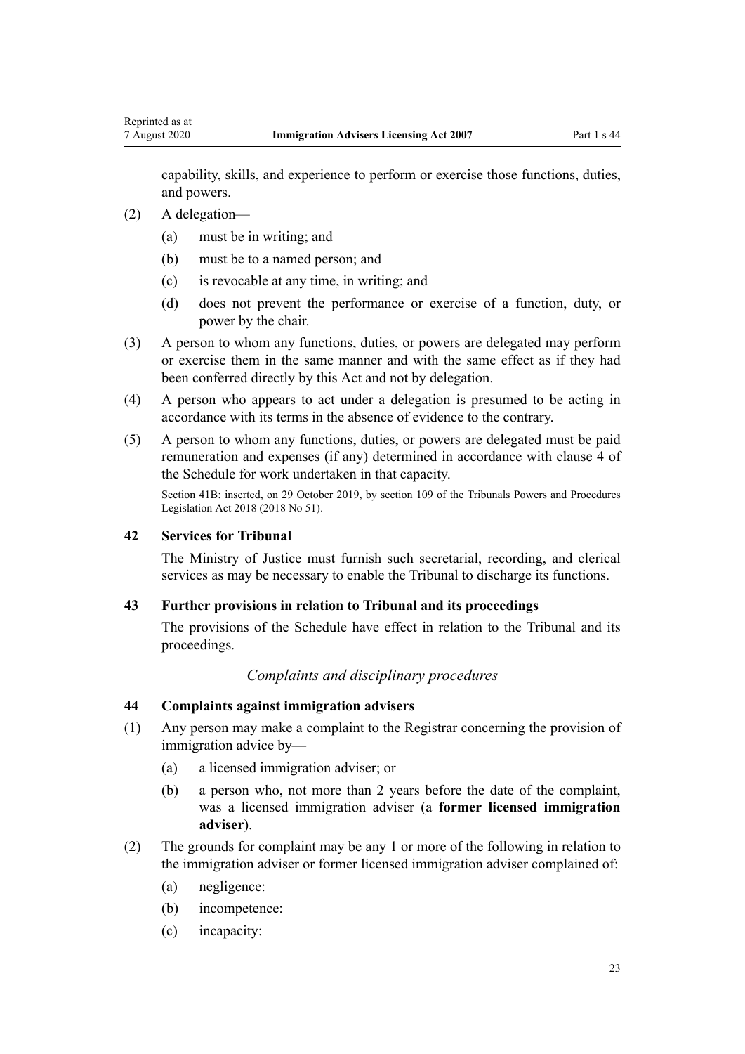capability, skills, and experience to perform or exercise those functions, duties, and powers.

(2) A delegation—

(a) must be in writing; and

(b) must be to a named person; and

(c) is revocable at any time, in writing; and

(d) does not prevent the performance or exercise of a function, duty, or power by the chair.

(3) A person to whom any functions, duties, or powers are delegated may perform or exercise them in the same manner and with the same effect as if they had been conferred directly by this Act and not by delegation.

(4) A person who appears to act under a delegation is presumed to be acting in accordance with its terms in the absence of evidence to the contrary.

(5) A person to whom any functions, duties, or powers are delegated must be paid remuneration and expenses (if any) determined in accordance with clause 4 of the Schedule for work undertaken in that capacity.

Section 41B: inserted, on 29 October 2019, by section 109 of the Tribunals Powers and Procedures Legislation Act 2018 (2018 No 51).

### 42 Services for Tribunal

The Ministry of Justice must furnish such secretarial, recording, and clerical services as may be necessary to enable the Tribunal to discharge its functions.

### 43 Further provisions in relation to Tribunal and its proceedings

The provisions of the Schedule have effect in relation to the Tribunal and its proceedings.

*Complaints and disciplinary procedures*

### 44 Complaints against immigration advisers

(1) Any person may make a complaint to the Registrar concerning the provision of immigration advice by—

(a) a licensed immigration adviser; or

(b) a person who, not more than 2 years before the date of the complaint, was a licensed immigration adviser (a **former licensed immigration adviser**).

(2) The grounds for complaint may be any 1 or more of the following in relation to the immigration adviser or former licensed immigration adviser complained of:

(a) negligence:

(b) incompetence:

(c) incapacity: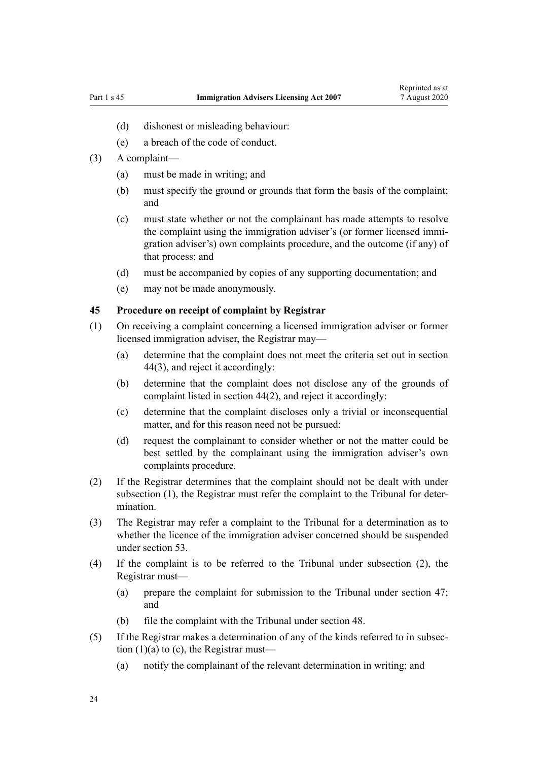(d) dishonest or misleading behaviour:

(e) a breach of the code of conduct.

(3) A complaint—

(a) must be made in writing; and

(b) must specify the ground or grounds that form the basis of the complaint; and

(c) must state whether or not the complainant has made attempts to resolve the complaint using the immigration adviser's (or former licensed immigration adviser's) own complaints procedure, and the outcome (if any) of that process; and

(d) must be accompanied by copies of any supporting documentation; and

(e) may not be made anonymously.

### 45 Procedure on receipt of complaint by Registrar

(1) On receiving a complaint concerning a licensed immigration adviser or former licensed immigration adviser, the Registrar may—

(a) determine that the complaint does not meet the criteria set out in section 44(3), and reject it accordingly:

(b) determine that the complaint does not disclose any of the grounds of complaint listed in section 44(2), and reject it accordingly:

(c) determine that the complaint discloses only a trivial or inconsequential matter, and for this reason need not be pursued:

(d) request the complainant to consider whether or not the matter could be best settled by the complainant using the immigration adviser's own complaints procedure.

(2) If the Registrar determines that the complaint should not be dealt with under subsection (1), the Registrar must refer the complaint to the Tribunal for determination.

(3) The Registrar may refer a complaint to the Tribunal for a determination as to whether the licence of the immigration adviser concerned should be suspended under section 53.

(4) If the complaint is to be referred to the Tribunal under subsection (2), the Registrar must—

(a) prepare the complaint for submission to the Tribunal under section 47; and

(b) file the complaint with the Tribunal under section 48.

(5) If the Registrar makes a determination of any of the kinds referred to in subsection (1)(a) to (c), the Registrar must—

(a) notify the complainant of the relevant determination in writing; and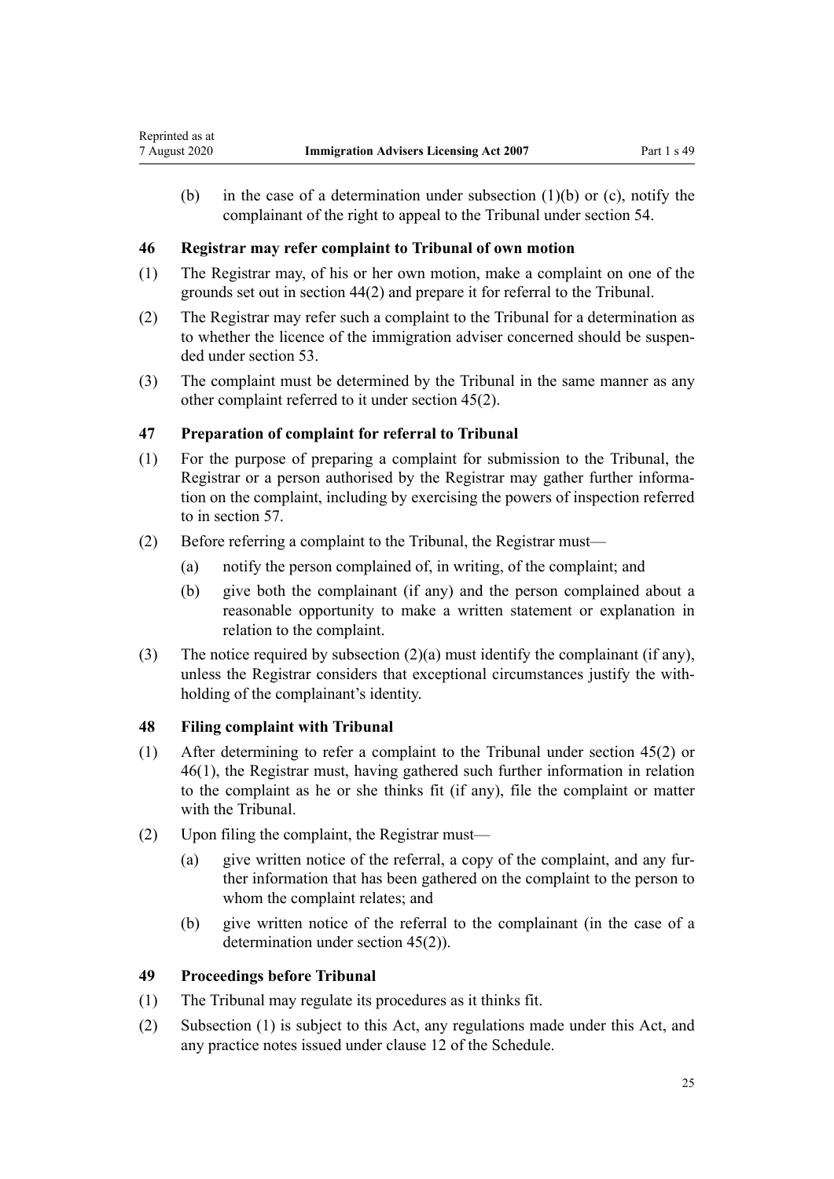(b) in the case of a determination under subsection (1)(b) or (c), notify the complainant of the right to appeal to the Tribunal under section 54.

### 46 Registrar may refer complaint to Tribunal of own motion

(1) The Registrar may, of his or her own motion, make a complaint on one of the grounds set out in section 44(2) and prepare it for referral to the Tribunal.

(2) The Registrar may refer such a complaint to the Tribunal for a determination as to whether the licence of the immigration adviser concerned should be suspended under section 53.

(3) The complaint must be determined by the Tribunal in the same manner as any other complaint referred to it under section 45(2).

### 47 Preparation of complaint for referral to Tribunal

(1) For the purpose of preparing a complaint for submission to the Tribunal, the Registrar or a person authorised by the Registrar may gather further information on the complaint, including by exercising the powers of inspection referred to in section 57.

(2) Before referring a complaint to the Tribunal, the Registrar must—

(a) notify the person complained of, in writing, of the complaint; and

(b) give both the complainant (if any) and the person complained about a reasonable opportunity to make a written statement or explanation in relation to the complaint.

(3) The notice required by subsection (2)(a) must identify the complainant (if any), unless the Registrar considers that exceptional circumstances justify the withholding of the complainant's identity.

### 48 Filing complaint with Tribunal

(1) After determining to refer a complaint to the Tribunal under section 45(2) or 46(1), the Registrar must, having gathered such further information in relation to the complaint as he or she thinks fit (if any), file the complaint or matter with the Tribunal.

(2) Upon filing the complaint, the Registrar must—

(a) give written notice of the referral, a copy of the complaint, and any further information that has been gathered on the complaint to the person to whom the complaint relates; and

(b) give written notice of the referral to the complainant (in the case of a determination under section 45(2)).

### 49 Proceedings before Tribunal

(1) The Tribunal may regulate its procedures as it thinks fit.

(2) Subsection (1) is subject to this Act, any regulations made under this Act, and any practice notes issued under clause 12 of the Schedule.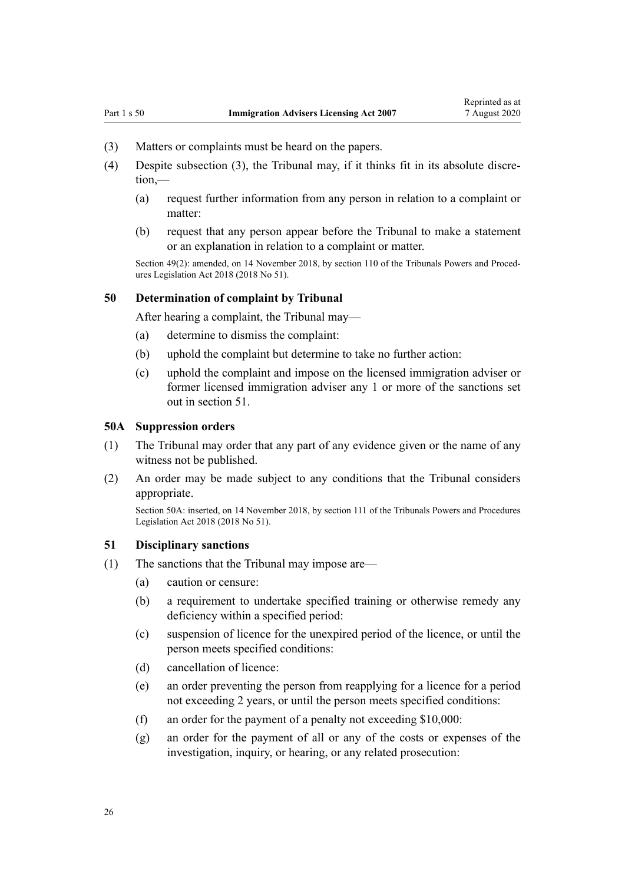(3) Matters or complaints must be heard on the papers.

(4) Despite subsection (3), the Tribunal may, if it thinks fit in its absolute discretion,—

(a) request further information from any person in relation to a complaint or matter:

(b) request that any person appear before the Tribunal to make a statement or an explanation in relation to a complaint or matter.

Section 49(2): amended, on 14 November 2018, by section 110 of the Tribunals Powers and Procedures Legislation Act 2018 (2018 No 51).

### 50 Determination of complaint by Tribunal

After hearing a complaint, the Tribunal may—

(a) determine to dismiss the complaint:

(b) uphold the complaint but determine to take no further action:

(c) uphold the complaint and impose on the licensed immigration adviser or former licensed immigration adviser any 1 or more of the sanctions set out in section 51.

### 50A Suppression orders

(1) The Tribunal may order that any part of any evidence given or the name of any witness not be published.

(2) An order may be made subject to any conditions that the Tribunal considers appropriate.

Section 50A: inserted, on 14 November 2018, by section 111 of the Tribunals Powers and Procedures Legislation Act 2018 (2018 No 51).

### 51 Disciplinary sanctions

(1) The sanctions that the Tribunal may impose are—

(a) caution or censure:

(b) a requirement to undertake specified training or otherwise remedy any deficiency within a specified period:

(c) suspension of licence for the unexpired period of the licence, or until the person meets specified conditions:

(d) cancellation of licence:

(e) an order preventing the person from reapplying for a licence for a period not exceeding 2 years, or until the person meets specified conditions:

(f) an order for the payment of a penalty not exceeding $10,000:

(g) an order for the payment of all or any of the costs or expenses of the investigation, inquiry, or hearing, or any related prosecution: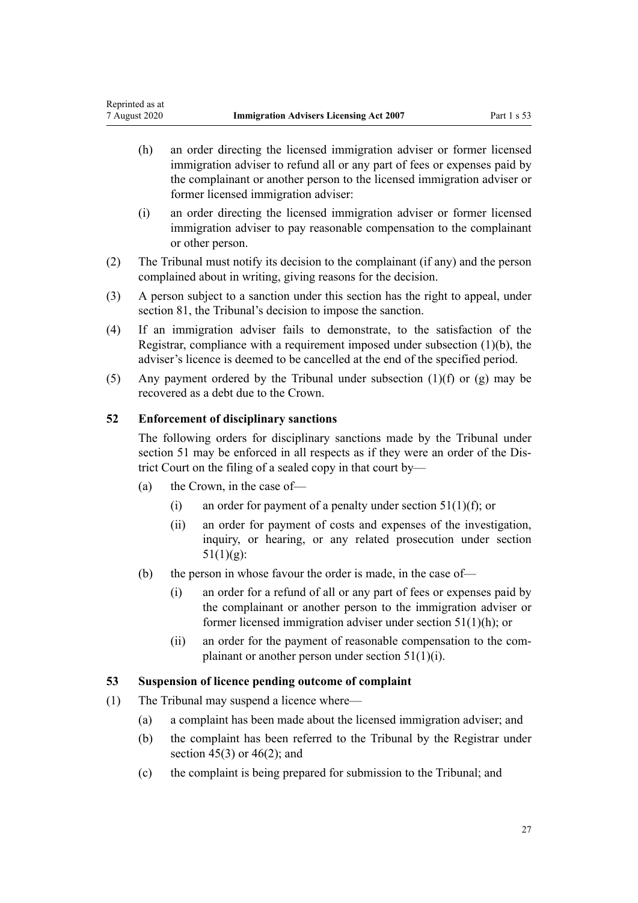(h) an order directing the licensed immigration adviser or former licensed immigration adviser to refund all or any part of fees or expenses paid by the complainant or another person to the licensed immigration adviser or former licensed immigration adviser:

(i) an order directing the licensed immigration adviser or former licensed immigration adviser to pay reasonable compensation to the complainant or other person.

(2) The Tribunal must notify its decision to the complainant (if any) and the person complained about in writing, giving reasons for the decision.

(3) A person subject to a sanction under this section has the right to appeal, under section 81, the Tribunal's decision to impose the sanction.

(4) If an immigration adviser fails to demonstrate, to the satisfaction of the Registrar, compliance with a requirement imposed under subsection (1)(b), the adviser's licence is deemed to be cancelled at the end of the specified period.

(5) Any payment ordered by the Tribunal under subsection (1)(f) or (g) may be recovered as a debt due to the Crown.

### 52 Enforcement of disciplinary sanctions

The following orders for disciplinary sanctions made by the Tribunal under section 51 may be enforced in all respects as if they were an order of the District Court on the filing of a sealed copy in that court by—

(a) the Crown, in the case of—

  (i) an order for payment of a penalty under section 51(1)(f); or

  (ii) an order for payment of costs and expenses of the investigation, inquiry, or hearing, or any related prosecution under section 51(1)(g):

(b) the person in whose favour the order is made, in the case of—

  (i) an order for a refund of all or any part of fees or expenses paid by the complainant or another person to the immigration adviser or former licensed immigration adviser under section 51(1)(h); or

  (ii) an order for the payment of reasonable compensation to the complainant or another person under section 51(1)(i).

### 53 Suspension of licence pending outcome of complaint

(1) The Tribunal may suspend a licence where—

(a) a complaint has been made about the licensed immigration adviser; and

(b) the complaint has been referred to the Tribunal by the Registrar under section 45(3) or 46(2); and

(c) the complaint is being prepared for submission to the Tribunal; and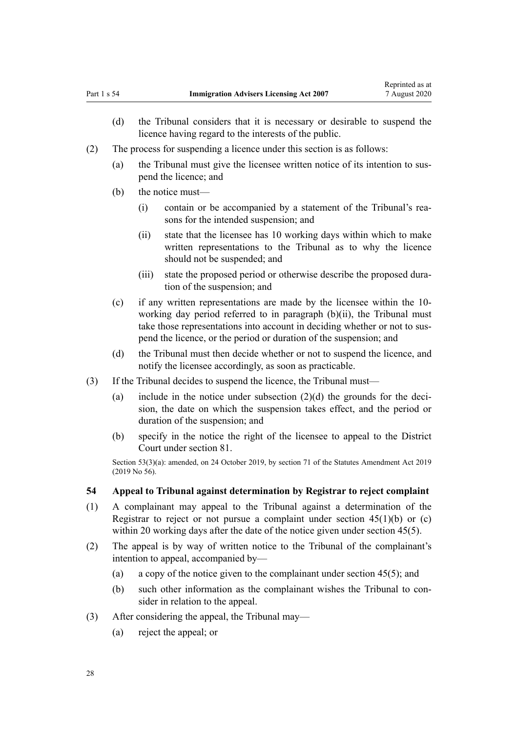(d) the Tribunal considers that it is necessary or desirable to suspend the licence having regard to the interests of the public.

(2) The process for suspending a licence under this section is as follows:

(a) the Tribunal must give the licensee written notice of its intention to suspend the licence; and

(b) the notice must—

(i) contain or be accompanied by a statement of the Tribunal's reasons for the intended suspension; and

(ii) state that the licensee has 10 working days within which to make written representations to the Tribunal as to why the licence should not be suspended; and

(iii) state the proposed period or otherwise describe the proposed duration of the suspension; and

(c) if any written representations are made by the licensee within the 10-working day period referred to in paragraph (b)(ii), the Tribunal must take those representations into account in deciding whether or not to suspend the licence, or the period or duration of the suspension; and

(d) the Tribunal must then decide whether or not to suspend the licence, and notify the licensee accordingly, as soon as practicable.

(3) If the Tribunal decides to suspend the licence, the Tribunal must—

(a) include in the notice under subsection (2)(d) the grounds for the decision, the date on which the suspension takes effect, and the period or duration of the suspension; and

(b) specify in the notice the right of the licensee to appeal to the District Court under section 81.

Section 53(3)(a): amended, on 24 October 2019, by section 71 of the Statutes Amendment Act 2019 (2019 No 56).

### 54 Appeal to Tribunal against determination by Registrar to reject complaint

(1) A complainant may appeal to the Tribunal against a determination of the Registrar to reject or not pursue a complaint under section 45(1)(b) or (c) within 20 working days after the date of the notice given under section 45(5).

(2) The appeal is by way of written notice to the Tribunal of the complainant's intention to appeal, accompanied by—

(a) a copy of the notice given to the complainant under section 45(5); and

(b) such other information as the complainant wishes the Tribunal to consider in relation to the appeal.

(3) After considering the appeal, the Tribunal may—

(a) reject the appeal; or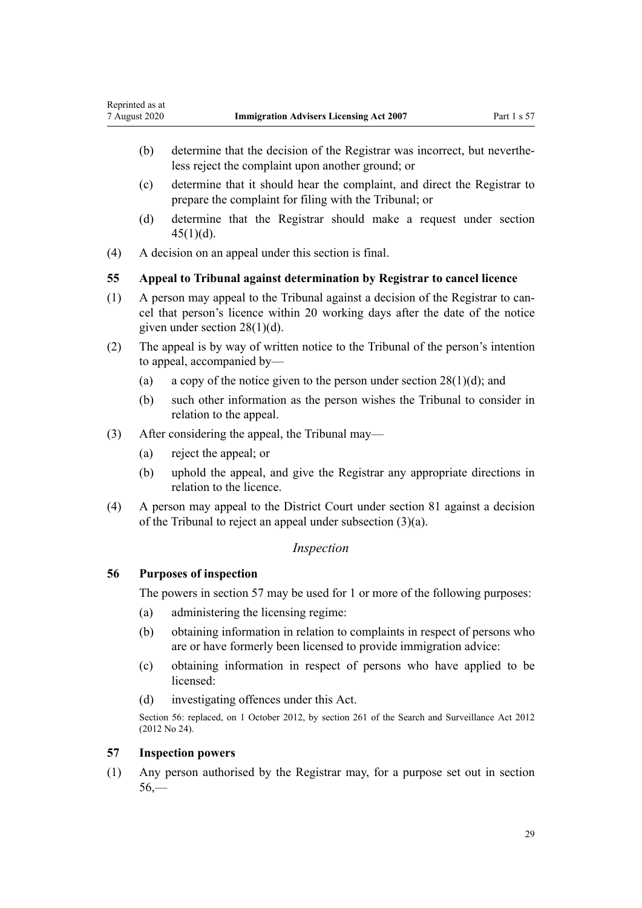(b) determine that the decision of the Registrar was incorrect, but nevertheless reject the complaint upon another ground; or

(c) determine that it should hear the complaint, and direct the Registrar to prepare the complaint for filing with the Tribunal; or

(d) determine that the Registrar should make a request under section 45(1)(d).

(4) A decision on an appeal under this section is final.

### 55 Appeal to Tribunal against determination by Registrar to cancel licence

(1) A person may appeal to the Tribunal against a decision of the Registrar to cancel that person's licence within 20 working days after the date of the notice given under section 28(1)(d).

(2) The appeal is by way of written notice to the Tribunal of the person's intention to appeal, accompanied by—

(a) a copy of the notice given to the person under section 28(1)(d); and

(b) such other information as the person wishes the Tribunal to consider in relation to the appeal.

(3) After considering the appeal, the Tribunal may—

(a) reject the appeal; or

(b) uphold the appeal, and give the Registrar any appropriate directions in relation to the licence.

(4) A person may appeal to the District Court under section 81 against a decision of the Tribunal to reject an appeal under subsection (3)(a).

*Inspection*

### 56 Purposes of inspection

The powers in section 57 may be used for 1 or more of the following purposes:

(a) administering the licensing regime:

(b) obtaining information in relation to complaints in respect of persons who are or have formerly been licensed to provide immigration advice:

(c) obtaining information in respect of persons who have applied to be licensed:

(d) investigating offences under this Act.

Section 56: replaced, on 1 October 2012, by section 261 of the Search and Surveillance Act 2012 (2012 No 24).

### 57 Inspection powers

(1) Any person authorised by the Registrar may, for a purpose set out in section 56,—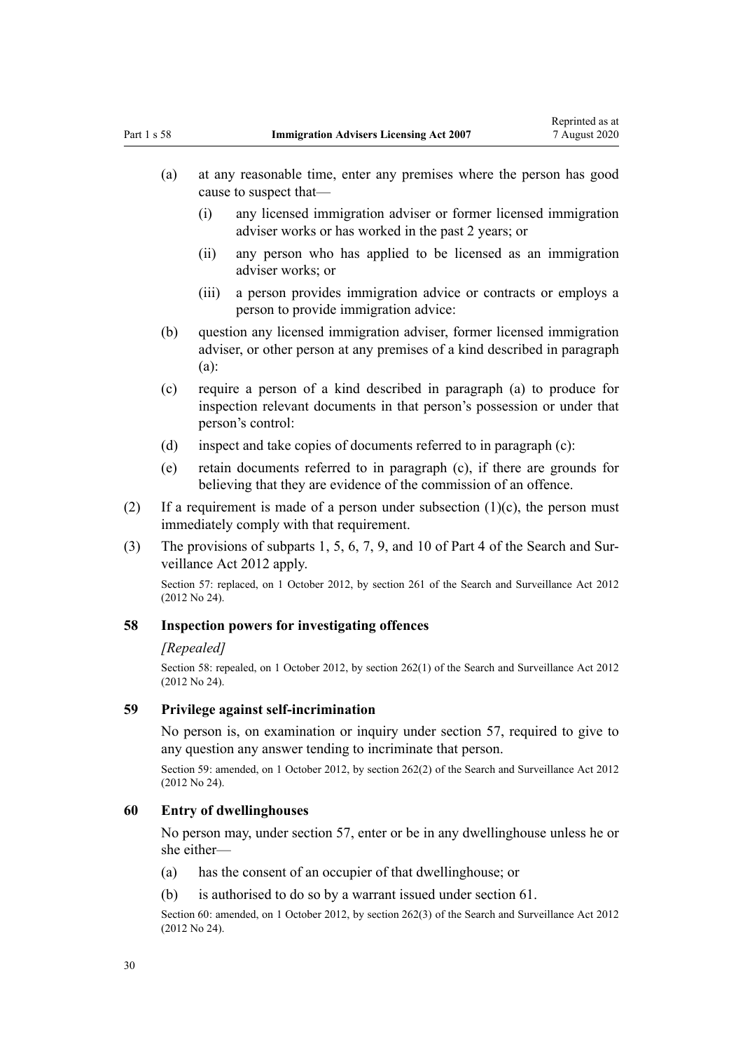(a) at any reasonable time, enter any premises where the person has good cause to suspect that—

  (i) any licensed immigration adviser or former licensed immigration adviser works or has worked in the past 2 years; or

  (ii) any person who has applied to be licensed as an immigration adviser works; or

  (iii) a person provides immigration advice or contracts or employs a person to provide immigration advice:

(b) question any licensed immigration adviser, former licensed immigration adviser, or other person at any premises of a kind described in paragraph (a):

(c) require a person of a kind described in paragraph (a) to produce for inspection relevant documents in that person's possession or under that person's control:

(d) inspect and take copies of documents referred to in paragraph (c):

(e) retain documents referred to in paragraph (c), if there are grounds for believing that they are evidence of the commission of an offence.

(2) If a requirement is made of a person under subsection (1)(c), the person must immediately comply with that requirement.

(3) The provisions of subparts 1, 5, 6, 7, 9, and 10 of Part 4 of the Search and Surveillance Act 2012 apply.

Section 57: replaced, on 1 October 2012, by section 261 of the Search and Surveillance Act 2012 (2012 No 24).

### 58 Inspection powers for investigating offences

*[Repealed]*

Section 58: repealed, on 1 October 2012, by section 262(1) of the Search and Surveillance Act 2012 (2012 No 24).

### 59 Privilege against self-incrimination

No person is, on examination or inquiry under section 57, required to give to any question any answer tending to incriminate that person.

Section 59: amended, on 1 October 2012, by section 262(2) of the Search and Surveillance Act 2012 (2012 No 24).

### 60 Entry of dwellinghouses

No person may, under section 57, enter or be in any dwellinghouse unless he or she either—

(a) has the consent of an occupier of that dwellinghouse; or

(b) is authorised to do so by a warrant issued under section 61.

Section 60: amended, on 1 October 2012, by section 262(3) of the Search and Surveillance Act 2012 (2012 No 24).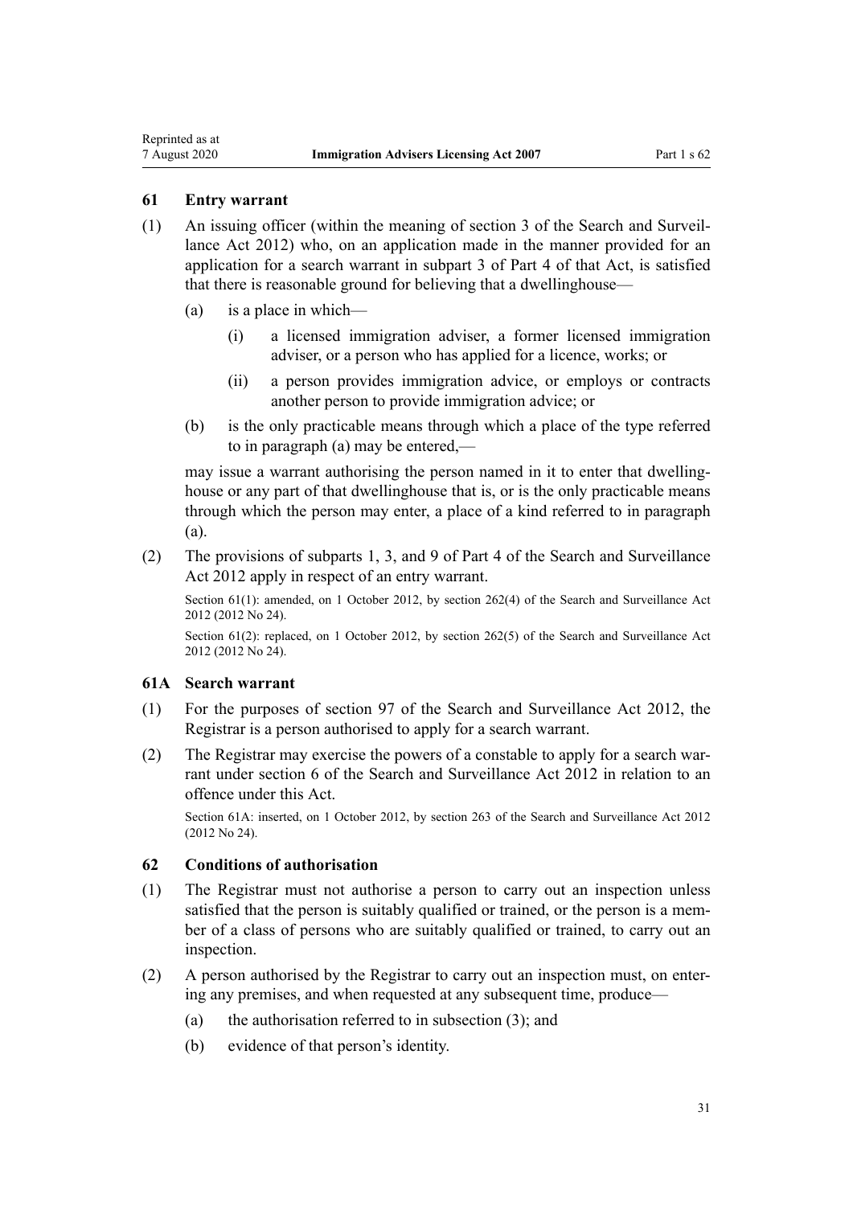### 61 Entry warrant

(1) An issuing officer (within the meaning of section 3 of the Search and Surveillance Act 2012) who, on an application made in the manner provided for an application for a search warrant in subpart 3 of Part 4 of that Act, is satisfied that there is reasonable ground for believing that a dwellinghouse—

  (a) is a place in which—

    (i) a licensed immigration adviser, a former licensed immigration adviser, or a person who has applied for a licence, works; or

    (ii) a person provides immigration advice, or employs or contracts another person to provide immigration advice; or

  (b) is the only practicable means through which a place of the type referred to in paragraph (a) may be entered,—

  may issue a warrant authorising the person named in it to enter that dwellinghouse or any part of that dwellinghouse that is, or is the only practicable means through which the person may enter, a place of a kind referred to in paragraph (a).

(2) The provisions of subparts 1, 3, and 9 of Part 4 of the Search and Surveillance Act 2012 apply in respect of an entry warrant.

Section 61(1): amended, on 1 October 2012, by section 262(4) of the Search and Surveillance Act 2012 (2012 No 24).

Section 61(2): replaced, on 1 October 2012, by section 262(5) of the Search and Surveillance Act 2012 (2012 No 24).

### 61A Search warrant

(1) For the purposes of section 97 of the Search and Surveillance Act 2012, the Registrar is a person authorised to apply for a search warrant.

(2) The Registrar may exercise the powers of a constable to apply for a search warrant under section 6 of the Search and Surveillance Act 2012 in relation to an offence under this Act.

Section 61A: inserted, on 1 October 2012, by section 263 of the Search and Surveillance Act 2012 (2012 No 24).

### 62 Conditions of authorisation

(1) The Registrar must not authorise a person to carry out an inspection unless satisfied that the person is suitably qualified or trained, or the person is a member of a class of persons who are suitably qualified or trained, to carry out an inspection.

(2) A person authorised by the Registrar to carry out an inspection must, on entering any premises, and when requested at any subsequent time, produce—

  (a) the authorisation referred to in subsection (3); and

  (b) evidence of that person's identity.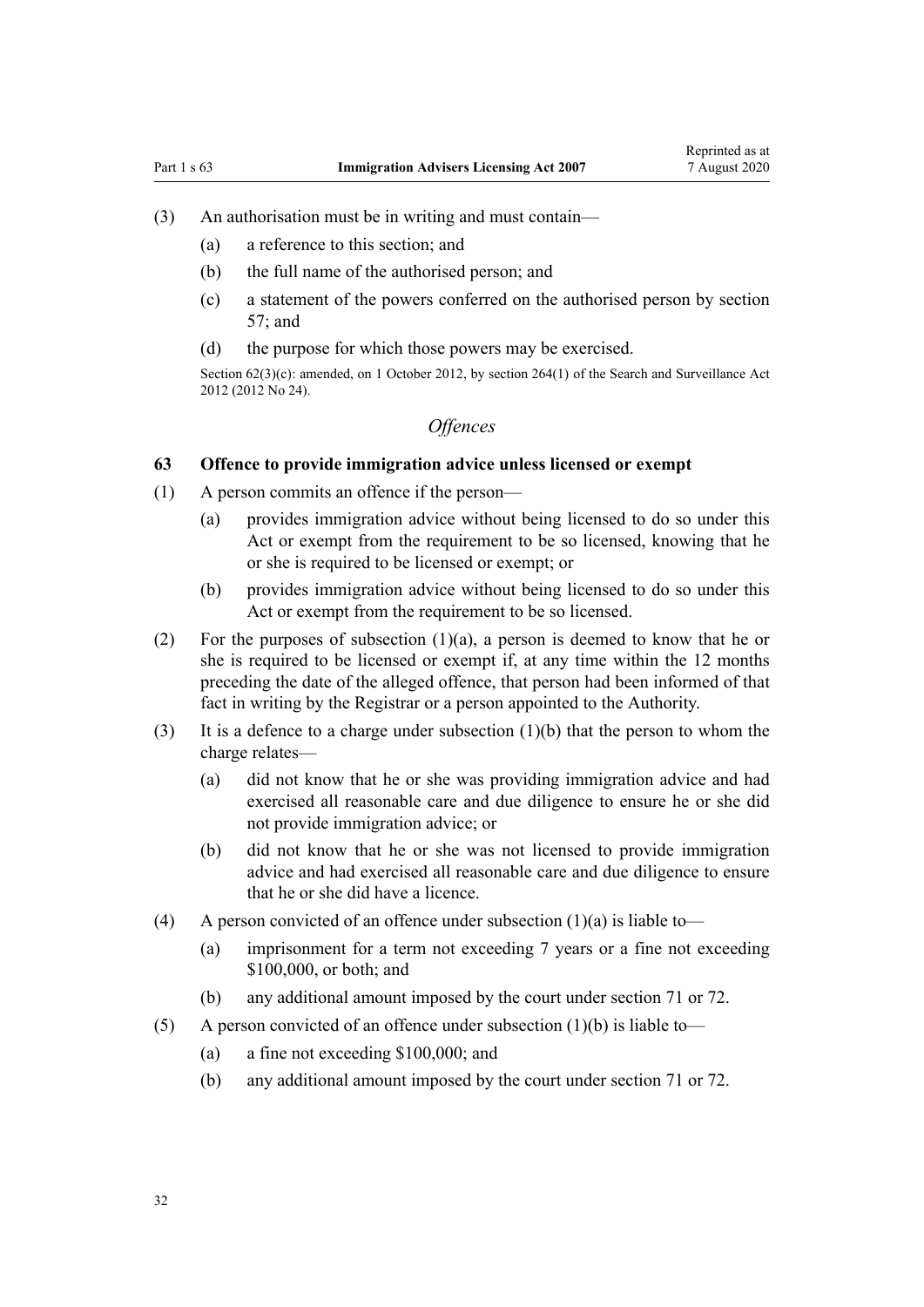(3) An authorisation must be in writing and must contain—

(a) a reference to this section; and

(b) the full name of the authorised person; and

(c) a statement of the powers conferred on the authorised person by section 57; and

(d) the purpose for which those powers may be exercised.

Section 62(3)(c): amended, on 1 October 2012, by section 264(1) of the Search and Surveillance Act 2012 (2012 No 24).

## *Offences*

### 63 Offence to provide immigration advice unless licensed or exempt

(1) A person commits an offence if the person—

(a) provides immigration advice without being licensed to do so under this Act or exempt from the requirement to be so licensed, knowing that he or she is required to be licensed or exempt; or

(b) provides immigration advice without being licensed to do so under this Act or exempt from the requirement to be so licensed.

(2) For the purposes of subsection (1)(a), a person is deemed to know that he or she is required to be licensed or exempt if, at any time within the 12 months preceding the date of the alleged offence, that person had been informed of that fact in writing by the Registrar or a person appointed to the Authority.

(3) It is a defence to a charge under subsection (1)(b) that the person to whom the charge relates—

(a) did not know that he or she was providing immigration advice and had exercised all reasonable care and due diligence to ensure he or she did not provide immigration advice; or

(b) did not know that he or she was not licensed to provide immigration advice and had exercised all reasonable care and due diligence to ensure that he or she did have a licence.

(4) A person convicted of an offence under subsection (1)(a) is liable to—

(a) imprisonment for a term not exceeding 7 years or a fine not exceeding $100,000, or both; and

(b) any additional amount imposed by the court under section 71 or 72.

(5) A person convicted of an offence under subsection (1)(b) is liable to—

(a) a fine not exceeding $100,000; and

(b) any additional amount imposed by the court under section 71 or 72.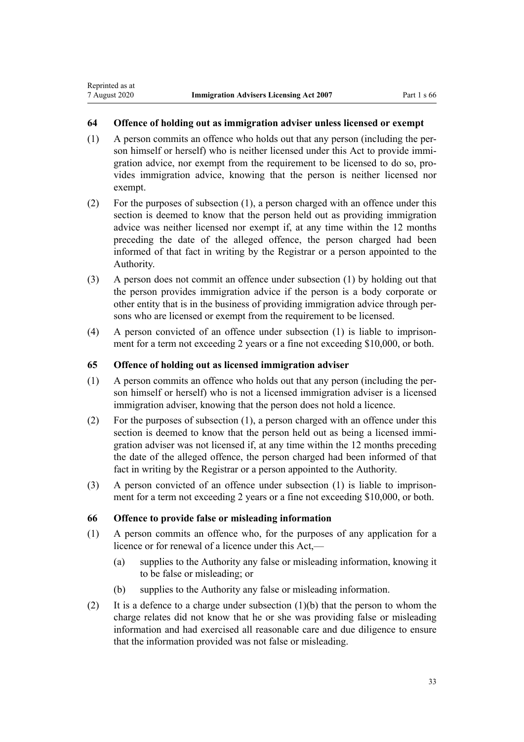### 64 Offence of holding out as immigration adviser unless licensed or exempt

(1) A person commits an offence who holds out that any person (including the person himself or herself) who is neither licensed under this Act to provide immigration advice, nor exempt from the requirement to be licensed to do so, provides immigration advice, knowing that the person is neither licensed nor exempt.

(2) For the purposes of subsection (1), a person charged with an offence under this section is deemed to know that the person held out as providing immigration advice was neither licensed nor exempt if, at any time within the 12 months preceding the date of the alleged offence, the person charged had been informed of that fact in writing by the Registrar or a person appointed to the Authority.

(3) A person does not commit an offence under subsection (1) by holding out that the person provides immigration advice if the person is a body corporate or other entity that is in the business of providing immigration advice through persons who are licensed or exempt from the requirement to be licensed.

(4) A person convicted of an offence under subsection (1) is liable to imprisonment for a term not exceeding 2 years or a fine not exceeding $10,000, or both.

### 65 Offence of holding out as licensed immigration adviser

(1) A person commits an offence who holds out that any person (including the person himself or herself) who is not a licensed immigration adviser is a licensed immigration adviser, knowing that the person does not hold a licence.

(2) For the purposes of subsection (1), a person charged with an offence under this section is deemed to know that the person held out as being a licensed immigration adviser was not licensed if, at any time within the 12 months preceding the date of the alleged offence, the person charged had been informed of that fact in writing by the Registrar or a person appointed to the Authority.

(3) A person convicted of an offence under subsection (1) is liable to imprisonment for a term not exceeding 2 years or a fine not exceeding $10,000, or both.

### 66 Offence to provide false or misleading information

(1) A person commits an offence who, for the purposes of any application for a licence or for renewal of a licence under this Act,—

- (a) supplies to the Authority any false or misleading information, knowing it to be false or misleading; or
- (b) supplies to the Authority any false or misleading information.

(2) It is a defence to a charge under subsection (1)(b) that the person to whom the charge relates did not know that he or she was providing false or misleading information and had exercised all reasonable care and due diligence to ensure that the information provided was not false or misleading.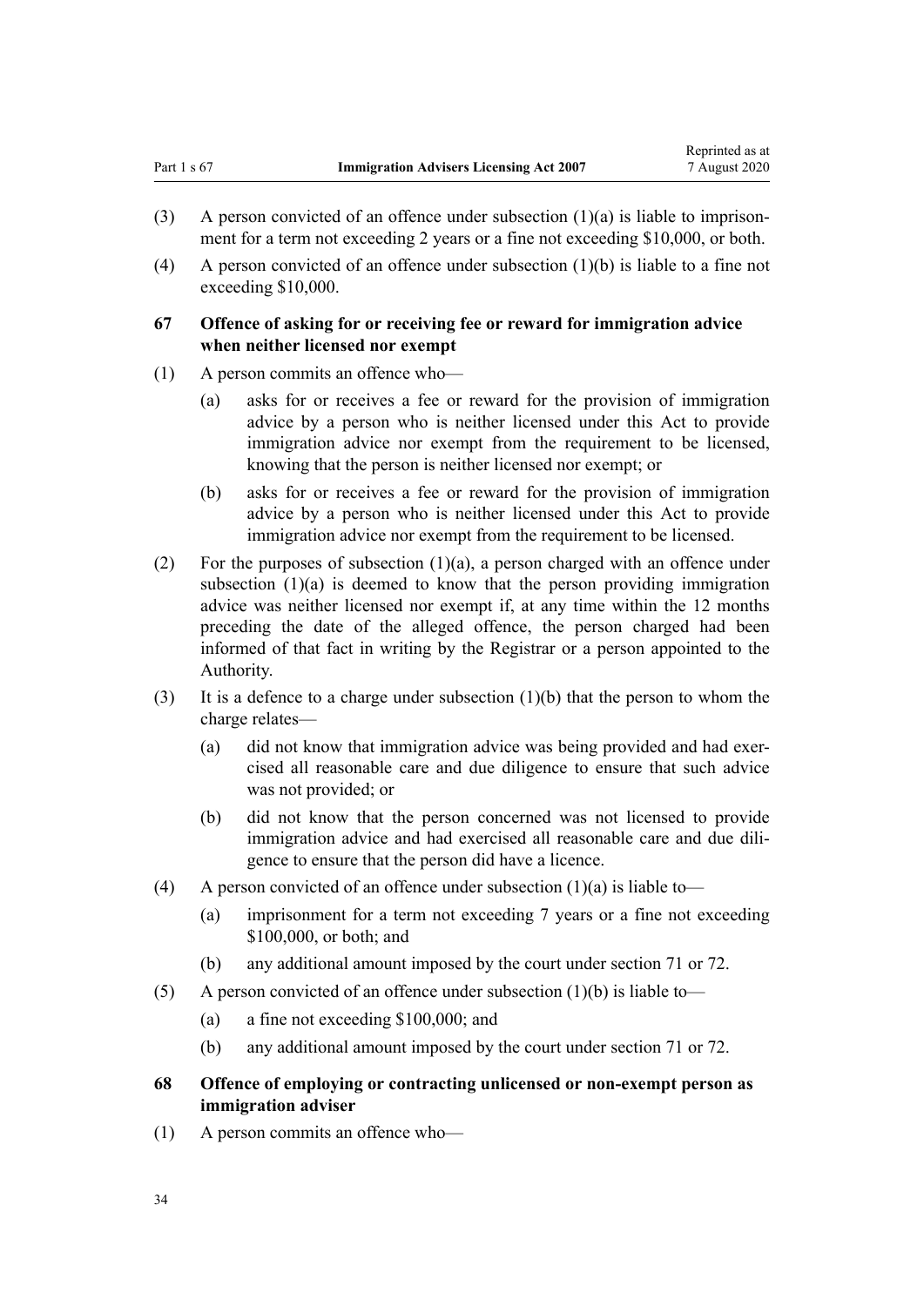(3) A person convicted of an offence under subsection (1)(a) is liable to imprisonment for a term not exceeding 2 years or a fine not exceeding $10,000, or both.

(4) A person convicted of an offence under subsection (1)(b) is liable to a fine not exceeding $10,000.

### 67 Offence of asking for or receiving fee or reward for immigration advice when neither licensed nor exempt

(1) A person commits an offence who—

  (a) asks for or receives a fee or reward for the provision of immigration advice by a person who is neither licensed under this Act to provide immigration advice nor exempt from the requirement to be licensed, knowing that the person is neither licensed nor exempt; or

  (b) asks for or receives a fee or reward for the provision of immigration advice by a person who is neither licensed under this Act to provide immigration advice nor exempt from the requirement to be licensed.

(2) For the purposes of subsection (1)(a), a person charged with an offence under subsection (1)(a) is deemed to know that the person providing immigration advice was neither licensed nor exempt if, at any time within the 12 months preceding the date of the alleged offence, the person charged had been informed of that fact in writing by the Registrar or a person appointed to the Authority.

(3) It is a defence to a charge under subsection (1)(b) that the person to whom the charge relates—

  (a) did not know that immigration advice was being provided and had exercised all reasonable care and due diligence to ensure that such advice was not provided; or

  (b) did not know that the person concerned was not licensed to provide immigration advice and had exercised all reasonable care and due diligence to ensure that the person did have a licence.

(4) A person convicted of an offence under subsection (1)(a) is liable to—

  (a) imprisonment for a term not exceeding 7 years or a fine not exceeding $100,000, or both; and

  (b) any additional amount imposed by the court under section 71 or 72.

(5) A person convicted of an offence under subsection (1)(b) is liable to—

  (a) a fine not exceeding $100,000; and

  (b) any additional amount imposed by the court under section 71 or 72.

### 68 Offence of employing or contracting unlicensed or non-exempt person as immigration adviser

(1) A person commits an offence who—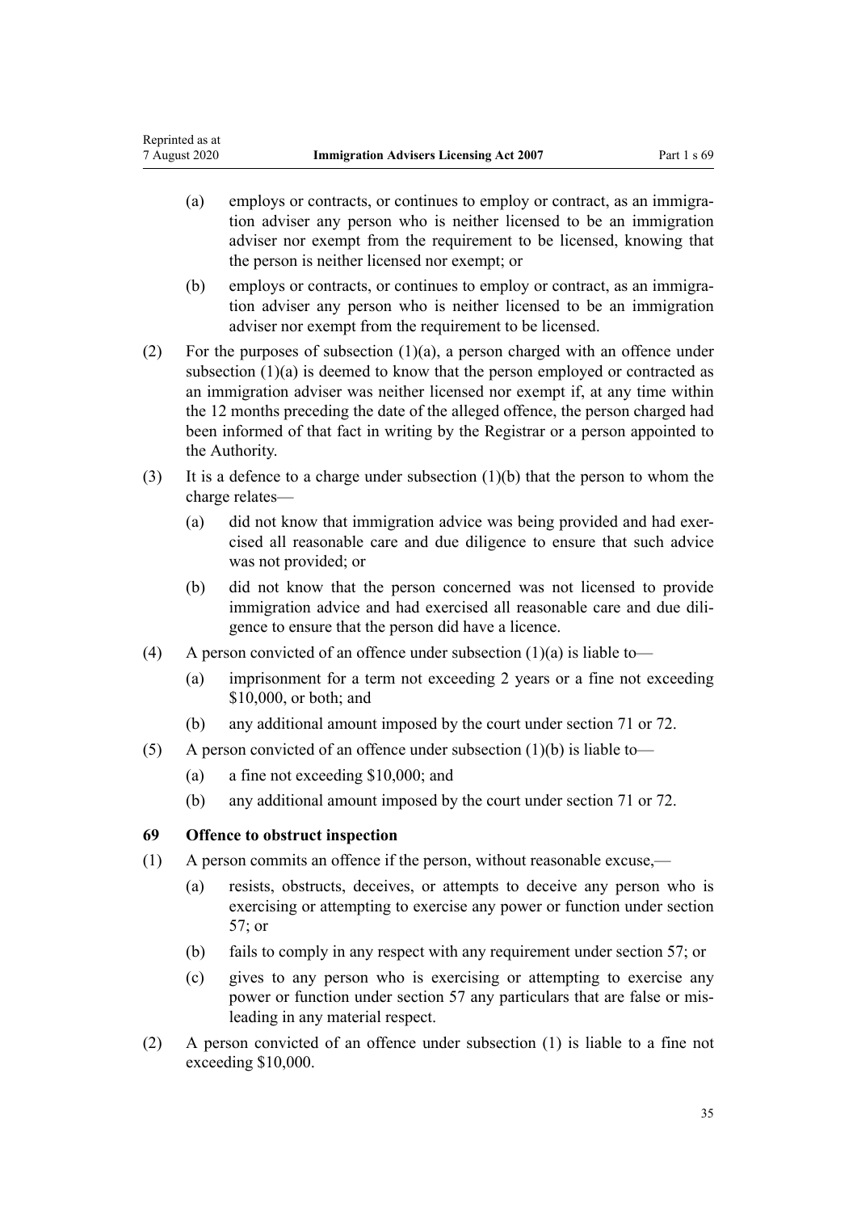(a) employs or contracts, or continues to employ or contract, as an immigration adviser any person who is neither licensed to be an immigration adviser nor exempt from the requirement to be licensed, knowing that the person is neither licensed nor exempt; or

(b) employs or contracts, or continues to employ or contract, as an immigration adviser any person who is neither licensed to be an immigration adviser nor exempt from the requirement to be licensed.

(2) For the purposes of subsection (1)(a), a person charged with an offence under subsection (1)(a) is deemed to know that the person employed or contracted as an immigration adviser was neither licensed nor exempt if, at any time within the 12 months preceding the date of the alleged offence, the person charged had been informed of that fact in writing by the Registrar or a person appointed to the Authority.

(3) It is a defence to a charge under subsection (1)(b) that the person to whom the charge relates—

(a) did not know that immigration advice was being provided and had exercised all reasonable care and due diligence to ensure that such advice was not provided; or

(b) did not know that the person concerned was not licensed to provide immigration advice and had exercised all reasonable care and due diligence to ensure that the person did have a licence.

(4) A person convicted of an offence under subsection (1)(a) is liable to—

(a) imprisonment for a term not exceeding 2 years or a fine not exceeding $10,000, or both; and

(b) any additional amount imposed by the court under section 71 or 72.

(5) A person convicted of an offence under subsection (1)(b) is liable to—

(a) a fine not exceeding $10,000; and

(b) any additional amount imposed by the court under section 71 or 72.

### 69 Offence to obstruct inspection

(1) A person commits an offence if the person, without reasonable excuse,—

(a) resists, obstructs, deceives, or attempts to deceive any person who is exercising or attempting to exercise any power or function under section 57; or

(b) fails to comply in any respect with any requirement under section 57; or

(c) gives to any person who is exercising or attempting to exercise any power or function under section 57 any particulars that are false or misleading in any material respect.

(2) A person convicted of an offence under subsection (1) is liable to a fine not exceeding $10,000.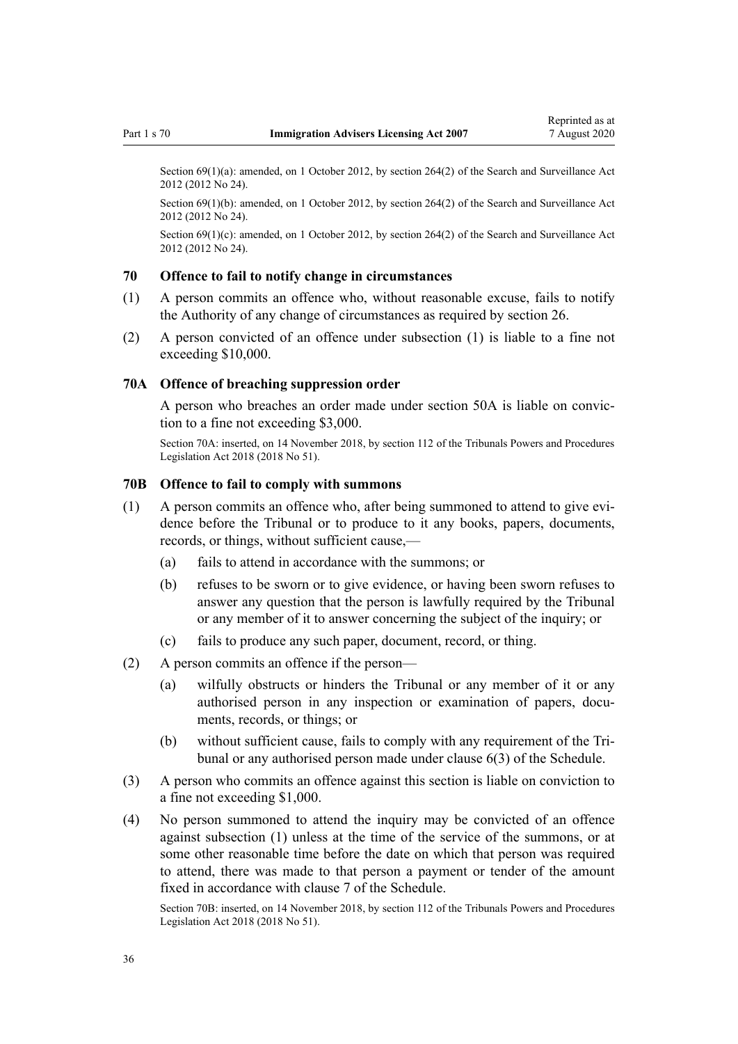Section 69(1)(a): amended, on 1 October 2012, by section 264(2) of the Search and Surveillance Act 2012 (2012 No 24).

Section 69(1)(b): amended, on 1 October 2012, by section 264(2) of the Search and Surveillance Act 2012 (2012 No 24).

Section 69(1)(c): amended, on 1 October 2012, by section 264(2) of the Search and Surveillance Act 2012 (2012 No 24).

### 70 Offence to fail to notify change in circumstances

(1) A person commits an offence who, without reasonable excuse, fails to notify the Authority of any change of circumstances as required by section 26.

(2) A person convicted of an offence under subsection (1) is liable to a fine not exceeding $10,000.

### 70A Offence of breaching suppression order

A person who breaches an order made under section 50A is liable on conviction to a fine not exceeding $3,000.

Section 70A: inserted, on 14 November 2018, by section 112 of the Tribunals Powers and Procedures Legislation Act 2018 (2018 No 51).

### 70B Offence to fail to comply with summons

(1) A person commits an offence who, after being summoned to attend to give evidence before the Tribunal or to produce to it any books, papers, documents, records, or things, without sufficient cause,—

   (a) fails to attend in accordance with the summons; or

   (b) refuses to be sworn or to give evidence, or having been sworn refuses to answer any question that the person is lawfully required by the Tribunal or any member of it to answer concerning the subject of the inquiry; or

   (c) fails to produce any such paper, document, record, or thing.

(2) A person commits an offence if the person—

   (a) wilfully obstructs or hinders the Tribunal or any member of it or any authorised person in any inspection or examination of papers, documents, records, or things; or

   (b) without sufficient cause, fails to comply with any requirement of the Tribunal or any authorised person made under clause 6(3) of the Schedule.

(3) A person who commits an offence against this section is liable on conviction to a fine not exceeding $1,000.

(4) No person summoned to attend the inquiry may be convicted of an offence against subsection (1) unless at the time of the service of the summons, or at some other reasonable time before the date on which that person was required to attend, there was made to that person a payment or tender of the amount fixed in accordance with clause 7 of the Schedule.

Section 70B: inserted, on 14 November 2018, by section 112 of the Tribunals Powers and Procedures Legislation Act 2018 (2018 No 51).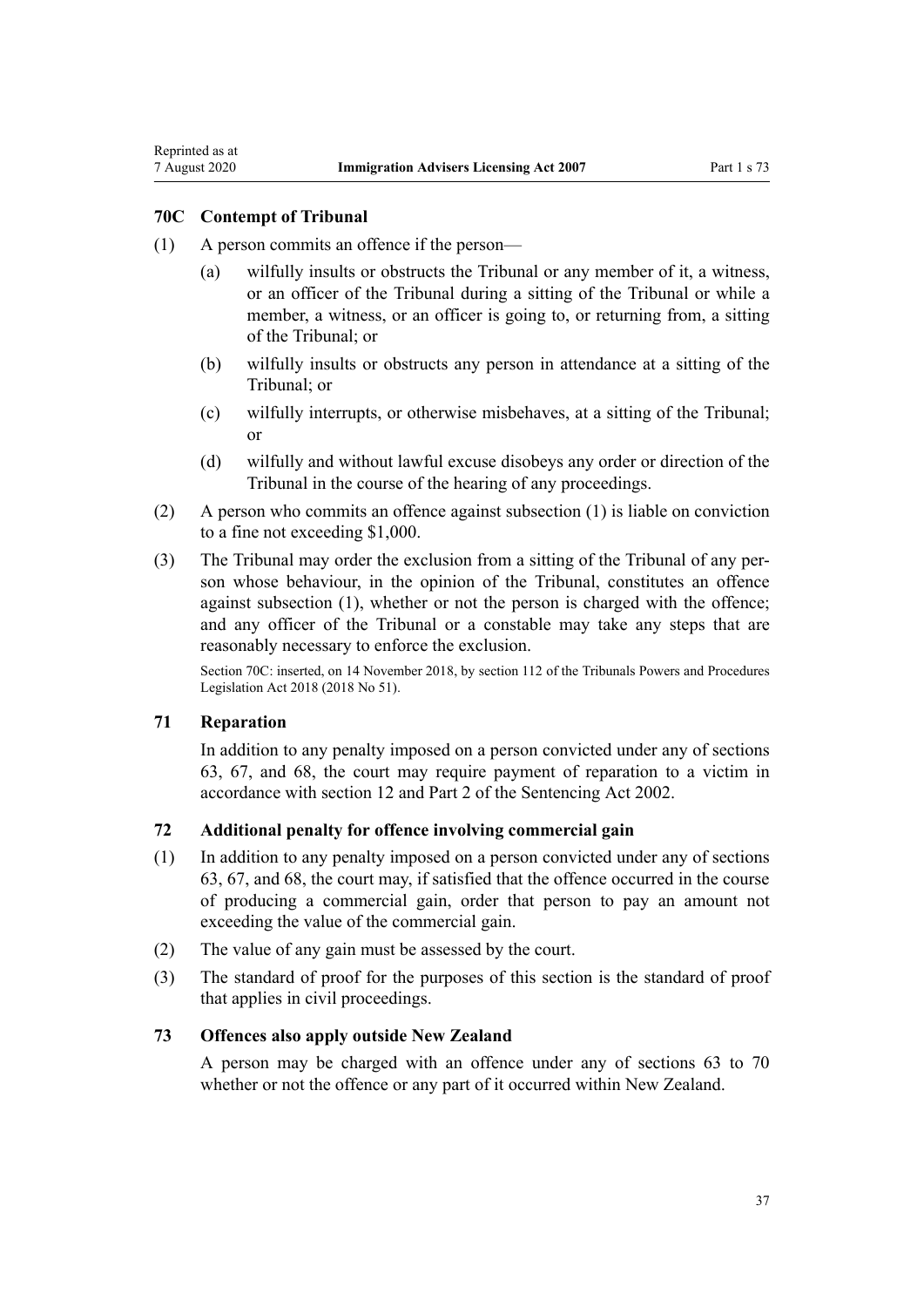### 70C Contempt of Tribunal

(1) A person commits an offence if the person—

(a) wilfully insults or obstructs the Tribunal or any member of it, a witness, or an officer of the Tribunal during a sitting of the Tribunal or while a member, a witness, or an officer is going to, or returning from, a sitting of the Tribunal; or

(b) wilfully insults or obstructs any person in attendance at a sitting of the Tribunal; or

(c) wilfully interrupts, or otherwise misbehaves, at a sitting of the Tribunal; or

(d) wilfully and without lawful excuse disobeys any order or direction of the Tribunal in the course of the hearing of any proceedings.

(2) A person who commits an offence against subsection (1) is liable on conviction to a fine not exceeding $1,000.

(3) The Tribunal may order the exclusion from a sitting of the Tribunal of any person whose behaviour, in the opinion of the Tribunal, constitutes an offence against subsection (1), whether or not the person is charged with the offence; and any officer of the Tribunal or a constable may take any steps that are reasonably necessary to enforce the exclusion.

Section 70C: inserted, on 14 November 2018, by section 112 of the Tribunals Powers and Procedures Legislation Act 2018 (2018 No 51).

### 71 Reparation

In addition to any penalty imposed on a person convicted under any of sections 63, 67, and 68, the court may require payment of reparation to a victim in accordance with section 12 and Part 2 of the Sentencing Act 2002.

### 72 Additional penalty for offence involving commercial gain

(1) In addition to any penalty imposed on a person convicted under any of sections 63, 67, and 68, the court may, if satisfied that the offence occurred in the course of producing a commercial gain, order that person to pay an amount not exceeding the value of the commercial gain.

(2) The value of any gain must be assessed by the court.

(3) The standard of proof for the purposes of this section is the standard of proof that applies in civil proceedings.

### 73 Offences also apply outside New Zealand

A person may be charged with an offence under any of sections 63 to 70 whether or not the offence or any part of it occurred within New Zealand.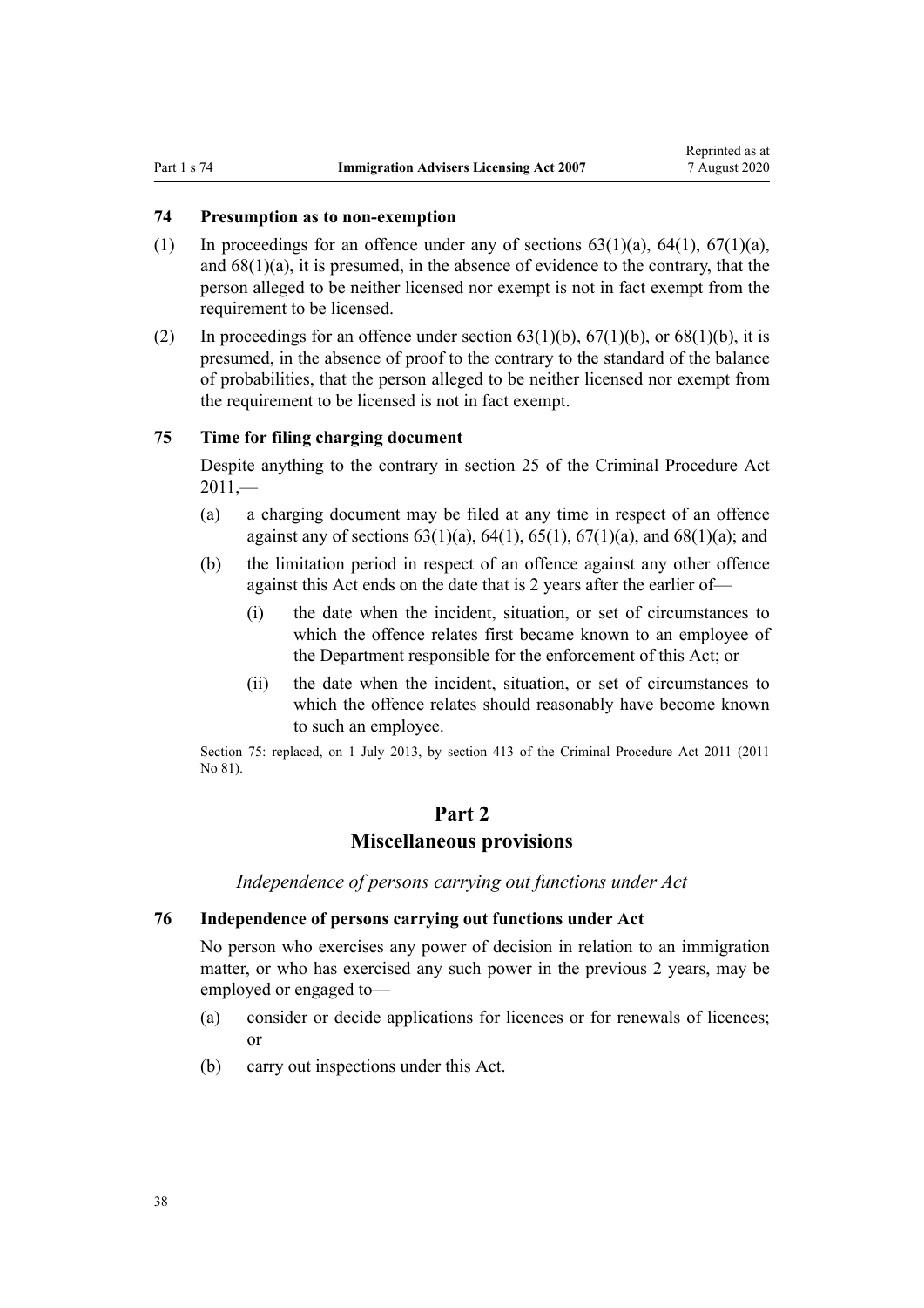### 74 Presumption as to non-exemption

(1) In proceedings for an offence under any of sections 63(1)(a), 64(1), 67(1)(a), and 68(1)(a), it is presumed, in the absence of evidence to the contrary, that the person alleged to be neither licensed nor exempt is not in fact exempt from the requirement to be licensed.

(2) In proceedings for an offence under section 63(1)(b), 67(1)(b), or 68(1)(b), it is presumed, in the absence of proof to the contrary to the standard of the balance of probabilities, that the person alleged to be neither licensed nor exempt from the requirement to be licensed is not in fact exempt.

### 75 Time for filing charging document

Despite anything to the contrary in section 25 of the Criminal Procedure Act 2011,—

(a) a charging document may be filed at any time in respect of an offence against any of sections 63(1)(a), 64(1), 65(1), 67(1)(a), and 68(1)(a); and

(b) the limitation period in respect of an offence against any other offence against this Act ends on the date that is 2 years after the earlier of—

(i) the date when the incident, situation, or set of circumstances to which the offence relates first became known to an employee of the Department responsible for the enforcement of this Act; or

(ii) the date when the incident, situation, or set of circumstances to which the offence relates should reasonably have become known to such an employee.

Section 75: replaced, on 1 July 2013, by section 413 of the Criminal Procedure Act 2011 (2011 No 81).

## Part 2
## Miscellaneous provisions

*Independence of persons carrying out functions under Act*

### 76 Independence of persons carrying out functions under Act

No person who exercises any power of decision in relation to an immigration matter, or who has exercised any such power in the previous 2 years, may be employed or engaged to—

(a) consider or decide applications for licences or for renewals of licences; or

(b) carry out inspections under this Act.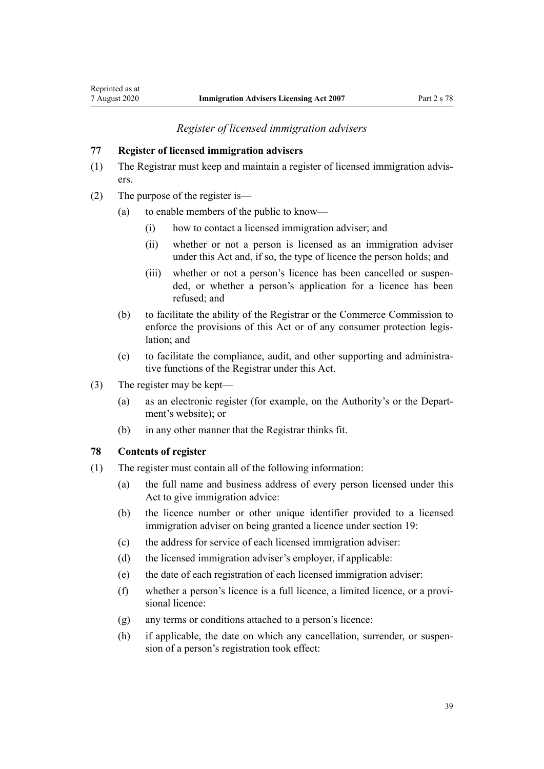*Register of licensed immigration advisers*

### 77 Register of licensed immigration advisers

(1) The Registrar must keep and maintain a register of licensed immigration advisers.

(2) The purpose of the register is—

- (a) to enable members of the public to know—
  - (i) how to contact a licensed immigration adviser; and
  - (ii) whether or not a person is licensed as an immigration adviser under this Act and, if so, the type of licence the person holds; and
  - (iii) whether or not a person's licence has been cancelled or suspended, or whether a person's application for a licence has been refused; and
- (b) to facilitate the ability of the Registrar or the Commerce Commission to enforce the provisions of this Act or of any consumer protection legislation; and
- (c) to facilitate the compliance, audit, and other supporting and administrative functions of the Registrar under this Act.

(3) The register may be kept—

- (a) as an electronic register (for example, on the Authority's or the Department's website); or
- (b) in any other manner that the Registrar thinks fit.

### 78 Contents of register

(1) The register must contain all of the following information:

- (a) the full name and business address of every person licensed under this Act to give immigration advice:
- (b) the licence number or other unique identifier provided to a licensed immigration adviser on being granted a licence under section 19:
- (c) the address for service of each licensed immigration adviser:
- (d) the licensed immigration adviser's employer, if applicable:
- (e) the date of each registration of each licensed immigration adviser:
- (f) whether a person's licence is a full licence, a limited licence, or a provisional licence:
- (g) any terms or conditions attached to a person's licence:
- (h) if applicable, the date on which any cancellation, surrender, or suspension of a person's registration took effect: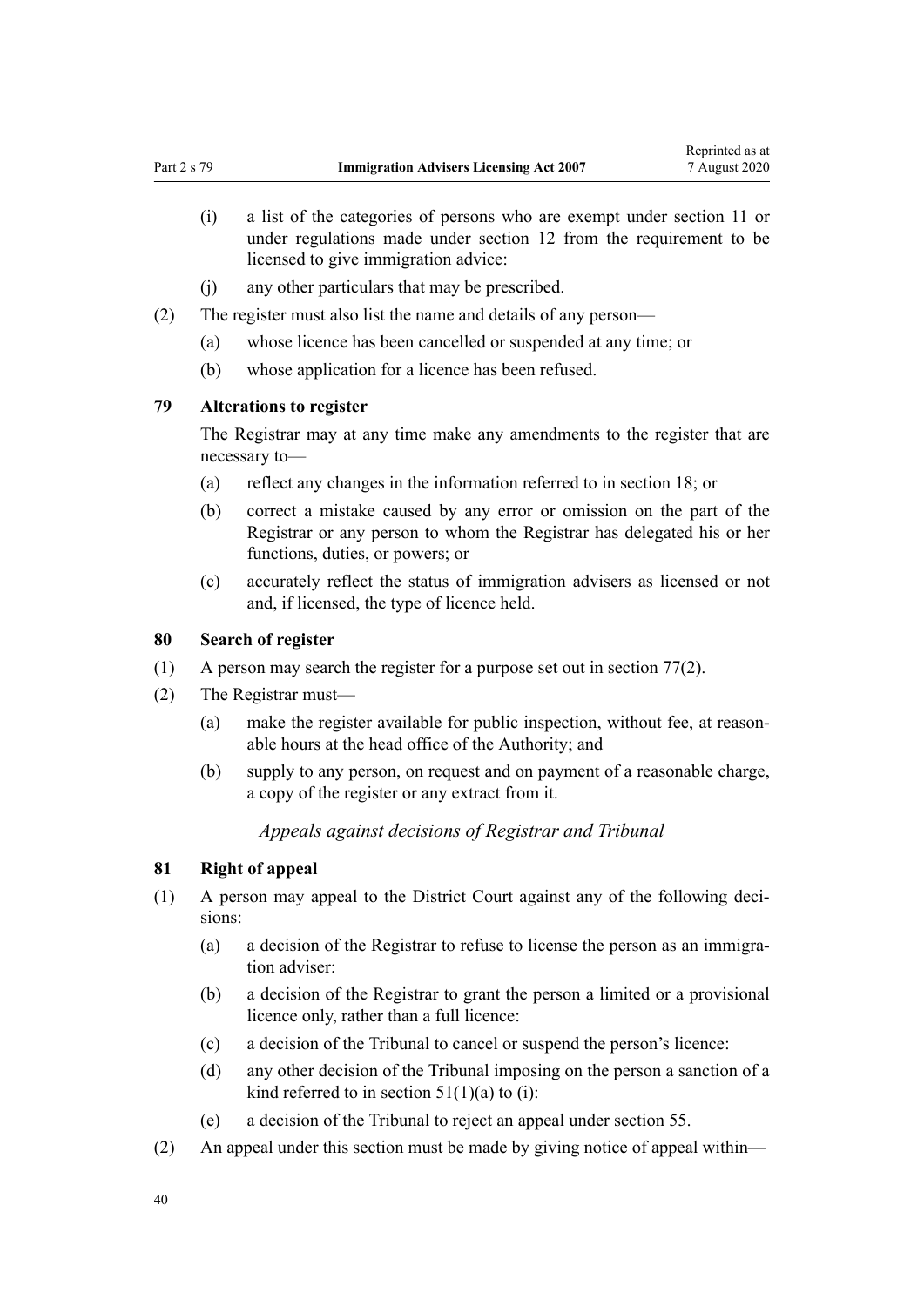(i) a list of the categories of persons who are exempt under section 11 or under regulations made under section 12 from the requirement to be licensed to give immigration advice:

(j) any other particulars that may be prescribed.

(2) The register must also list the name and details of any person—

(a) whose licence has been cancelled or suspended at any time; or

(b) whose application for a licence has been refused.

### 79 Alterations to register

The Registrar may at any time make any amendments to the register that are necessary to—

(a) reflect any changes in the information referred to in section 18; or

(b) correct a mistake caused by any error or omission on the part of the Registrar or any person to whom the Registrar has delegated his or her functions, duties, or powers; or

(c) accurately reflect the status of immigration advisers as licensed or not and, if licensed, the type of licence held.

### 80 Search of register

(1) A person may search the register for a purpose set out in section 77(2).

(2) The Registrar must—

(a) make the register available for public inspection, without fee, at reasonable hours at the head office of the Authority; and

(b) supply to any person, on request and on payment of a reasonable charge, a copy of the register or any extract from it.

*Appeals against decisions of Registrar and Tribunal*

### 81 Right of appeal

(1) A person may appeal to the District Court against any of the following decisions:

(a) a decision of the Registrar to refuse to license the person as an immigration adviser:

(b) a decision of the Registrar to grant the person a limited or a provisional licence only, rather than a full licence:

(c) a decision of the Tribunal to cancel or suspend the person's licence:

(d) any other decision of the Tribunal imposing on the person a sanction of a kind referred to in section 51(1)(a) to (i):

(e) a decision of the Tribunal to reject an appeal under section 55.

(2) An appeal under this section must be made by giving notice of appeal within—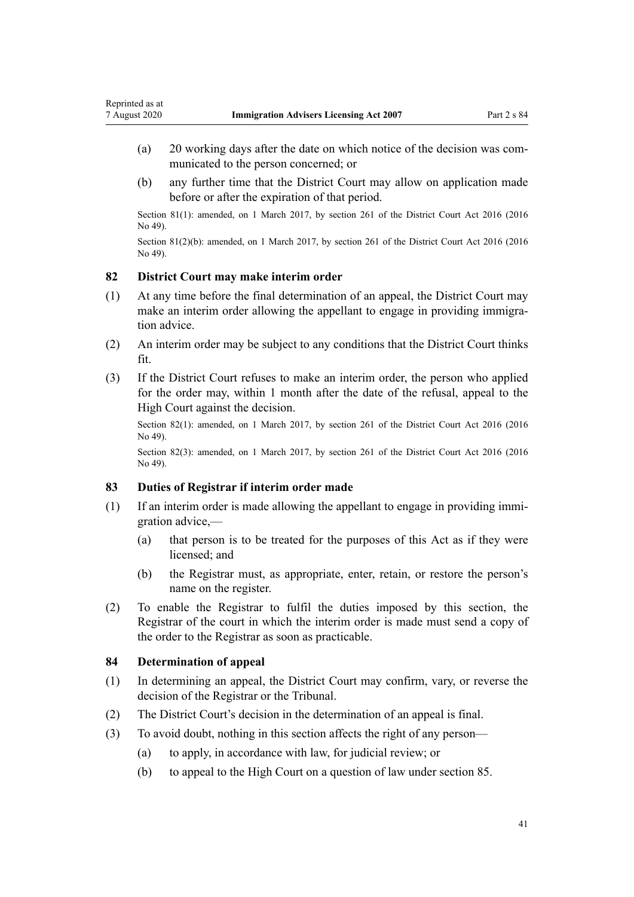(a) 20 working days after the date on which notice of the decision was communicated to the person concerned; or

(b) any further time that the District Court may allow on application made before or after the expiration of that period.

Section 81(1): amended, on 1 March 2017, by section 261 of the District Court Act 2016 (2016 No 49).

Section 81(2)(b): amended, on 1 March 2017, by section 261 of the District Court Act 2016 (2016 No 49).

### 82 District Court may make interim order

(1) At any time before the final determination of an appeal, the District Court may make an interim order allowing the appellant to engage in providing immigration advice.

(2) An interim order may be subject to any conditions that the District Court thinks fit.

(3) If the District Court refuses to make an interim order, the person who applied for the order may, within 1 month after the date of the refusal, appeal to the High Court against the decision.

Section 82(1): amended, on 1 March 2017, by section 261 of the District Court Act 2016 (2016 No 49).

Section 82(3): amended, on 1 March 2017, by section 261 of the District Court Act 2016 (2016 No 49).

### 83 Duties of Registrar if interim order made

(1) If an interim order is made allowing the appellant to engage in providing immigration advice,—

(a) that person is to be treated for the purposes of this Act as if they were licensed; and

(b) the Registrar must, as appropriate, enter, retain, or restore the person's name on the register.

(2) To enable the Registrar to fulfil the duties imposed by this section, the Registrar of the court in which the interim order is made must send a copy of the order to the Registrar as soon as practicable.

### 84 Determination of appeal

(1) In determining an appeal, the District Court may confirm, vary, or reverse the decision of the Registrar or the Tribunal.

(2) The District Court's decision in the determination of an appeal is final.

(3) To avoid doubt, nothing in this section affects the right of any person—

(a) to apply, in accordance with law, for judicial review; or

(b) to appeal to the High Court on a question of law under section 85.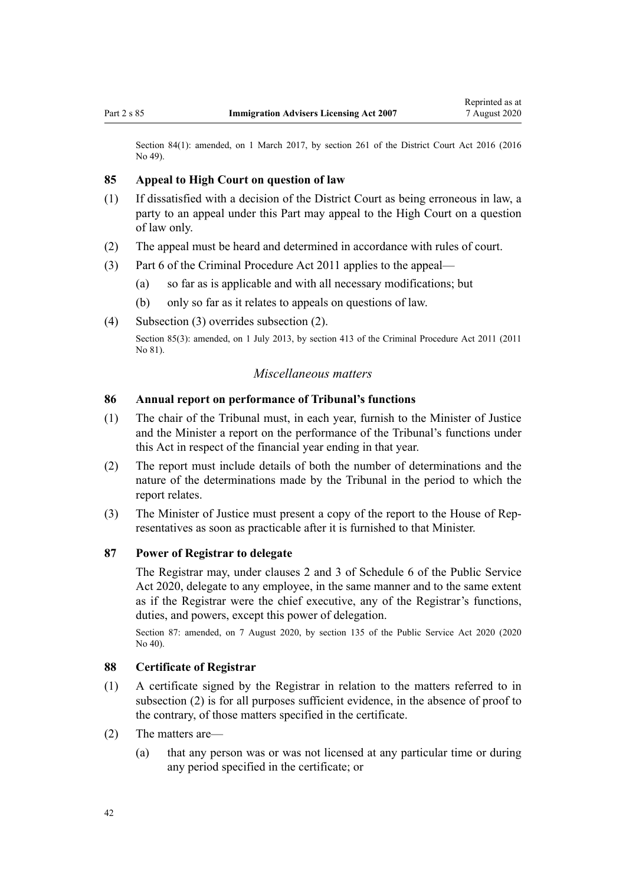Section 84(1): amended, on 1 March 2017, by section 261 of the District Court Act 2016 (2016 No 49).

### 85 Appeal to High Court on question of law

(1) If dissatisfied with a decision of the District Court as being erroneous in law, a party to an appeal under this Part may appeal to the High Court on a question of law only.

(2) The appeal must be heard and determined in accordance with rules of court.

(3) Part 6 of the Criminal Procedure Act 2011 applies to the appeal—

- (a) so far as is applicable and with all necessary modifications; but
- (b) only so far as it relates to appeals on questions of law.

(4) Subsection (3) overrides subsection (2).

Section 85(3): amended, on 1 July 2013, by section 413 of the Criminal Procedure Act 2011 (2011 No 81).

*Miscellaneous matters*

### 86 Annual report on performance of Tribunal's functions

(1) The chair of the Tribunal must, in each year, furnish to the Minister of Justice and the Minister a report on the performance of the Tribunal's functions under this Act in respect of the financial year ending in that year.

(2) The report must include details of both the number of determinations and the nature of the determinations made by the Tribunal in the period to which the report relates.

(3) The Minister of Justice must present a copy of the report to the House of Representatives as soon as practicable after it is furnished to that Minister.

### 87 Power of Registrar to delegate

The Registrar may, under clauses 2 and 3 of Schedule 6 of the Public Service Act 2020, delegate to any employee, in the same manner and to the same extent as if the Registrar were the chief executive, any of the Registrar's functions, duties, and powers, except this power of delegation.

Section 87: amended, on 7 August 2020, by section 135 of the Public Service Act 2020 (2020 No 40).

### 88 Certificate of Registrar

(1) A certificate signed by the Registrar in relation to the matters referred to in subsection (2) is for all purposes sufficient evidence, in the absence of proof to the contrary, of those matters specified in the certificate.

(2) The matters are—

- (a) that any person was or was not licensed at any particular time or during any period specified in the certificate; or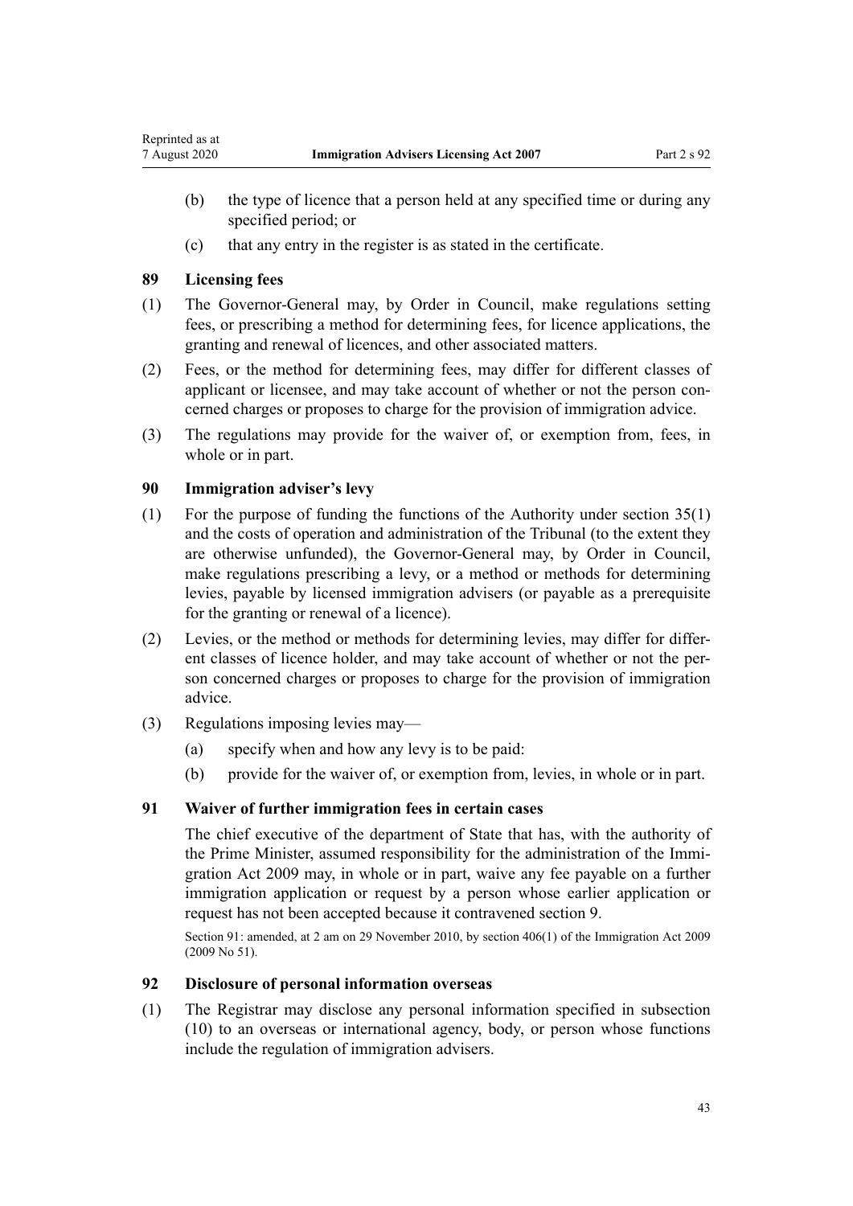(b) the type of licence that a person held at any specified time or during any specified period; or

(c) that any entry in the register is as stated in the certificate.

### 89 Licensing fees

(1) The Governor-General may, by Order in Council, make regulations setting fees, or prescribing a method for determining fees, for licence applications, the granting and renewal of licences, and other associated matters.

(2) Fees, or the method for determining fees, may differ for different classes of applicant or licensee, and may take account of whether or not the person concerned charges or proposes to charge for the provision of immigration advice.

(3) The regulations may provide for the waiver of, or exemption from, fees, in whole or in part.

### 90 Immigration adviser's levy

(1) For the purpose of funding the functions of the Authority under section 35(1) and the costs of operation and administration of the Tribunal (to the extent they are otherwise unfunded), the Governor-General may, by Order in Council, make regulations prescribing a levy, or a method or methods for determining levies, payable by licensed immigration advisers (or payable as a prerequisite for the granting or renewal of a licence).

(2) Levies, or the method or methods for determining levies, may differ for different classes of licence holder, and may take account of whether or not the person concerned charges or proposes to charge for the provision of immigration advice.

(3) Regulations imposing levies may—

(a) specify when and how any levy is to be paid:

(b) provide for the waiver of, or exemption from, levies, in whole or in part.

### 91 Waiver of further immigration fees in certain cases

The chief executive of the department of State that has, with the authority of the Prime Minister, assumed responsibility for the administration of the Immigration Act 2009 may, in whole or in part, waive any fee payable on a further immigration application or request by a person whose earlier application or request has not been accepted because it contravened section 9.

Section 91: amended, at 2 am on 29 November 2010, by section 406(1) of the Immigration Act 2009 (2009 No 51).

### 92 Disclosure of personal information overseas

(1) The Registrar may disclose any personal information specified in subsection (10) to an overseas or international agency, body, or person whose functions include the regulation of immigration advisers.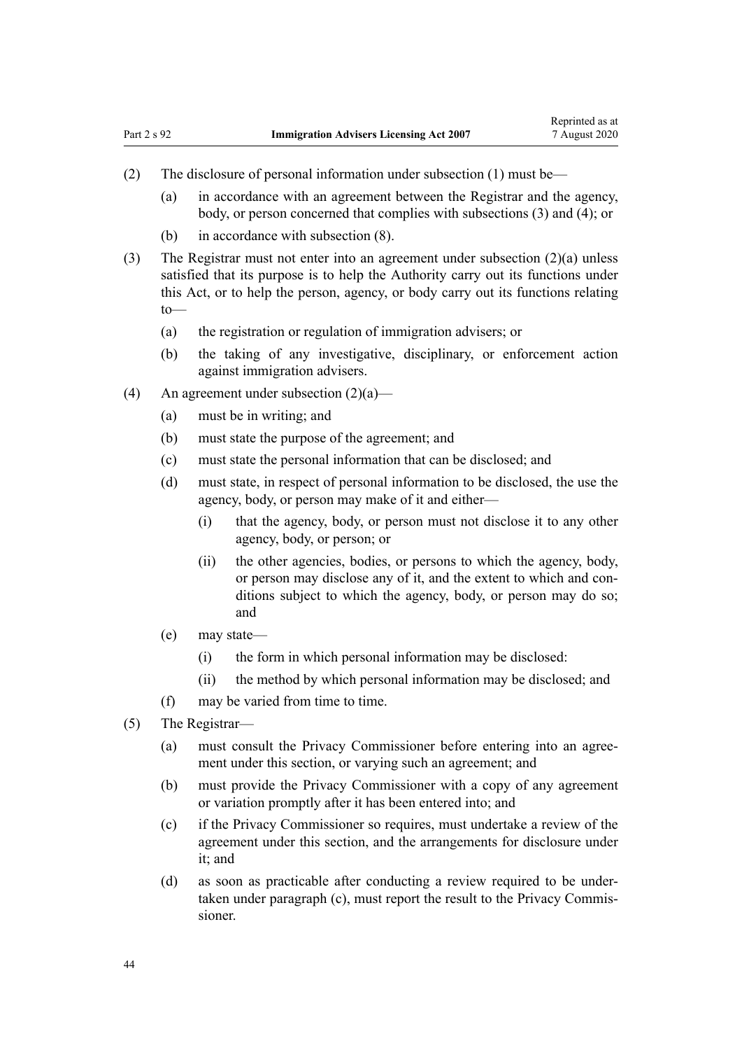(2) The disclosure of personal information under subsection (1) must be—

  (a) in accordance with an agreement between the Registrar and the agency, body, or person concerned that complies with subsections (3) and (4); or

  (b) in accordance with subsection (8).

(3) The Registrar must not enter into an agreement under subsection (2)(a) unless satisfied that its purpose is to help the Authority carry out its functions under this Act, or to help the person, agency, or body carry out its functions relating to—

  (a) the registration or regulation of immigration advisers; or

  (b) the taking of any investigative, disciplinary, or enforcement action against immigration advisers.

(4) An agreement under subsection (2)(a)—

  (a) must be in writing; and

  (b) must state the purpose of the agreement; and

  (c) must state the personal information that can be disclosed; and

  (d) must state, in respect of personal information to be disclosed, the use the agency, body, or person may make of it and either—

    (i) that the agency, body, or person must not disclose it to any other agency, body, or person; or

    (ii) the other agencies, bodies, or persons to which the agency, body, or person may disclose any of it, and the extent to which and conditions subject to which the agency, body, or person may do so; and

  (e) may state—

    (i) the form in which personal information may be disclosed:

    (ii) the method by which personal information may be disclosed; and

  (f) may be varied from time to time.

(5) The Registrar—

  (a) must consult the Privacy Commissioner before entering into an agreement under this section, or varying such an agreement; and

  (b) must provide the Privacy Commissioner with a copy of any agreement or variation promptly after it has been entered into; and

  (c) if the Privacy Commissioner so requires, must undertake a review of the agreement under this section, and the arrangements for disclosure under it; and

  (d) as soon as practicable after conducting a review required to be undertaken under paragraph (c), must report the result to the Privacy Commissioner.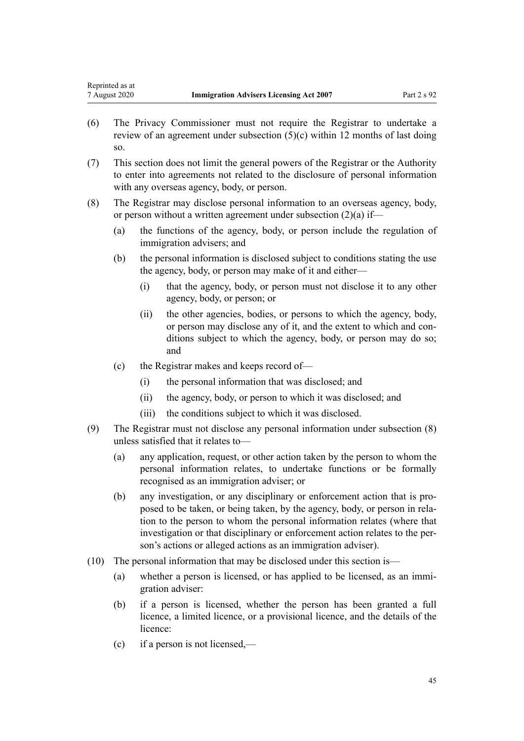(6) The Privacy Commissioner must not require the Registrar to undertake a review of an agreement under subsection (5)(c) within 12 months of last doing so.

(7) This section does not limit the general powers of the Registrar or the Authority to enter into agreements not related to the disclosure of personal information with any overseas agency, body, or person.

(8) The Registrar may disclose personal information to an overseas agency, body, or person without a written agreement under subsection (2)(a) if—

- (a) the functions of the agency, body, or person include the regulation of immigration advisers; and
- (b) the personal information is disclosed subject to conditions stating the use the agency, body, or person may make of it and either—
  - (i) that the agency, body, or person must not disclose it to any other agency, body, or person; or
  - (ii) the other agencies, bodies, or persons to which the agency, body, or person may disclose any of it, and the extent to which and conditions subject to which the agency, body, or person may do so; and
- (c) the Registrar makes and keeps record of—
  - (i) the personal information that was disclosed; and
  - (ii) the agency, body, or person to which it was disclosed; and
  - (iii) the conditions subject to which it was disclosed.

(9) The Registrar must not disclose any personal information under subsection (8) unless satisfied that it relates to—

- (a) any application, request, or other action taken by the person to whom the personal information relates, to undertake functions or be formally recognised as an immigration adviser; or
- (b) any investigation, or any disciplinary or enforcement action that is proposed to be taken, or being taken, by the agency, body, or person in relation to the person to whom the personal information relates (where that investigation or that disciplinary or enforcement action relates to the person's actions or alleged actions as an immigration adviser).

(10) The personal information that may be disclosed under this section is—

- (a) whether a person is licensed, or has applied to be licensed, as an immigration adviser:
- (b) if a person is licensed, whether the person has been granted a full licence, a limited licence, or a provisional licence, and the details of the licence:
- (c) if a person is not licensed,—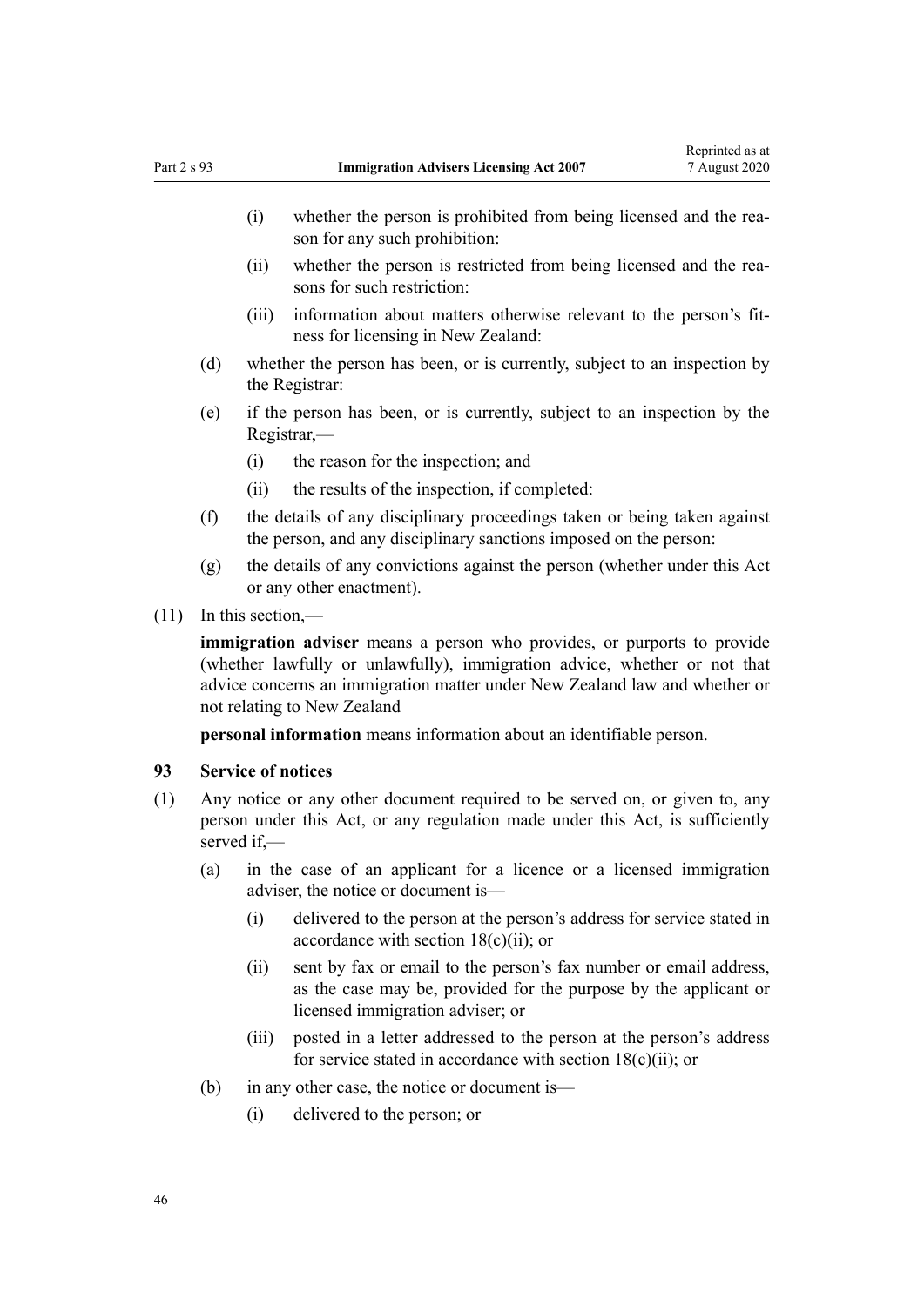(i) whether the person is prohibited from being licensed and the reason for any such prohibition:

(ii) whether the person is restricted from being licensed and the reasons for such restriction:

(iii) information about matters otherwise relevant to the person's fitness for licensing in New Zealand:

(d) whether the person has been, or is currently, subject to an inspection by the Registrar:

(e) if the person has been, or is currently, subject to an inspection by the Registrar,—

(i) the reason for the inspection; and

(ii) the results of the inspection, if completed:

(f) the details of any disciplinary proceedings taken or being taken against the person, and any disciplinary sanctions imposed on the person:

(g) the details of any convictions against the person (whether under this Act or any other enactment).

(11) In this section,—

**immigration adviser** means a person who provides, or purports to provide (whether lawfully or unlawfully), immigration advice, whether or not that advice concerns an immigration matter under New Zealand law and whether or not relating to New Zealand

**personal information** means information about an identifiable person.

### 93 Service of notices

(1) Any notice or any other document required to be served on, or given to, any person under this Act, or any regulation made under this Act, is sufficiently served if,—

(a) in the case of an applicant for a licence or a licensed immigration adviser, the notice or document is—

(i) delivered to the person at the person's address for service stated in accordance with section 18(c)(ii); or

(ii) sent by fax or email to the person's fax number or email address, as the case may be, provided for the purpose by the applicant or licensed immigration adviser; or

(iii) posted in a letter addressed to the person at the person's address for service stated in accordance with section 18(c)(ii); or

(b) in any other case, the notice or document is—

(i) delivered to the person; or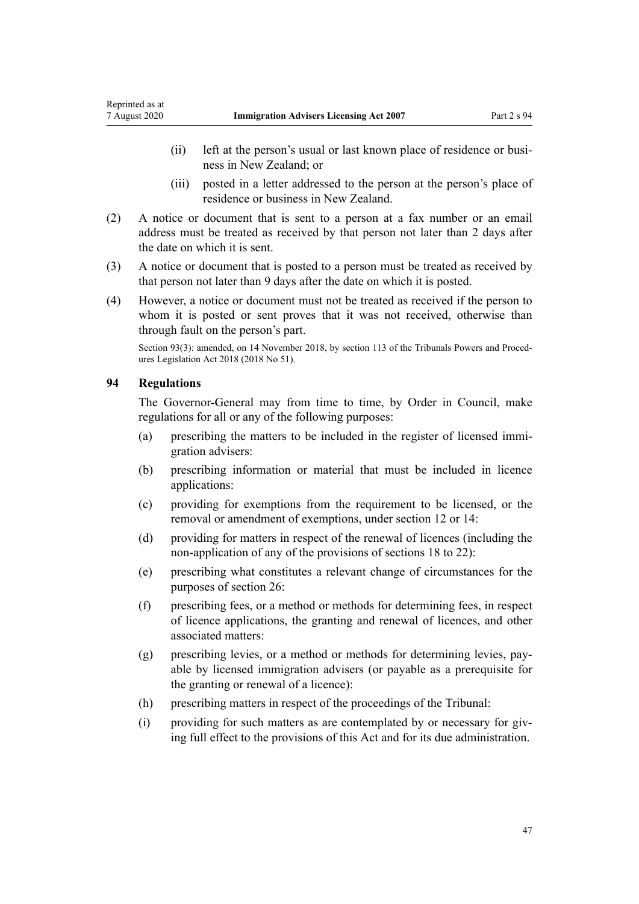(ii) left at the person's usual or last known place of residence or business in New Zealand; or

(iii) posted in a letter addressed to the person at the person's place of residence or business in New Zealand.

(2) A notice or document that is sent to a person at a fax number or an email address must be treated as received by that person not later than 2 days after the date on which it is sent.

(3) A notice or document that is posted to a person must be treated as received by that person not later than 9 days after the date on which it is posted.

(4) However, a notice or document must not be treated as received if the person to whom it is posted or sent proves that it was not received, otherwise than through fault on the person's part.

Section 93(3): amended, on 14 November 2018, by section 113 of the Tribunals Powers and Procedures Legislation Act 2018 (2018 No 51).

### 94 Regulations

The Governor-General may from time to time, by Order in Council, make regulations for all or any of the following purposes:

(a) prescribing the matters to be included in the register of licensed immigration advisers:

(b) prescribing information or material that must be included in licence applications:

(c) providing for exemptions from the requirement to be licensed, or the removal or amendment of exemptions, under section 12 or 14:

(d) providing for matters in respect of the renewal of licences (including the non-application of any of the provisions of sections 18 to 22):

(e) prescribing what constitutes a relevant change of circumstances for the purposes of section 26:

(f) prescribing fees, or a method or methods for determining fees, in respect of licence applications, the granting and renewal of licences, and other associated matters:

(g) prescribing levies, or a method or methods for determining levies, payable by licensed immigration advisers (or payable as a prerequisite for the granting or renewal of a licence):

(h) prescribing matters in respect of the proceedings of the Tribunal:

(i) providing for such matters as are contemplated by or necessary for giving full effect to the provisions of this Act and for its due administration.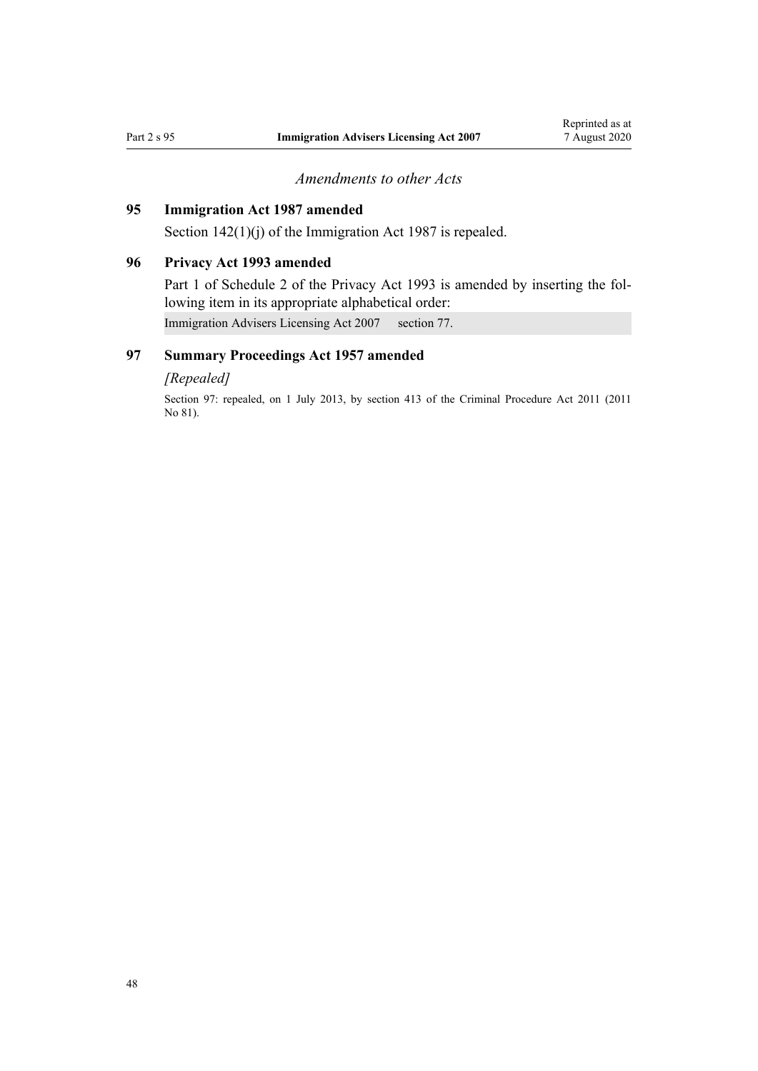*Amendments to other Acts*

### 95 Immigration Act 1987 amended

Section 142(1)(j) of the Immigration Act 1987 is repealed.

### 96 Privacy Act 1993 amended

Part 1 of Schedule 2 of the Privacy Act 1993 is amended by inserting the following item in its appropriate alphabetical order:

| Immigration Advisers Licensing Act 2007 | section 77. |
|---|---|

### 97 Summary Proceedings Act 1957 amended

*[Repealed]*

Section 97: repealed, on 1 July 2013, by section 413 of the Criminal Procedure Act 2011 (2011 No 81).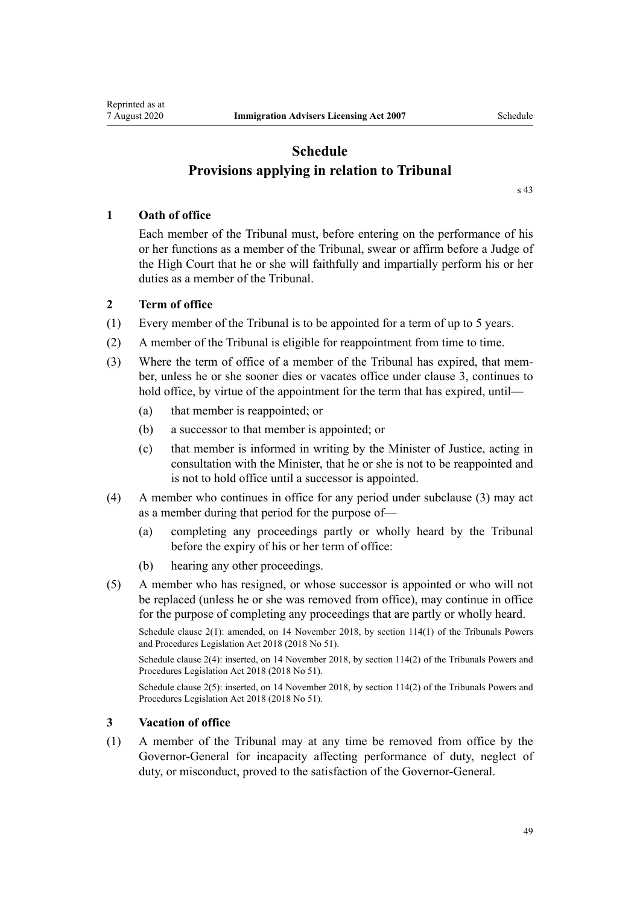# Schedule
## Provisions applying in relation to Tribunal

s 43

### 1 Oath of office

Each member of the Tribunal must, before entering on the performance of his or her functions as a member of the Tribunal, swear or affirm before a Judge of the High Court that he or she will faithfully and impartially perform his or her duties as a member of the Tribunal.

### 2 Term of office

(1) Every member of the Tribunal is to be appointed for a term of up to 5 years.

(2) A member of the Tribunal is eligible for reappointment from time to time.

(3) Where the term of office of a member of the Tribunal has expired, that member, unless he or she sooner dies or vacates office under clause 3, continues to hold office, by virtue of the appointment for the term that has expired, until—

  (a) that member is reappointed; or

  (b) a successor to that member is appointed; or

  (c) that member is informed in writing by the Minister of Justice, acting in consultation with the Minister, that he or she is not to be reappointed and is not to hold office until a successor is appointed.

(4) A member who continues in office for any period under subclause (3) may act as a member during that period for the purpose of—

  (a) completing any proceedings partly or wholly heard by the Tribunal before the expiry of his or her term of office:

  (b) hearing any other proceedings.

(5) A member who has resigned, or whose successor is appointed or who will not be replaced (unless he or she was removed from office), may continue in office for the purpose of completing any proceedings that are partly or wholly heard.

Schedule clause 2(1): amended, on 14 November 2018, by section 114(1) of the Tribunals Powers and Procedures Legislation Act 2018 (2018 No 51).

Schedule clause 2(4): inserted, on 14 November 2018, by section 114(2) of the Tribunals Powers and Procedures Legislation Act 2018 (2018 No 51).

Schedule clause 2(5): inserted, on 14 November 2018, by section 114(2) of the Tribunals Powers and Procedures Legislation Act 2018 (2018 No 51).

### 3 Vacation of office

(1) A member of the Tribunal may at any time be removed from office by the Governor-General for incapacity affecting performance of duty, neglect of duty, or misconduct, proved to the satisfaction of the Governor-General.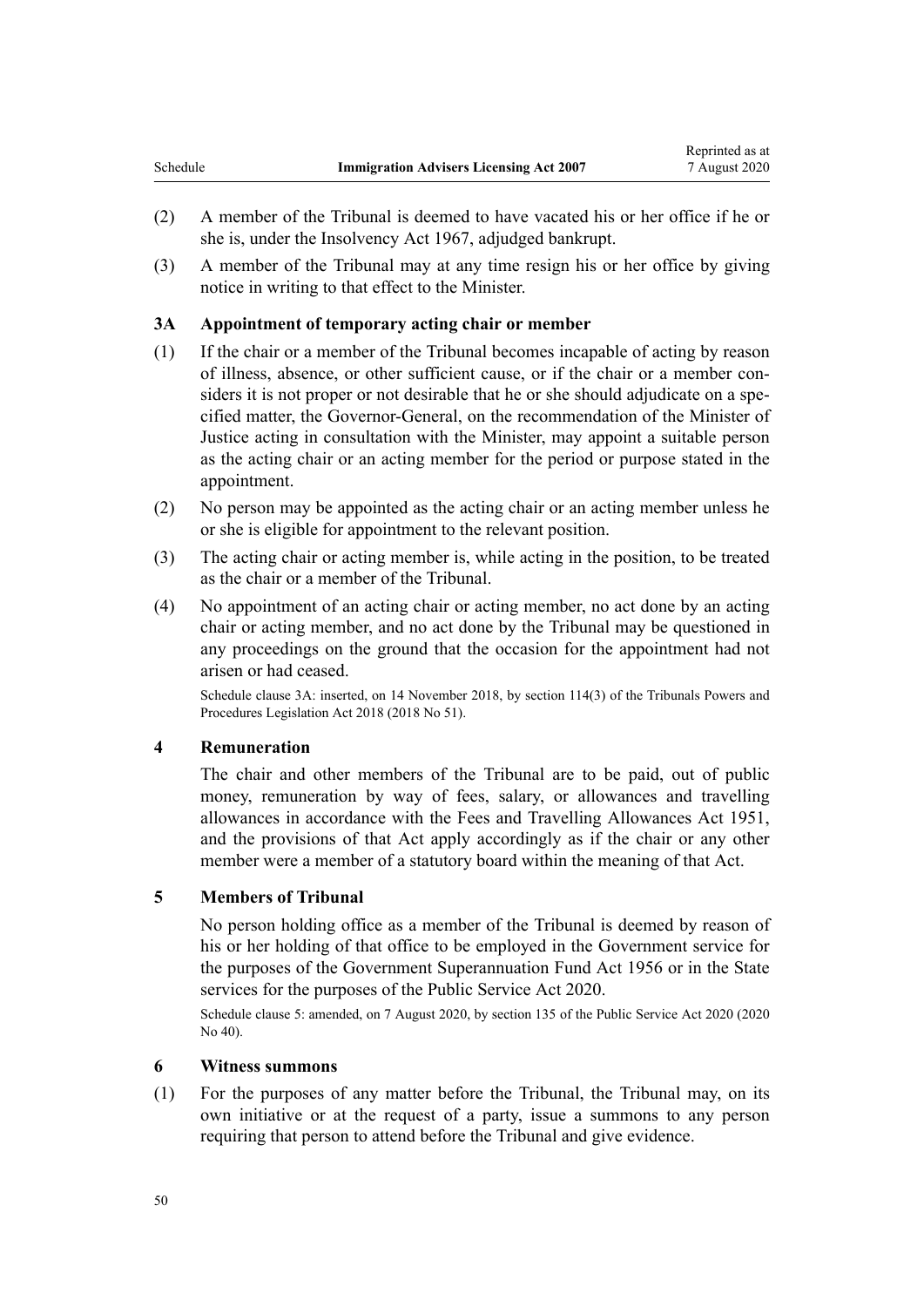(2) A member of the Tribunal is deemed to have vacated his or her office if he or she is, under the Insolvency Act 1967, adjudged bankrupt.

(3) A member of the Tribunal may at any time resign his or her office by giving notice in writing to that effect to the Minister.

### 3A Appointment of temporary acting chair or member

(1) If the chair or a member of the Tribunal becomes incapable of acting by reason of illness, absence, or other sufficient cause, or if the chair or a member considers it is not proper or not desirable that he or she should adjudicate on a specified matter, the Governor-General, on the recommendation of the Minister of Justice acting in consultation with the Minister, may appoint a suitable person as the acting chair or an acting member for the period or purpose stated in the appointment.

(2) No person may be appointed as the acting chair or an acting member unless he or she is eligible for appointment to the relevant position.

(3) The acting chair or acting member is, while acting in the position, to be treated as the chair or a member of the Tribunal.

(4) No appointment of an acting chair or acting member, no act done by an acting chair or acting member, and no act done by the Tribunal may be questioned in any proceedings on the ground that the occasion for the appointment had not arisen or had ceased.

Schedule clause 3A: inserted, on 14 November 2018, by section 114(3) of the Tribunals Powers and Procedures Legislation Act 2018 (2018 No 51).

### 4 Remuneration

The chair and other members of the Tribunal are to be paid, out of public money, remuneration by way of fees, salary, or allowances and travelling allowances in accordance with the Fees and Travelling Allowances Act 1951, and the provisions of that Act apply accordingly as if the chair or any other member were a member of a statutory board within the meaning of that Act.

### 5 Members of Tribunal

No person holding office as a member of the Tribunal is deemed by reason of his or her holding of that office to be employed in the Government service for the purposes of the Government Superannuation Fund Act 1956 or in the State services for the purposes of the Public Service Act 2020.

Schedule clause 5: amended, on 7 August 2020, by section 135 of the Public Service Act 2020 (2020 No 40).

### 6 Witness summons

(1) For the purposes of any matter before the Tribunal, the Tribunal may, on its own initiative or at the request of a party, issue a summons to any person requiring that person to attend before the Tribunal and give evidence.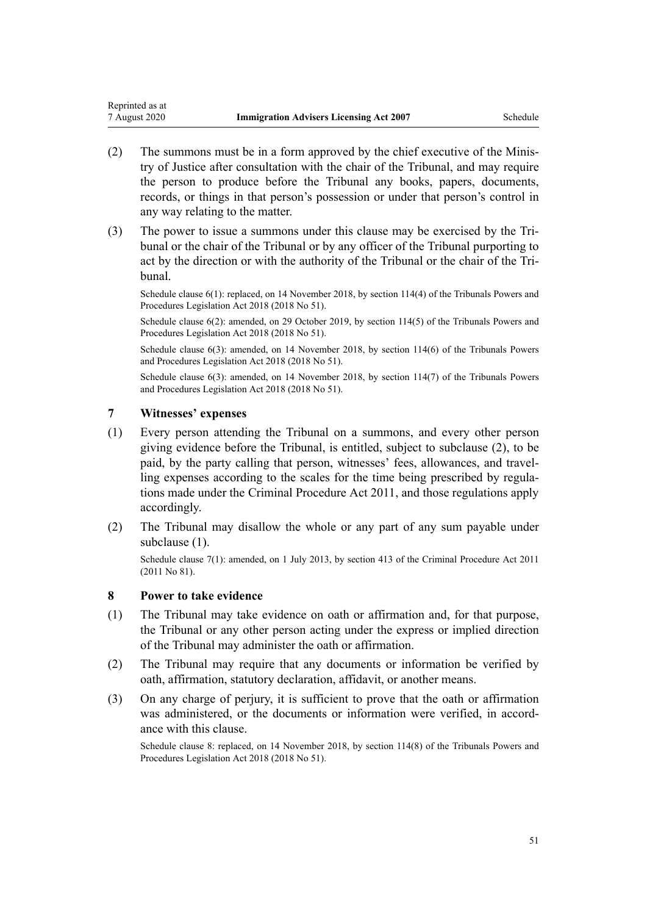(2) The summons must be in a form approved by the chief executive of the Ministry of Justice after consultation with the chair of the Tribunal, and may require the person to produce before the Tribunal any books, papers, documents, records, or things in that person's possession or under that person's control in any way relating to the matter.

(3) The power to issue a summons under this clause may be exercised by the Tribunal or the chair of the Tribunal or by any officer of the Tribunal purporting to act by the direction or with the authority of the Tribunal or the chair of the Tribunal.

Schedule clause 6(1): replaced, on 14 November 2018, by section 114(4) of the Tribunals Powers and Procedures Legislation Act 2018 (2018 No 51).

Schedule clause 6(2): amended, on 29 October 2019, by section 114(5) of the Tribunals Powers and Procedures Legislation Act 2018 (2018 No 51).

Schedule clause 6(3): amended, on 14 November 2018, by section 114(6) of the Tribunals Powers and Procedures Legislation Act 2018 (2018 No 51).

Schedule clause 6(3): amended, on 14 November 2018, by section 114(7) of the Tribunals Powers and Procedures Legislation Act 2018 (2018 No 51).

### 7 Witnesses' expenses

(1) Every person attending the Tribunal on a summons, and every other person giving evidence before the Tribunal, is entitled, subject to subclause (2), to be paid, by the party calling that person, witnesses' fees, allowances, and travelling expenses according to the scales for the time being prescribed by regulations made under the Criminal Procedure Act 2011, and those regulations apply accordingly.

(2) The Tribunal may disallow the whole or any part of any sum payable under subclause (1).

Schedule clause 7(1): amended, on 1 July 2013, by section 413 of the Criminal Procedure Act 2011 (2011 No 81).

### 8 Power to take evidence

(1) The Tribunal may take evidence on oath or affirmation and, for that purpose, the Tribunal or any other person acting under the express or implied direction of the Tribunal may administer the oath or affirmation.

(2) The Tribunal may require that any documents or information be verified by oath, affirmation, statutory declaration, affidavit, or another means.

(3) On any charge of perjury, it is sufficient to prove that the oath or affirmation was administered, or the documents or information were verified, in accordance with this clause.

Schedule clause 8: replaced, on 14 November 2018, by section 114(8) of the Tribunals Powers and Procedures Legislation Act 2018 (2018 No 51).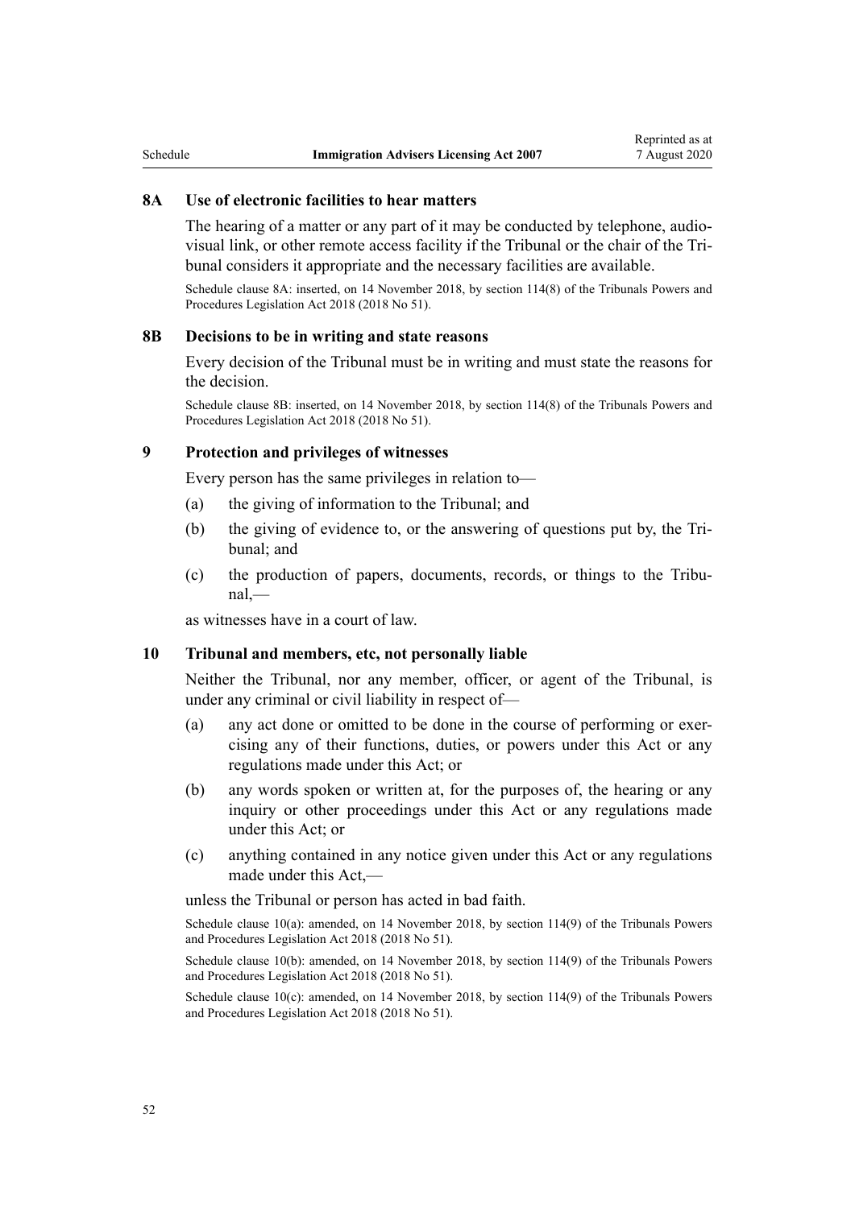### 8A Use of electronic facilities to hear matters

The hearing of a matter or any part of it may be conducted by telephone, audio-visual link, or other remote access facility if the Tribunal or the chair of the Tribunal considers it appropriate and the necessary facilities are available.

Schedule clause 8A: inserted, on 14 November 2018, by section 114(8) of the Tribunals Powers and Procedures Legislation Act 2018 (2018 No 51).

### 8B Decisions to be in writing and state reasons

Every decision of the Tribunal must be in writing and must state the reasons for the decision.

Schedule clause 8B: inserted, on 14 November 2018, by section 114(8) of the Tribunals Powers and Procedures Legislation Act 2018 (2018 No 51).

### 9 Protection and privileges of witnesses

Every person has the same privileges in relation to—

(a) the giving of information to the Tribunal; and

(b) the giving of evidence to, or the answering of questions put by, the Tribunal; and

(c) the production of papers, documents, records, or things to the Tribunal,—

as witnesses have in a court of law.

### 10 Tribunal and members, etc, not personally liable

Neither the Tribunal, nor any member, officer, or agent of the Tribunal, is under any criminal or civil liability in respect of—

(a) any act done or omitted to be done in the course of performing or exercising any of their functions, duties, or powers under this Act or any regulations made under this Act; or

(b) any words spoken or written at, for the purposes of, the hearing or any inquiry or other proceedings under this Act or any regulations made under this Act; or

(c) anything contained in any notice given under this Act or any regulations made under this Act,—

unless the Tribunal or person has acted in bad faith.

Schedule clause 10(a): amended, on 14 November 2018, by section 114(9) of the Tribunals Powers and Procedures Legislation Act 2018 (2018 No 51).

Schedule clause 10(b): amended, on 14 November 2018, by section 114(9) of the Tribunals Powers and Procedures Legislation Act 2018 (2018 No 51).

Schedule clause 10(c): amended, on 14 November 2018, by section 114(9) of the Tribunals Powers and Procedures Legislation Act 2018 (2018 No 51).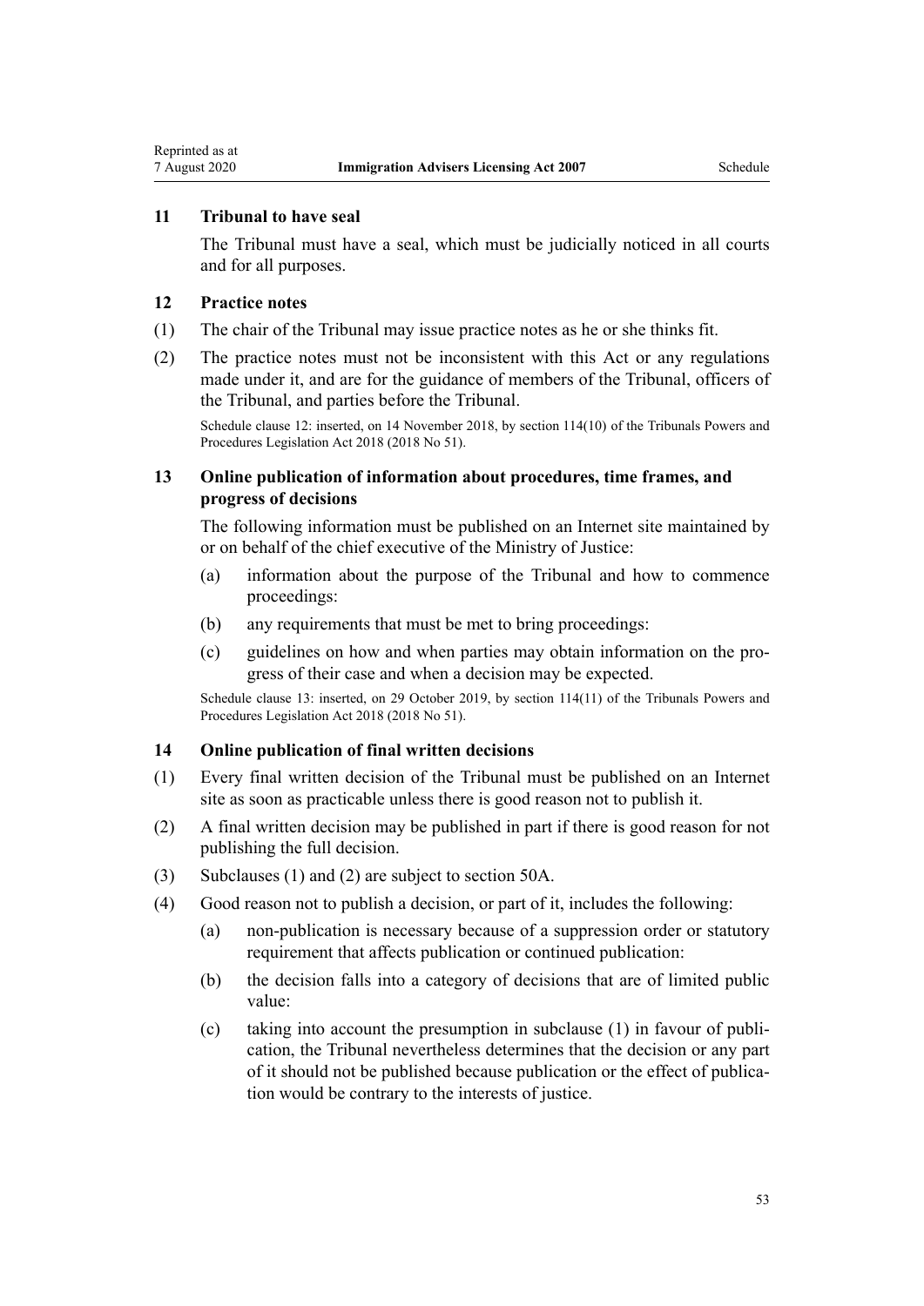### 11 Tribunal to have seal

The Tribunal must have a seal, which must be judicially noticed in all courts and for all purposes.

### 12 Practice notes

(1) The chair of the Tribunal may issue practice notes as he or she thinks fit.

(2) The practice notes must not be inconsistent with this Act or any regulations made under it, and are for the guidance of members of the Tribunal, officers of the Tribunal, and parties before the Tribunal.

Schedule clause 12: inserted, on 14 November 2018, by section 114(10) of the Tribunals Powers and Procedures Legislation Act 2018 (2018 No 51).

### 13 Online publication of information about procedures, time frames, and progress of decisions

The following information must be published on an Internet site maintained by or on behalf of the chief executive of the Ministry of Justice:

(a) information about the purpose of the Tribunal and how to commence proceedings:

(b) any requirements that must be met to bring proceedings:

(c) guidelines on how and when parties may obtain information on the progress of their case and when a decision may be expected.

Schedule clause 13: inserted, on 29 October 2019, by section 114(11) of the Tribunals Powers and Procedures Legislation Act 2018 (2018 No 51).

### 14 Online publication of final written decisions

(1) Every final written decision of the Tribunal must be published on an Internet site as soon as practicable unless there is good reason not to publish it.

(2) A final written decision may be published in part if there is good reason for not publishing the full decision.

(3) Subclauses (1) and (2) are subject to section 50A.

(4) Good reason not to publish a decision, or part of it, includes the following:

(a) non-publication is necessary because of a suppression order or statutory requirement that affects publication or continued publication:

(b) the decision falls into a category of decisions that are of limited public value:

(c) taking into account the presumption in subclause (1) in favour of publication, the Tribunal nevertheless determines that the decision or any part of it should not be published because publication or the effect of publication would be contrary to the interests of justice.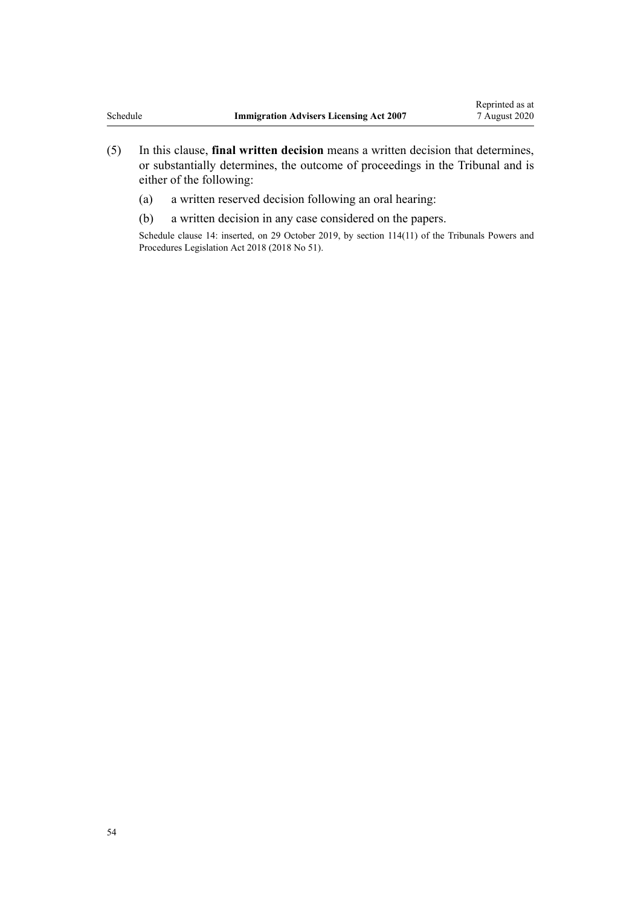(5) In this clause, **final written decision** means a written decision that determines, or substantially determines, the outcome of proceedings in the Tribunal and is either of the following:

(a) a written reserved decision following an oral hearing:

(b) a written decision in any case considered on the papers.

Schedule clause 14: inserted, on 29 October 2019, by section 114(11) of the Tribunals Powers and Procedures Legislation Act 2018 (2018 No 51).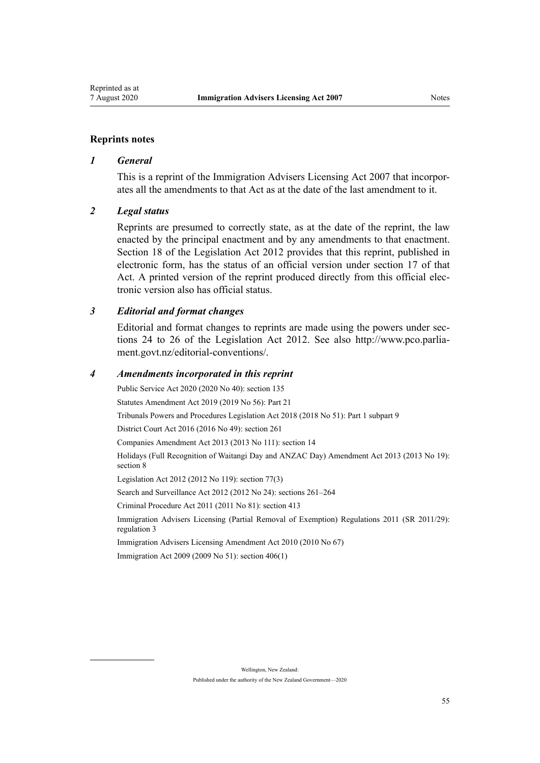## Reprints notes

### *1 General*

This is a reprint of the Immigration Advisers Licensing Act 2007 that incorporates all the amendments to that Act as at the date of the last amendment to it.

### *2 Legal status*

Reprints are presumed to correctly state, as at the date of the reprint, the law enacted by the principal enactment and by any amendments to that enactment. Section 18 of the Legislation Act 2012 provides that this reprint, published in electronic form, has the status of an official version under section 17 of that Act. A printed version of the reprint produced directly from this official electronic version also has official status.

### *3 Editorial and format changes*

Editorial and format changes to reprints are made using the powers under sections 24 to 26 of the Legislation Act 2012. See also http://www.pco.parliament.govt.nz/editorial-conventions/.

### *4 Amendments incorporated in this reprint*

Public Service Act 2020 (2020 No 40): section 135

Statutes Amendment Act 2019 (2019 No 56): Part 21

Tribunals Powers and Procedures Legislation Act 2018 (2018 No 51): Part 1 subpart 9

District Court Act 2016 (2016 No 49): section 261

Companies Amendment Act 2013 (2013 No 111): section 14

Holidays (Full Recognition of Waitangi Day and ANZAC Day) Amendment Act 2013 (2013 No 19): section 8

Legislation Act 2012 (2012 No 119): section 77(3)

Search and Surveillance Act 2012 (2012 No 24): sections 261–264

Criminal Procedure Act 2011 (2011 No 81): section 413

Immigration Advisers Licensing (Partial Removal of Exemption) Regulations 2011 (SR 2011/29): regulation 3

Immigration Advisers Licensing Amendment Act 2010 (2010 No 67)

Immigration Act 2009 (2009 No 51): section 406(1)

Wellington, New Zealand:
Published under the authority of the New Zealand Government—2020